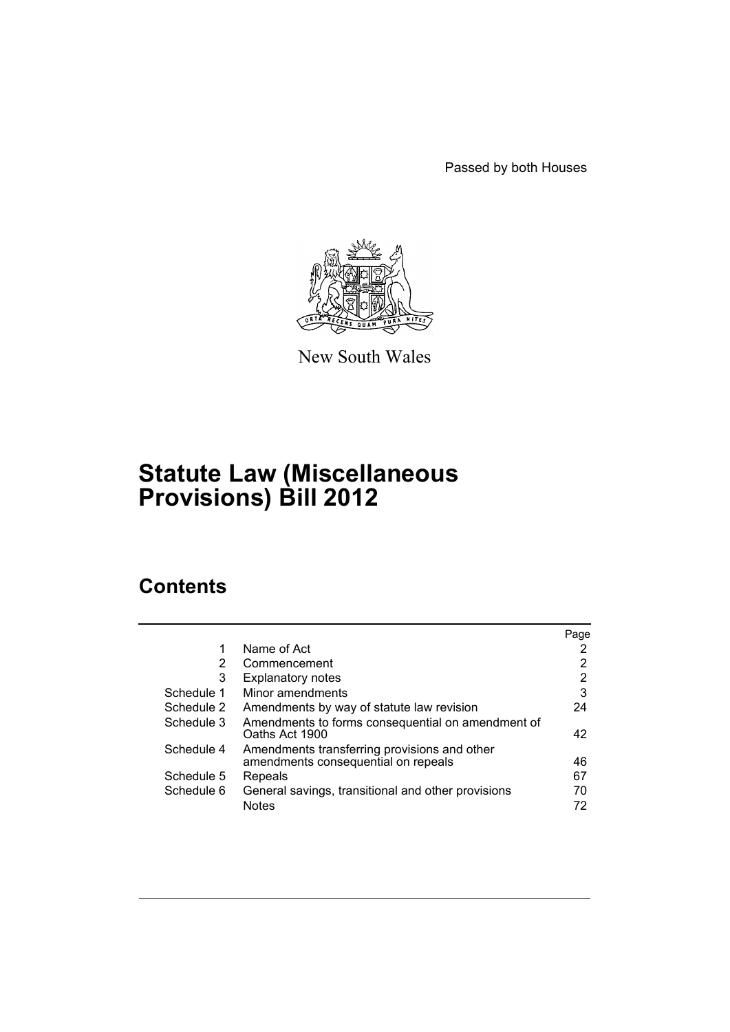Passed by both Houses

New South Wales

# Statute Law (Miscellaneous Provisions) Bill 2012

## Contents

| | | Page |
|---|---|---|
| 1 | Name of Act | 2 |
| 2 | Commencement | 2 |
| 3 | Explanatory notes | 2 |
| Schedule 1 | Minor amendments | 3 |
| Schedule 2 | Amendments by way of statute law revision | 24 |
| Schedule 3 | Amendments to forms consequential on amendment of Oaths Act 1900 | 42 |
| Schedule 4 | Amendments transferring provisions and other amendments consequential on repeals | 46 |
| Schedule 5 | Repeals | 67 |
| Schedule 6 | General savings, transitional and other provisions | 70 |
| | Notes | 72 |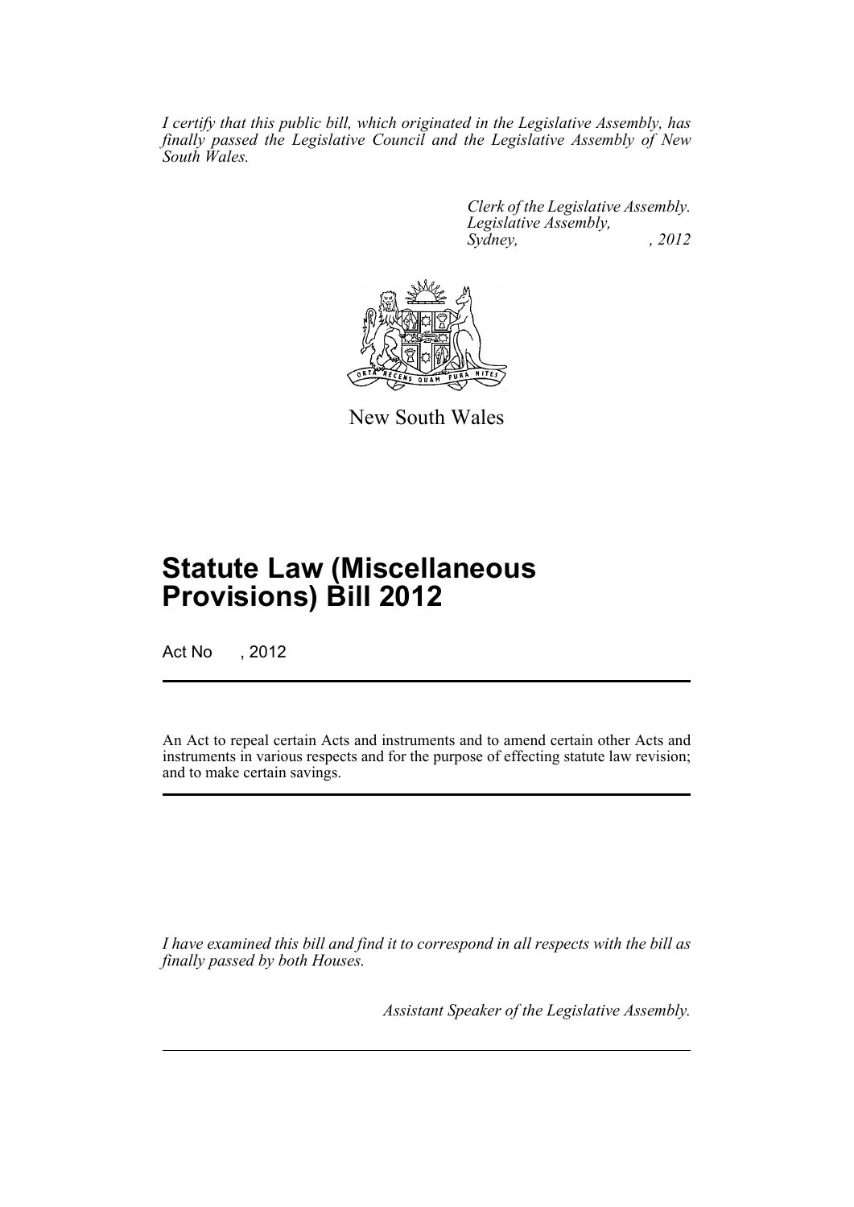*I certify that this public bill, which originated in the Legislative Assembly, has finally passed the Legislative Council and the Legislative Assembly of New South Wales.*

*Clerk of the Legislative Assembly.*
*Legislative Assembly,*
*Sydney, , 2012*

New South Wales

# Statute Law (Miscellaneous Provisions) Bill 2012

Act No , 2012

An Act to repeal certain Acts and instruments and to amend certain other Acts and instruments in various respects and for the purpose of effecting statute law revision; and to make certain savings.

*I have examined this bill and find it to correspond in all respects with the bill as finally passed by both Houses.*

*Assistant Speaker of the Legislative Assembly.*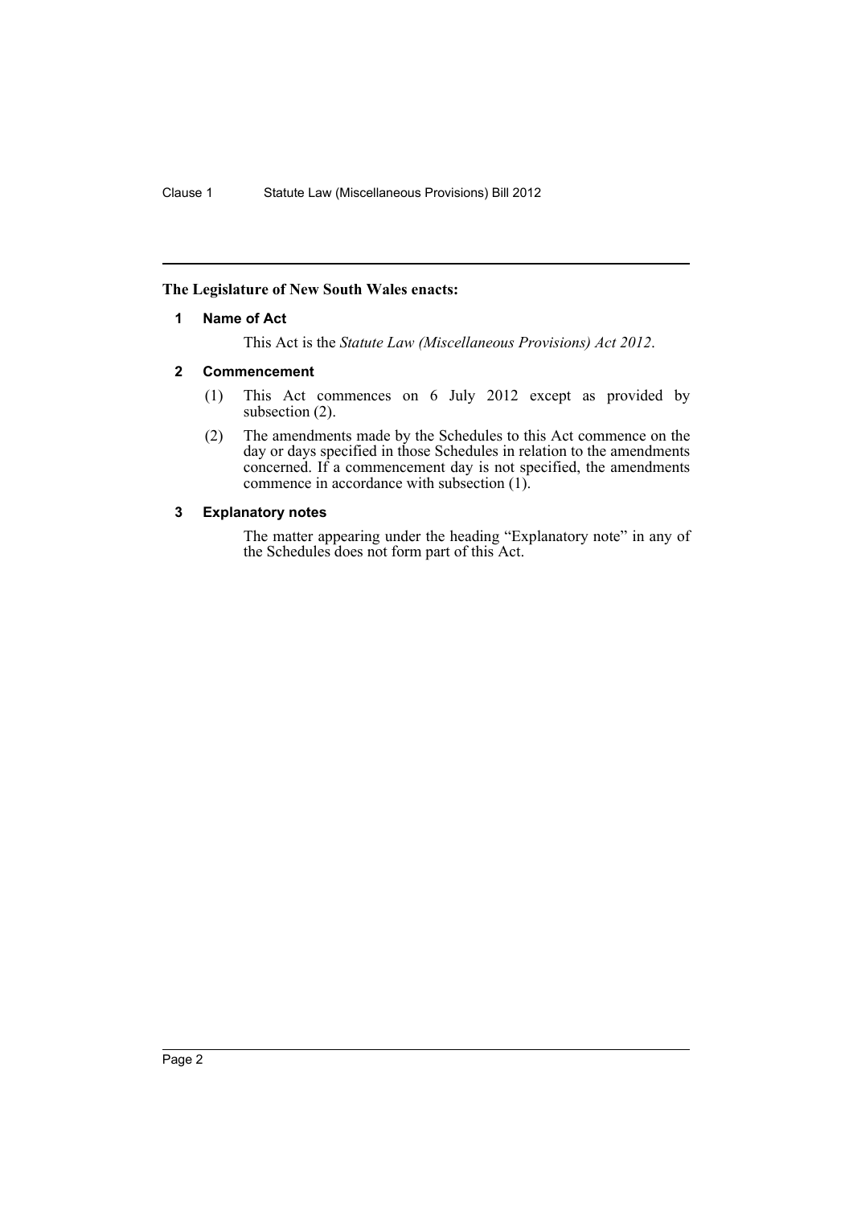**The Legislature of New South Wales enacts:**

## 1 Name of Act

This Act is the *Statute Law (Miscellaneous Provisions) Act 2012*.

## 2 Commencement

(1) This Act commences on 6 July 2012 except as provided by subsection (2).

(2) The amendments made by the Schedules to this Act commence on the day or days specified in those Schedules in relation to the amendments concerned. If a commencement day is not specified, the amendments commence in accordance with subsection (1).

## 3 Explanatory notes

The matter appearing under the heading "Explanatory note" in any of the Schedules does not form part of this Act.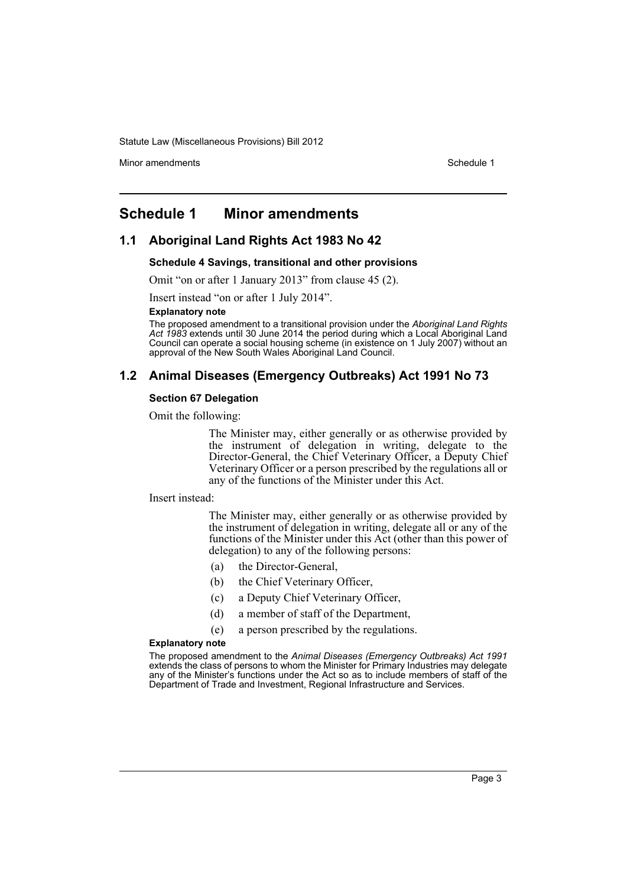# Schedule 1 Minor amendments

## 1.1 Aboriginal Land Rights Act 1983 No 42

### Schedule 4 Savings, transitional and other provisions

Omit "on or after 1 January 2013" from clause 45 (2).

Insert instead "on or after 1 July 2014".

**Explanatory note**

The proposed amendment to a transitional provision under the *Aboriginal Land Rights Act 1983* extends until 30 June 2014 the period during which a Local Aboriginal Land Council can operate a social housing scheme (in existence on 1 July 2007) without an approval of the New South Wales Aboriginal Land Council.

## 1.2 Animal Diseases (Emergency Outbreaks) Act 1991 No 73

### Section 67 Delegation

Omit the following:

> The Minister may, either generally or as otherwise provided by the instrument of delegation in writing, delegate to the Director-General, the Chief Veterinary Officer, a Deputy Chief Veterinary Officer or a person prescribed by the regulations all or any of the functions of the Minister under this Act.

Insert instead:

> The Minister may, either generally or as otherwise provided by the instrument of delegation in writing, delegate all or any of the functions of the Minister under this Act (other than this power of delegation) to any of the following persons:
>
> (a) the Director-General,
>
> (b) the Chief Veterinary Officer,
>
> (c) a Deputy Chief Veterinary Officer,
>
> (d) a member of staff of the Department,
>
> (e) a person prescribed by the regulations.

**Explanatory note**

The proposed amendment to the *Animal Diseases (Emergency Outbreaks) Act 1991* extends the class of persons to whom the Minister for Primary Industries may delegate any of the Minister's functions under the Act so as to include members of staff of the Department of Trade and Investment, Regional Infrastructure and Services.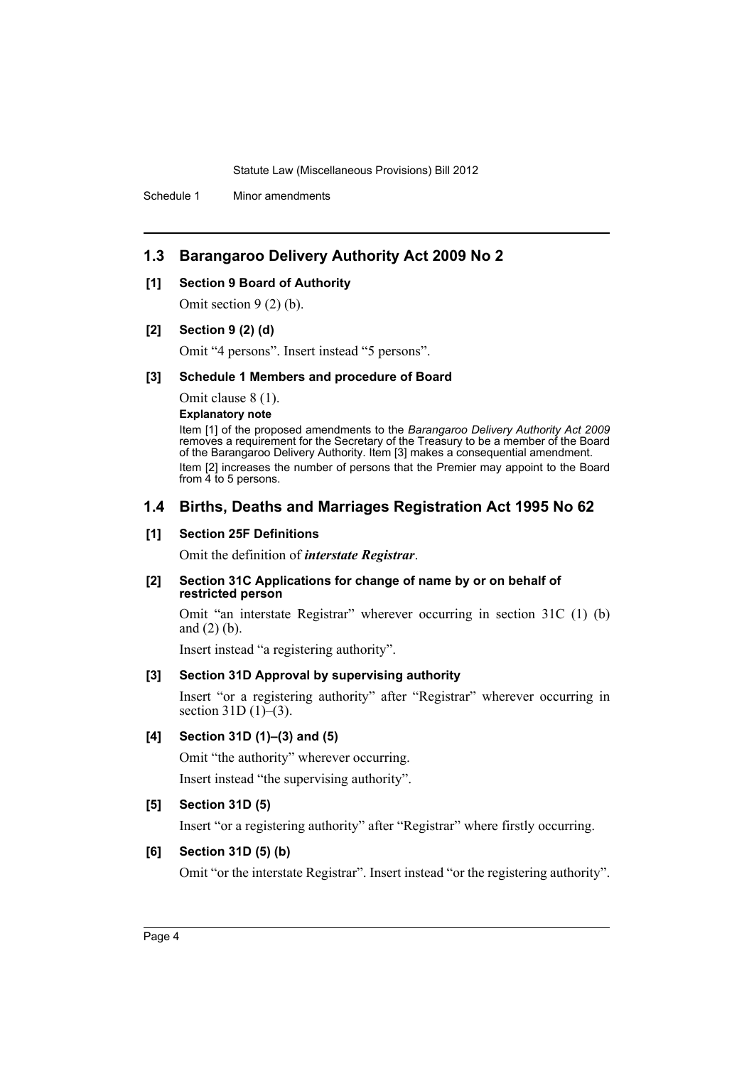## 1.3 Barangaroo Delivery Authority Act 2009 No 2

**[1] Section 9 Board of Authority**

Omit section 9 (2) (b).

**[2] Section 9 (2) (d)**

Omit "4 persons". Insert instead "5 persons".

**[3] Schedule 1 Members and procedure of Board**

Omit clause 8 (1).

**Explanatory note**

Item [1] of the proposed amendments to the *Barangaroo Delivery Authority Act 2009* removes a requirement for the Secretary of the Treasury to be a member of the Board of the Barangaroo Delivery Authority. Item [3] makes a consequential amendment.

Item [2] increases the number of persons that the Premier may appoint to the Board from 4 to 5 persons.

## 1.4 Births, Deaths and Marriages Registration Act 1995 No 62

**[1] Section 25F Definitions**

Omit the definition of ***interstate Registrar***.

**[2] Section 31C Applications for change of name by or on behalf of restricted person**

Omit "an interstate Registrar" wherever occurring in section 31C (1) (b) and (2) (b).

Insert instead "a registering authority".

**[3] Section 31D Approval by supervising authority**

Insert "or a registering authority" after "Registrar" wherever occurring in section 31D (1)–(3).

**[4] Section 31D (1)–(3) and (5)**

Omit "the authority" wherever occurring.

Insert instead "the supervising authority".

**[5] Section 31D (5)**

Insert "or a registering authority" after "Registrar" where firstly occurring.

**[6] Section 31D (5) (b)**

Omit "or the interstate Registrar". Insert instead "or the registering authority".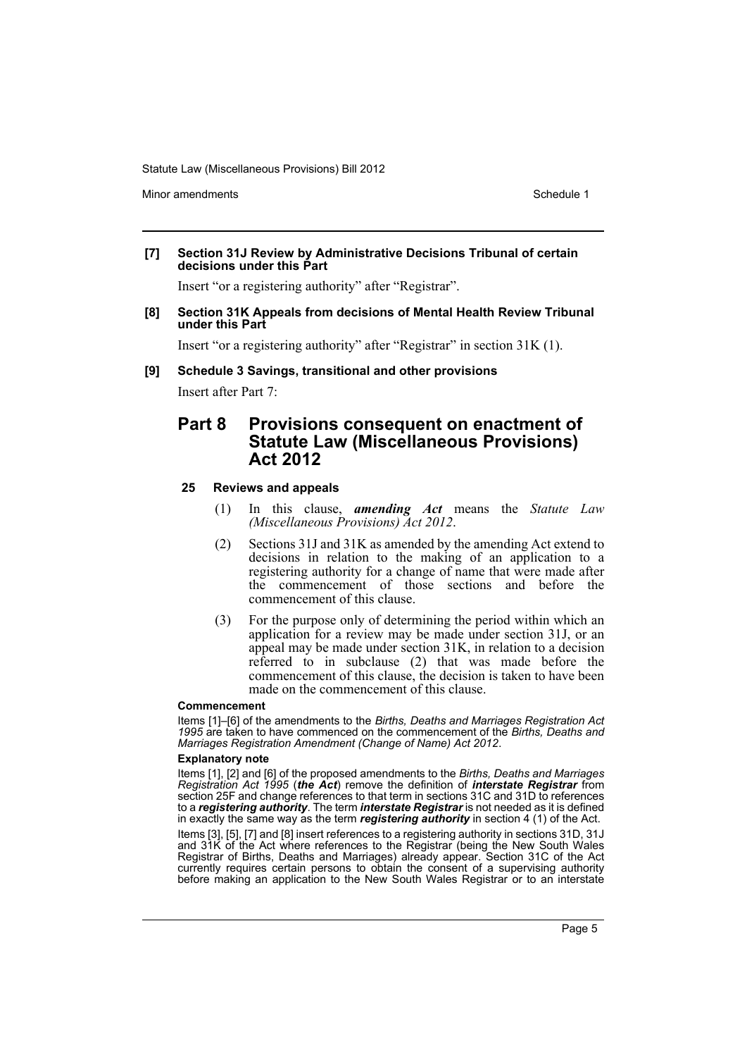**[7] Section 31J Review by Administrative Decisions Tribunal of certain decisions under this Part**

Insert "or a registering authority" after "Registrar".

**[8] Section 31K Appeals from decisions of Mental Health Review Tribunal under this Part**

Insert "or a registering authority" after "Registrar" in section 31K (1).

**[9] Schedule 3 Savings, transitional and other provisions**

Insert after Part 7:

## Part 8 Provisions consequent on enactment of Statute Law (Miscellaneous Provisions) Act 2012

### 25 Reviews and appeals

(1) In this clause, ***amending Act*** means the *Statute Law (Miscellaneous Provisions) Act 2012*.

(2) Sections 31J and 31K as amended by the amending Act extend to decisions in relation to the making of an application to a registering authority for a change of name that were made after the commencement of those sections and before the commencement of this clause.

(3) For the purpose only of determining the period within which an application for a review may be made under section 31J, or an appeal may be made under section 31K, in relation to a decision referred to in subclause (2) that was made before the commencement of this clause, the decision is taken to have been made on the commencement of this clause.

**Commencement**

Items [1]–[6] of the amendments to the *Births, Deaths and Marriages Registration Act 1995* are taken to have commenced on the commencement of the *Births, Deaths and Marriages Registration Amendment (Change of Name) Act 2012*.

**Explanatory note**

Items [1], [2] and [6] of the proposed amendments to the *Births, Deaths and Marriages Registration Act 1995* (***the Act***) remove the definition of ***interstate Registrar*** from section 25F and change references to that term in sections 31C and 31D to references to a ***registering authority***. The term ***interstate Registrar*** is not needed as it is defined in exactly the same way as the term ***registering authority*** in section 4 (1) of the Act.

Items [3], [5], [7] and [8] insert references to a registering authority in sections 31D, 31J and 31K of the Act where references to the Registrar (being the New South Wales Registrar of Births, Deaths and Marriages) already appear. Section 31C of the Act currently requires certain persons to obtain the consent of a supervising authority before making an application to the New South Wales Registrar or to an interstate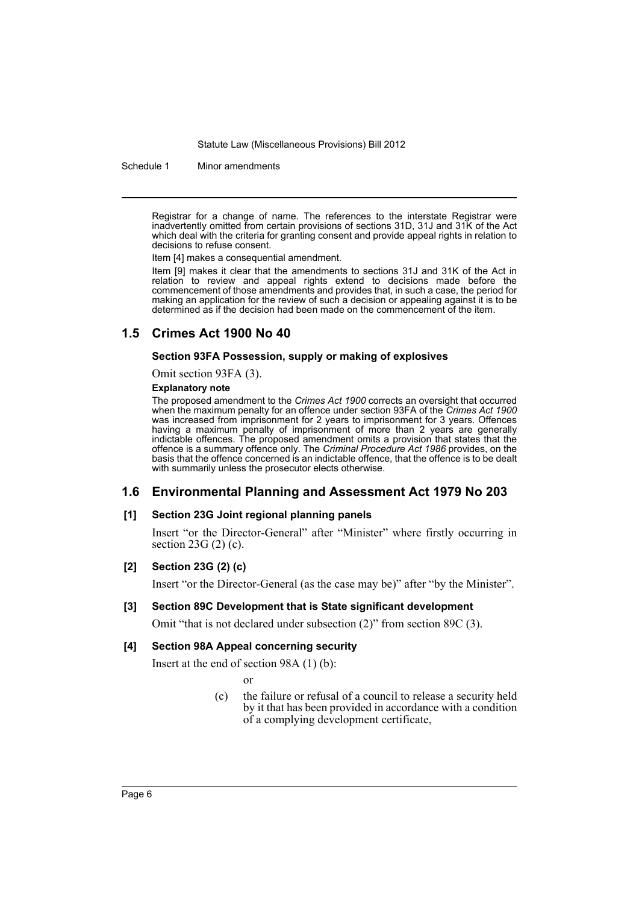Registrar for a change of name. The references to the interstate Registrar were inadvertently omitted from certain provisions of sections 31D, 31J and 31K of the Act which deal with the criteria for granting consent and provide appeal rights in relation to decisions to refuse consent.

Item [4] makes a consequential amendment.

Item [9] makes it clear that the amendments to sections 31J and 31K of the Act in relation to review and appeal rights extend to decisions made before the commencement of those amendments and provides that, in such a case, the period for making an application for the review of such a decision or appealing against it is to be determined as if the decision had been made on the commencement of the item.

## 1.5 Crimes Act 1900 No 40

**Section 93FA Possession, supply or making of explosives**

Omit section 93FA (3).

**Explanatory note**

The proposed amendment to the *Crimes Act 1900* corrects an oversight that occurred when the maximum penalty for an offence under section 93FA of the *Crimes Act 1900* was increased from imprisonment for 2 years to imprisonment for 3 years. Offences having a maximum penalty of imprisonment of more than 2 years are generally indictable offences. The proposed amendment omits a provision that states that the offence is a summary offence only. The *Criminal Procedure Act 1986* provides, on the basis that the offence concerned is an indictable offence, that the offence is to be dealt with summarily unless the prosecutor elects otherwise.

## 1.6 Environmental Planning and Assessment Act 1979 No 203

**[1] Section 23G Joint regional planning panels**

Insert "or the Director-General" after "Minister" where firstly occurring in section 23G (2) (c).

**[2] Section 23G (2) (c)**

Insert "or the Director-General (as the case may be)" after "by the Minister".

**[3] Section 89C Development that is State significant development**

Omit "that is not declared under subsection (2)" from section 89C (3).

**[4] Section 98A Appeal concerning security**

Insert at the end of section 98A (1) (b):

or

(c) the failure or refusal of a council to release a security held by it that has been provided in accordance with a condition of a complying development certificate,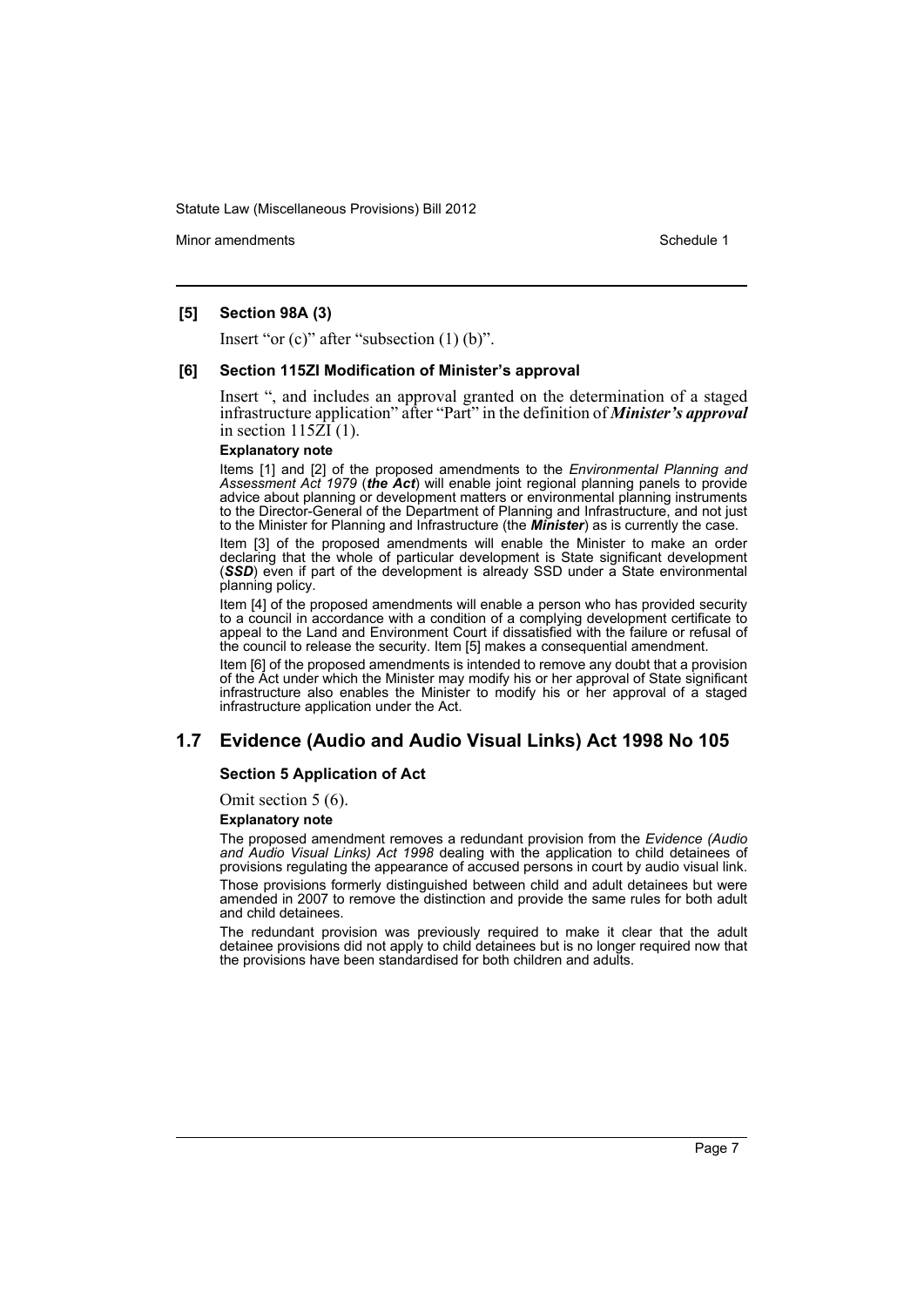**[5] Section 98A (3)**

Insert "or (c)" after "subsection (1) (b)".

**[6] Section 115ZI Modification of Minister's approval**

Insert ", and includes an approval granted on the determination of a staged infrastructure application" after "Part" in the definition of ***Minister's approval*** in section 115ZI (1).

**Explanatory note**

Items [1] and [2] of the proposed amendments to the *Environmental Planning and Assessment Act 1979* (***the Act***) will enable joint regional planning panels to provide advice about planning or development matters or environmental planning instruments to the Director-General of the Department of Planning and Infrastructure, and not just to the Minister for Planning and Infrastructure (the ***Minister***) as is currently the case.

Item [3] of the proposed amendments will enable the Minister to make an order declaring that the whole of particular development is State significant development (***SSD***) even if part of the development is already SSD under a State environmental planning policy.

Item [4] of the proposed amendments will enable a person who has provided security to a council in accordance with a condition of a complying development certificate to appeal to the Land and Environment Court if dissatisfied with the failure or refusal of the council to release the security. Item [5] makes a consequential amendment.

Item [6] of the proposed amendments is intended to remove any doubt that a provision of the Act under which the Minister may modify his or her approval of State significant infrastructure also enables the Minister to modify his or her approval of a staged infrastructure application under the Act.

## 1.7 Evidence (Audio and Audio Visual Links) Act 1998 No 105

**Section 5 Application of Act**

Omit section 5 (6).

**Explanatory note**

The proposed amendment removes a redundant provision from the *Evidence (Audio and Audio Visual Links) Act 1998* dealing with the application to child detainees of provisions regulating the appearance of accused persons in court by audio visual link. Those provisions formerly distinguished between child and adult detainees but were amended in 2007 to remove the distinction and provide the same rules for both adult and child detainees.

The redundant provision was previously required to make it clear that the adult detainee provisions did not apply to child detainees but is no longer required now that the provisions have been standardised for both children and adults.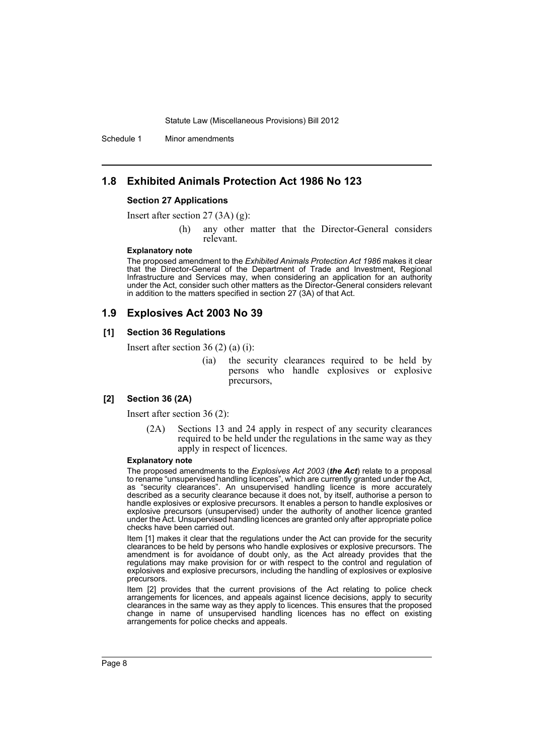## 1.8 Exhibited Animals Protection Act 1986 No 123

### Section 27 Applications

Insert after section 27 (3A) (g):

> (h) any other matter that the Director-General considers relevant.

#### Explanatory note

The proposed amendment to the *Exhibited Animals Protection Act 1986* makes it clear that the Director-General of the Department of Trade and Investment, Regional Infrastructure and Services may, when considering an application for an authority under the Act, consider such other matters as the Director-General considers relevant in addition to the matters specified in section 27 (3A) of that Act.

## 1.9 Explosives Act 2003 No 39

### [1] Section 36 Regulations

Insert after section 36 (2) (a) (i):

> (ia) the security clearances required to be held by persons who handle explosives or explosive precursors,

### [2] Section 36 (2A)

Insert after section 36 (2):

> (2A) Sections 13 and 24 apply in respect of any security clearances required to be held under the regulations in the same way as they apply in respect of licences.

#### Explanatory note

The proposed amendments to the *Explosives Act 2003* (***the Act***) relate to a proposal to rename "unsupervised handling licences", which are currently granted under the Act, as "security clearances". An unsupervised handling licence is more accurately described as a security clearance because it does not, by itself, authorise a person to handle explosives or explosive precursors. It enables a person to handle explosives or explosive precursors (unsupervised) under the authority of another licence granted under the Act. Unsupervised handling licences are granted only after appropriate police checks have been carried out.

Item [1] makes it clear that the regulations under the Act can provide for the security clearances to be held by persons who handle explosives or explosive precursors. The amendment is for avoidance of doubt only, as the Act already provides that the regulations may make provision for or with respect to the control and regulation of explosives and explosive precursors, including the handling of explosives or explosive precursors.

Item [2] provides that the current provisions of the Act relating to police check arrangements for licences, and appeals against licence decisions, apply to security clearances in the same way as they apply to licences. This ensures that the proposed change in name of unsupervised handling licences has no effect on existing arrangements for police checks and appeals.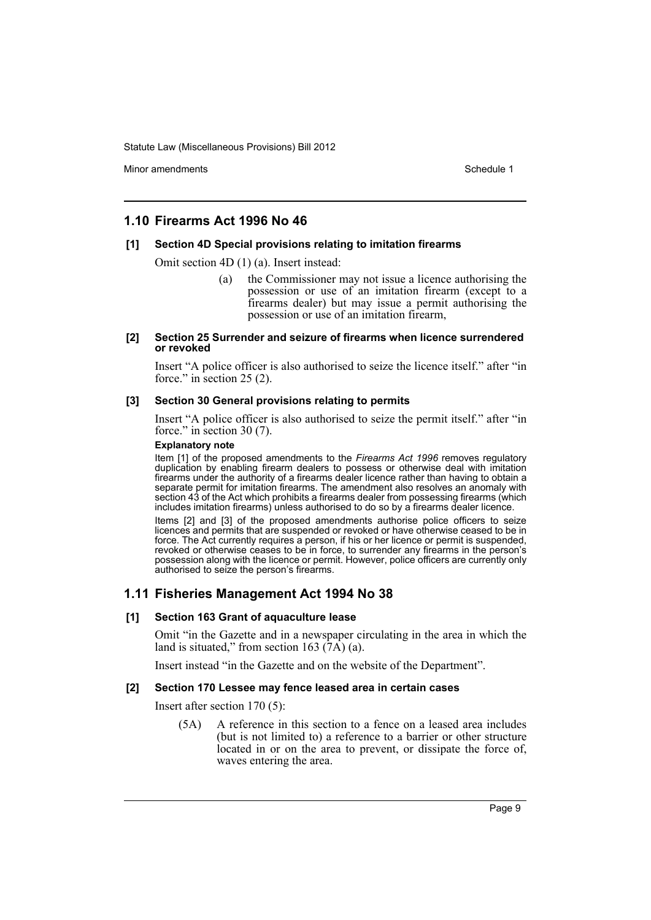## 1.10 Firearms Act 1996 No 46

### [1] Section 4D Special provisions relating to imitation firearms

Omit section 4D (1) (a). Insert instead:

> (a) the Commissioner may not issue a licence authorising the possession or use of an imitation firearm (except to a firearms dealer) but may issue a permit authorising the possession or use of an imitation firearm,

### [2] Section 25 Surrender and seizure of firearms when licence surrendered or revoked

Insert "A police officer is also authorised to seize the licence itself." after "in force." in section 25 (2).

### [3] Section 30 General provisions relating to permits

Insert "A police officer is also authorised to seize the permit itself." after "in force." in section 30 (7).

**Explanatory note**

Item [1] of the proposed amendments to the *Firearms Act 1996* removes regulatory duplication by enabling firearm dealers to possess or otherwise deal with imitation firearms under the authority of a firearms dealer licence rather than having to obtain a separate permit for imitation firearms. The amendment also resolves an anomaly with section 43 of the Act which prohibits a firearms dealer from possessing firearms (which includes imitation firearms) unless authorised to do so by a firearms dealer licence.

Items [2] and [3] of the proposed amendments authorise police officers to seize licences and permits that are suspended or revoked or have otherwise ceased to be in force. The Act currently requires a person, if his or her licence or permit is suspended, revoked or otherwise ceases to be in force, to surrender any firearms in the person's possession along with the licence or permit. However, police officers are currently only authorised to seize the person's firearms.

## 1.11 Fisheries Management Act 1994 No 38

### [1] Section 163 Grant of aquaculture lease

Omit "in the Gazette and in a newspaper circulating in the area in which the land is situated," from section 163 (7A) (a).

Insert instead "in the Gazette and on the website of the Department".

### [2] Section 170 Lessee may fence leased area in certain cases

Insert after section 170 (5):

> (5A) A reference in this section to a fence on a leased area includes (but is not limited to) a reference to a barrier or other structure located in or on the area to prevent, or dissipate the force of, waves entering the area.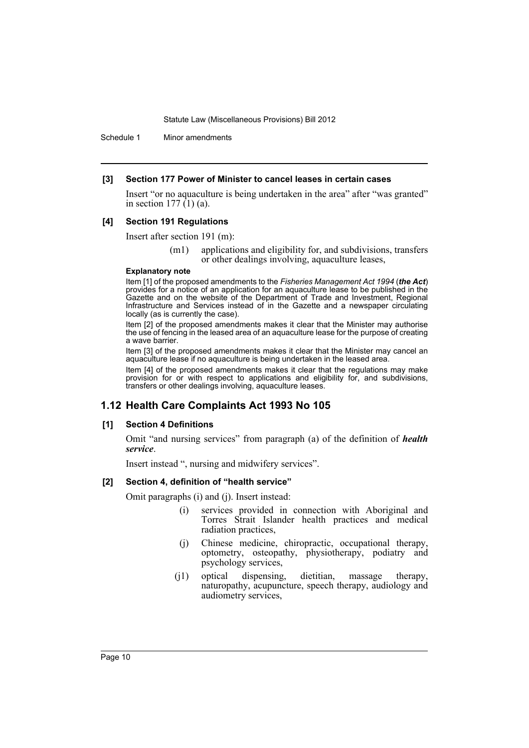**[3] Section 177 Power of Minister to cancel leases in certain cases**

Insert "or no aquaculture is being undertaken in the area" after "was granted" in section 177 (1) (a).

**[4] Section 191 Regulations**

Insert after section 191 (m):

> (m1) applications and eligibility for, and subdivisions, transfers or other dealings involving, aquaculture leases,

**Explanatory note**

Item [1] of the proposed amendments to the *Fisheries Management Act 1994* (***the Act***) provides for a notice of an application for an aquaculture lease to be published in the Gazette and on the website of the Department of Trade and Investment, Regional Infrastructure and Services instead of in the Gazette and a newspaper circulating locally (as is currently the case).

Item [2] of the proposed amendments makes it clear that the Minister may authorise the use of fencing in the leased area of an aquaculture lease for the purpose of creating a wave barrier.

Item [3] of the proposed amendments makes it clear that the Minister may cancel an aquaculture lease if no aquaculture is being undertaken in the leased area.

Item [4] of the proposed amendments makes it clear that the regulations may make provision for or with respect to applications and eligibility for, and subdivisions, transfers or other dealings involving, aquaculture leases.

## 1.12 Health Care Complaints Act 1993 No 105

**[1] Section 4 Definitions**

Omit "and nursing services" from paragraph (a) of the definition of ***health service***.

Insert instead ", nursing and midwifery services".

**[2] Section 4, definition of "health service"**

Omit paragraphs (i) and (j). Insert instead:

> (i) services provided in connection with Aboriginal and Torres Strait Islander health practices and medical radiation practices,
>
> (j) Chinese medicine, chiropractic, occupational therapy, optometry, osteopathy, physiotherapy, podiatry and psychology services,
>
> (j1) optical dispensing, dietitian, massage therapy, naturopathy, acupuncture, speech therapy, audiology and audiometry services,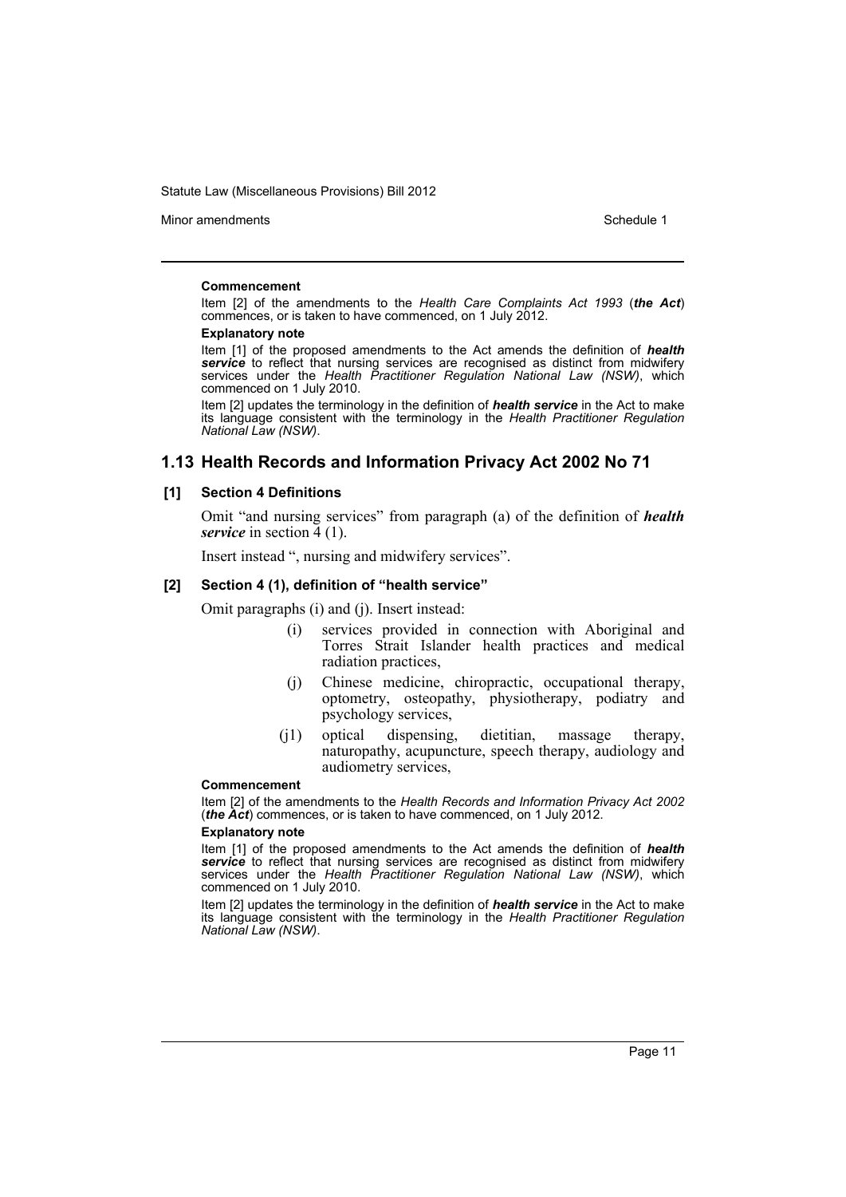#### Commencement

Item [2] of the amendments to the *Health Care Complaints Act 1993* (***the Act***) commences, or is taken to have commenced, on 1 July 2012.

#### Explanatory note

Item [1] of the proposed amendments to the Act amends the definition of ***health service*** to reflect that nursing services are recognised as distinct from midwifery services under the *Health Practitioner Regulation National Law (NSW)*, which commenced on 1 July 2010.

Item [2] updates the terminology in the definition of ***health service*** in the Act to make its language consistent with the terminology in the *Health Practitioner Regulation National Law (NSW)*.

## 1.13 Health Records and Information Privacy Act 2002 No 71

### [1] Section 4 Definitions

Omit "and nursing services" from paragraph (a) of the definition of ***health service*** in section 4 (1).

Insert instead ", nursing and midwifery services".

### [2] Section 4 (1), definition of "health service"

Omit paragraphs (i) and (j). Insert instead:

(i) services provided in connection with Aboriginal and Torres Strait Islander health practices and medical radiation practices,

(j) Chinese medicine, chiropractic, occupational therapy, optometry, osteopathy, physiotherapy, podiatry and psychology services,

(j1) optical dispensing, dietitian, massage therapy, naturopathy, acupuncture, speech therapy, audiology and audiometry services,

#### Commencement

Item [2] of the amendments to the *Health Records and Information Privacy Act 2002* (***the Act***) commences, or is taken to have commenced, on 1 July 2012.

#### Explanatory note

Item [1] of the proposed amendments to the Act amends the definition of ***health service*** to reflect that nursing services are recognised as distinct from midwifery services under the *Health Practitioner Regulation National Law (NSW)*, which commenced on 1 July 2010.

Item [2] updates the terminology in the definition of ***health service*** in the Act to make its language consistent with the terminology in the *Health Practitioner Regulation National Law (NSW)*.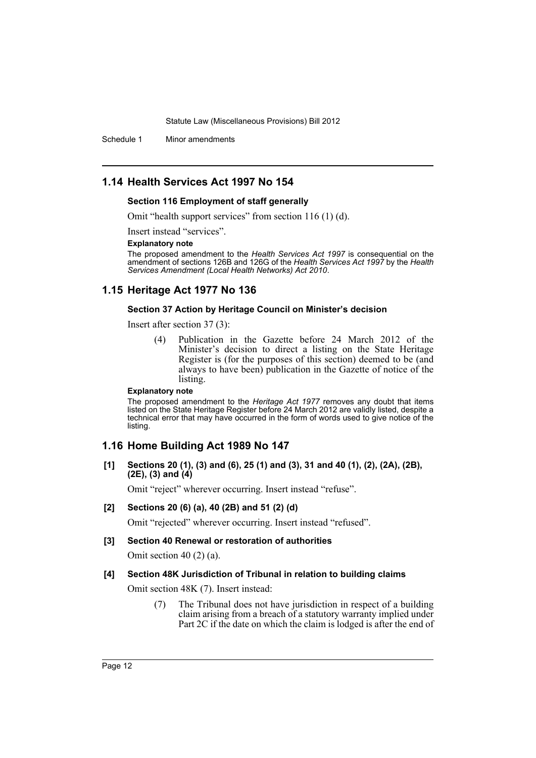## 1.14 Health Services Act 1997 No 154

### Section 116 Employment of staff generally

Omit "health support services" from section 116 (1) (d).

Insert instead "services".

**Explanatory note**

The proposed amendment to the *Health Services Act 1997* is consequential on the amendment of sections 126B and 126G of the *Health Services Act 1997* by the *Health Services Amendment (Local Health Networks) Act 2010*.

## 1.15 Heritage Act 1977 No 136

### Section 37 Action by Heritage Council on Minister's decision

Insert after section 37 (3):

> (4) Publication in the Gazette before 24 March 2012 of the Minister's decision to direct a listing on the State Heritage Register is (for the purposes of this section) deemed to be (and always to have been) publication in the Gazette of notice of the listing.

**Explanatory note**

The proposed amendment to the *Heritage Act 1977* removes any doubt that items listed on the State Heritage Register before 24 March 2012 are validly listed, despite a technical error that may have occurred in the form of words used to give notice of the listing.

## 1.16 Home Building Act 1989 No 147

### [1] Sections 20 (1), (3) and (6), 25 (1) and (3), 31 and 40 (1), (2), (2A), (2B), (2E), (3) and (4)

Omit "reject" wherever occurring. Insert instead "refuse".

### [2] Sections 20 (6) (a), 40 (2B) and 51 (2) (d)

Omit "rejected" wherever occurring. Insert instead "refused".

### [3] Section 40 Renewal or restoration of authorities

Omit section 40 (2) (a).

### [4] Section 48K Jurisdiction of Tribunal in relation to building claims

Omit section 48K (7). Insert instead:

> (7) The Tribunal does not have jurisdiction in respect of a building claim arising from a breach of a statutory warranty implied under Part 2C if the date on which the claim is lodged is after the end of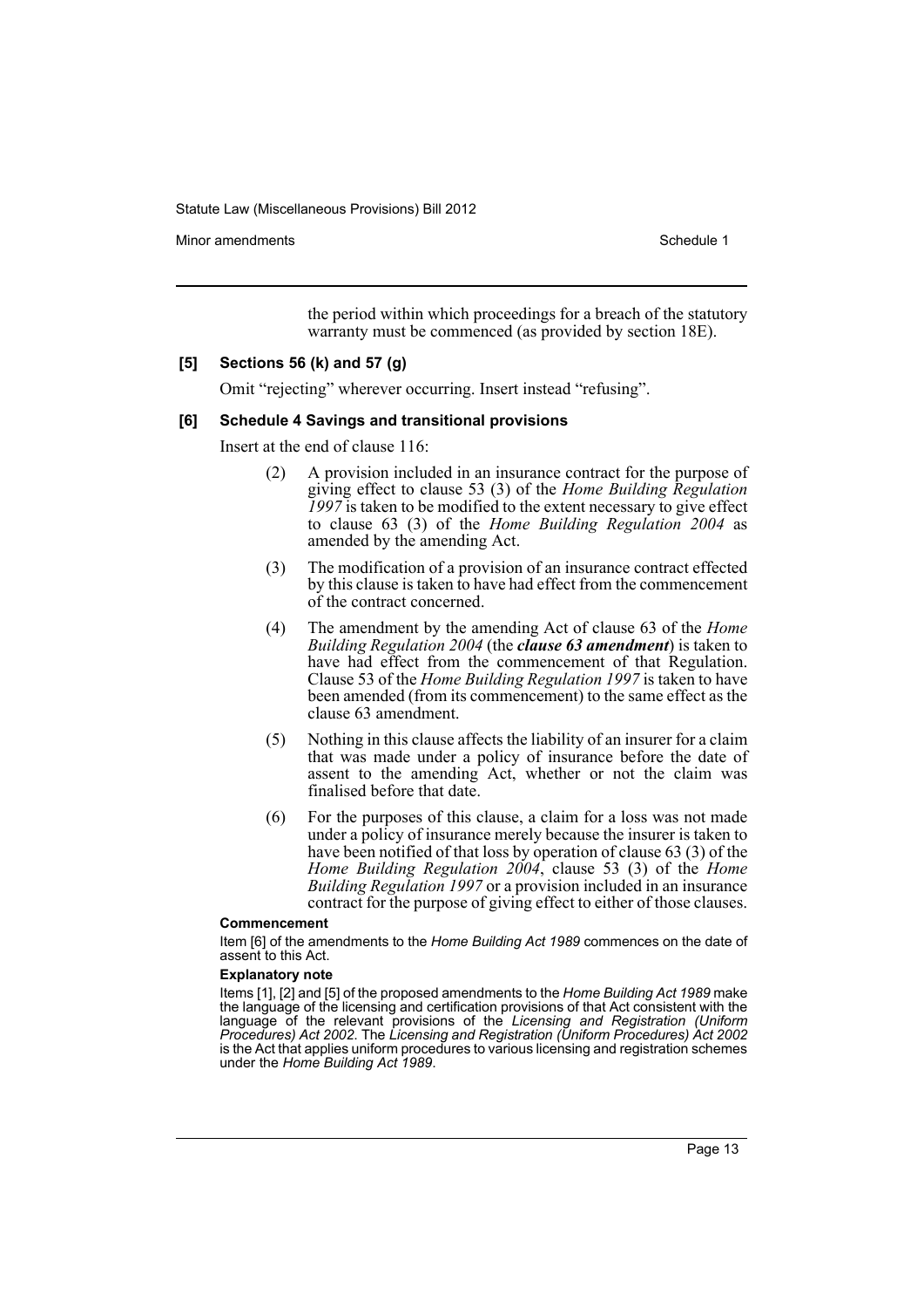the period within which proceedings for a breach of the statutory warranty must be commenced (as provided by section 18E).

### [5] Sections 56 (k) and 57 (g)

Omit “rejecting” wherever occurring. Insert instead “refusing”.

### [6] Schedule 4 Savings and transitional provisions

Insert at the end of clause 116:

(2) A provision included in an insurance contract for the purpose of giving effect to clause 53 (3) of the *Home Building Regulation 1997* is taken to be modified to the extent necessary to give effect to clause 63 (3) of the *Home Building Regulation 2004* as amended by the amending Act.

(3) The modification of a provision of an insurance contract effected by this clause is taken to have had effect from the commencement of the contract concerned.

(4) The amendment by the amending Act of clause 63 of the *Home Building Regulation 2004* (the ***clause 63 amendment***) is taken to have had effect from the commencement of that Regulation. Clause 53 of the *Home Building Regulation 1997* is taken to have been amended (from its commencement) to the same effect as the clause 63 amendment.

(5) Nothing in this clause affects the liability of an insurer for a claim that was made under a policy of insurance before the date of assent to the amending Act, whether or not the claim was finalised before that date.

(6) For the purposes of this clause, a claim for a loss was not made under a policy of insurance merely because the insurer is taken to have been notified of that loss by operation of clause 63 (3) of the *Home Building Regulation 2004*, clause 53 (3) of the *Home Building Regulation 1997* or a provision included in an insurance contract for the purpose of giving effect to either of those clauses.

**Commencement**

Item [6] of the amendments to the *Home Building Act 1989* commences on the date of assent to this Act.

**Explanatory note**

Items [1], [2] and [5] of the proposed amendments to the *Home Building Act 1989* make the language of the licensing and certification provisions of that Act consistent with the language of the relevant provisions of the *Licensing and Registration (Uniform Procedures) Act 2002*. The *Licensing and Registration (Uniform Procedures) Act 2002* is the Act that applies uniform procedures to various licensing and registration schemes under the *Home Building Act 1989*.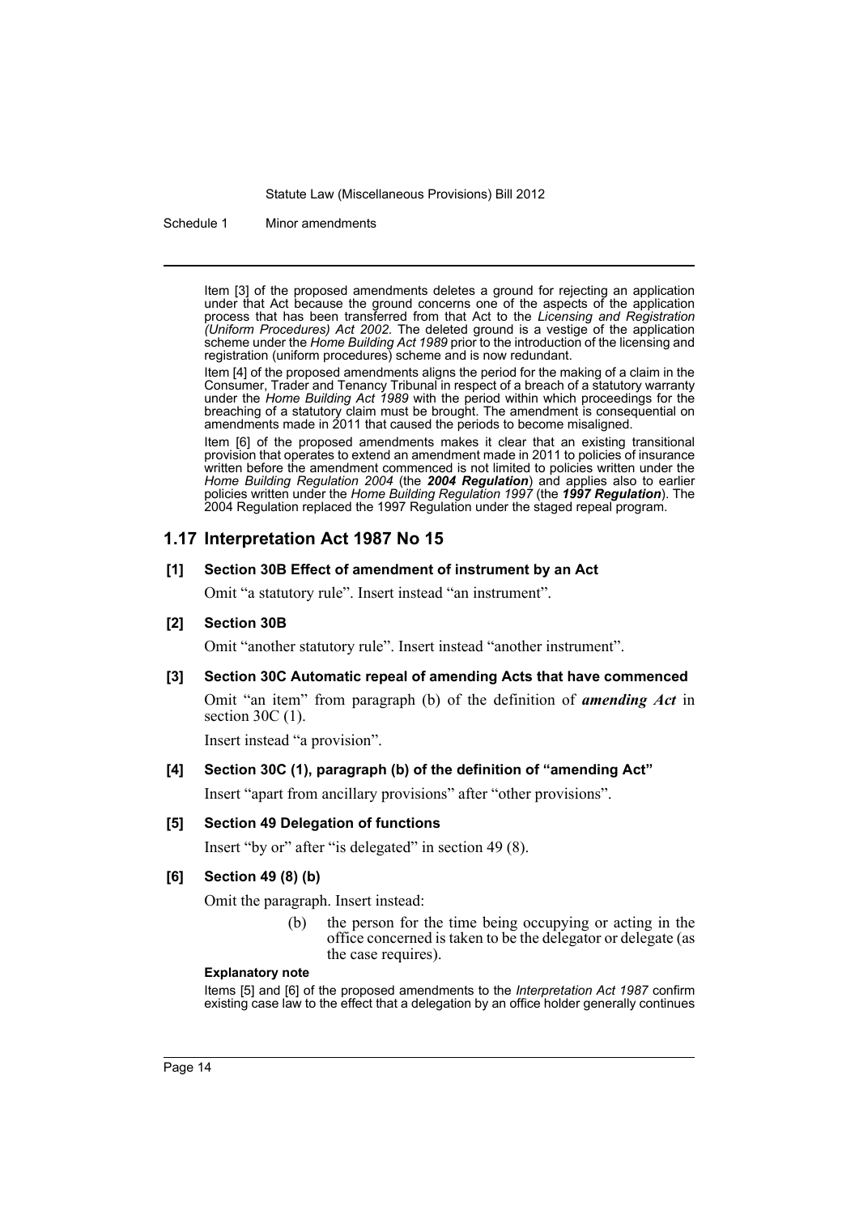Item [3] of the proposed amendments deletes a ground for rejecting an application under that Act because the ground concerns one of the aspects of the application process that has been transferred from that Act to the *Licensing and Registration (Uniform Procedures) Act 2002*. The deleted ground is a vestige of the application scheme under the *Home Building Act 1989* prior to the introduction of the licensing and registration (uniform procedures) scheme and is now redundant.

Item [4] of the proposed amendments aligns the period for the making of a claim in the Consumer, Trader and Tenancy Tribunal in respect of a breach of a statutory warranty under the *Home Building Act 1989* with the period within which proceedings for the breaching of a statutory claim must be brought. The amendment is consequential on amendments made in 2011 that caused the periods to become misaligned.

Item [6] of the proposed amendments makes it clear that an existing transitional provision that operates to extend an amendment made in 2011 to policies of insurance written before the amendment commenced is not limited to policies written under the *Home Building Regulation 2004* (the ***2004 Regulation***) and applies also to earlier policies written under the *Home Building Regulation 1997* (the ***1997 Regulation***). The 2004 Regulation replaced the 1997 Regulation under the staged repeal program.

## 1.17 Interpretation Act 1987 No 15

**[1] Section 30B Effect of amendment of instrument by an Act**

Omit "a statutory rule". Insert instead "an instrument".

**[2] Section 30B**

Omit "another statutory rule". Insert instead "another instrument".

**[3] Section 30C Automatic repeal of amending Acts that have commenced**

Omit "an item" from paragraph (b) of the definition of ***amending Act*** in section 30C (1).

Insert instead "a provision".

**[4] Section 30C (1), paragraph (b) of the definition of "amending Act"**

Insert "apart from ancillary provisions" after "other provisions".

**[5] Section 49 Delegation of functions**

Insert "by or" after "is delegated" in section 49 (8).

**[6] Section 49 (8) (b)**

Omit the paragraph. Insert instead:

> (b) the person for the time being occupying or acting in the office concerned is taken to be the delegator or delegate (as the case requires).

**Explanatory note**

Items [5] and [6] of the proposed amendments to the *Interpretation Act 1987* confirm existing case law to the effect that a delegation by an office holder generally continues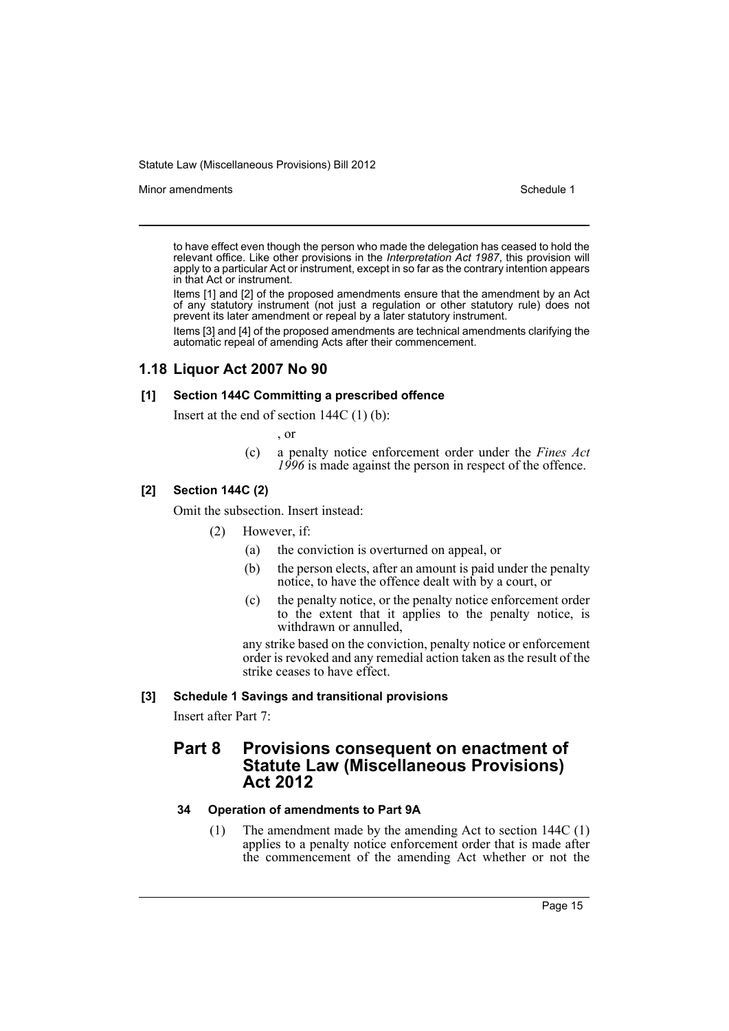to have effect even though the person who made the delegation has ceased to hold the relevant office. Like other provisions in the *Interpretation Act 1987*, this provision will apply to a particular Act or instrument, except in so far as the contrary intention appears in that Act or instrument.

Items [1] and [2] of the proposed amendments ensure that the amendment by an Act of any statutory instrument (not just a regulation or other statutory rule) does not prevent its later amendment or repeal by a later statutory instrument.

Items [3] and [4] of the proposed amendments are technical amendments clarifying the automatic repeal of amending Acts after their commencement.

## 1.18 Liquor Act 2007 No 90

### [1] Section 144C Committing a prescribed offence

Insert at the end of section 144C (1) (b):

, or

(c) a penalty notice enforcement order under the *Fines Act 1996* is made against the person in respect of the offence.

### [2] Section 144C (2)

Omit the subsection. Insert instead:

(2) However, if:

(a) the conviction is overturned on appeal, or

(b) the person elects, after an amount is paid under the penalty notice, to have the offence dealt with by a court, or

(c) the penalty notice, or the penalty notice enforcement order to the extent that it applies to the penalty notice, is withdrawn or annulled,

any strike based on the conviction, penalty notice or enforcement order is revoked and any remedial action taken as the result of the strike ceases to have effect.

### [3] Schedule 1 Savings and transitional provisions

Insert after Part 7:

## Part 8 Provisions consequent on enactment of Statute Law (Miscellaneous Provisions) Act 2012

### 34 Operation of amendments to Part 9A

(1) The amendment made by the amending Act to section 144C (1) applies to a penalty notice enforcement order that is made after the commencement of the amending Act whether or not the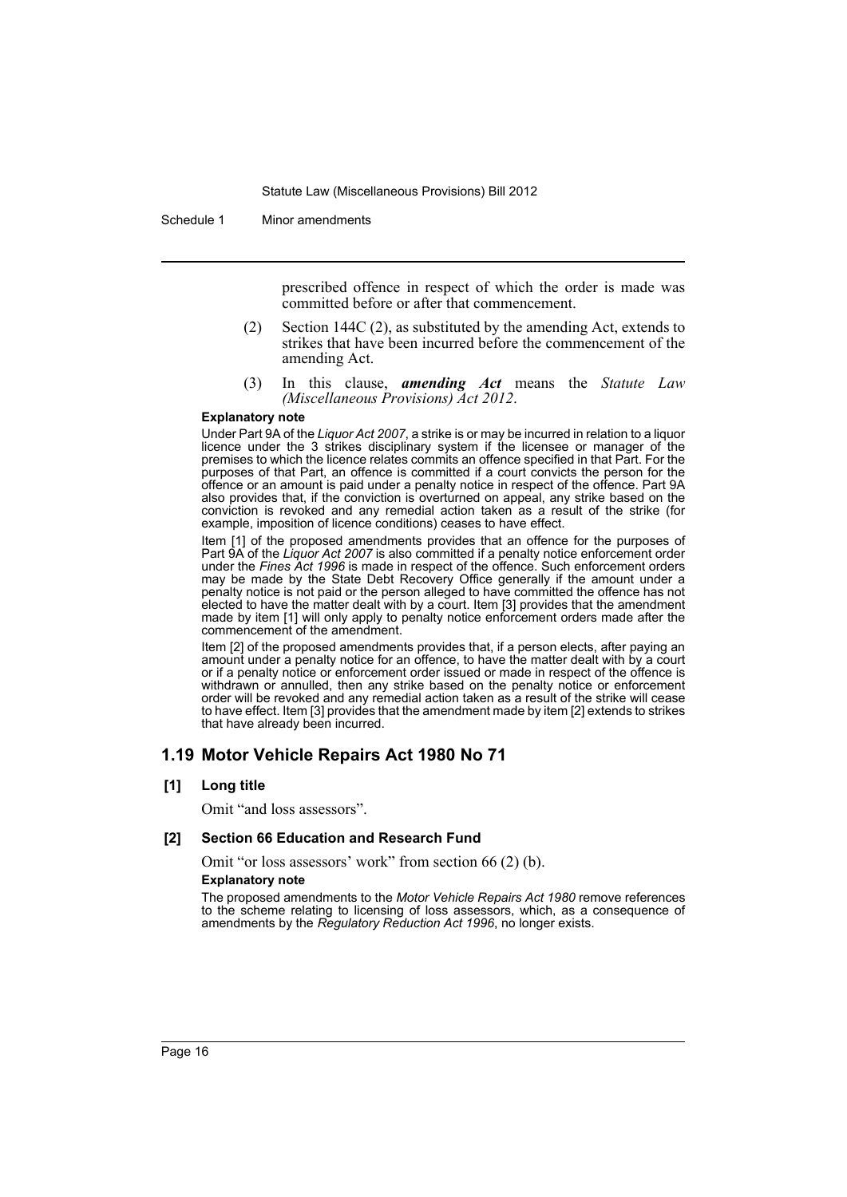prescribed offence in respect of which the order is made was committed before or after that commencement.

(2) Section 144C (2), as substituted by the amending Act, extends to strikes that have been incurred before the commencement of the amending Act.

(3) In this clause, ***amending Act*** means the *Statute Law (Miscellaneous Provisions) Act 2012*.

**Explanatory note**

Under Part 9A of the *Liquor Act 2007*, a strike is or may be incurred in relation to a liquor licence under the 3 strikes disciplinary system if the licensee or manager of the premises to which the licence relates commits an offence specified in that Part. For the purposes of that Part, an offence is committed if a court convicts the person for the offence or an amount is paid under a penalty notice in respect of the offence. Part 9A also provides that, if the conviction is overturned on appeal, any strike based on the conviction is revoked and any remedial action taken as a result of the strike (for example, imposition of licence conditions) ceases to have effect.

Item [1] of the proposed amendments provides that an offence for the purposes of Part 9A of the *Liquor Act 2007* is also committed if a penalty notice enforcement order under the *Fines Act 1996* is made in respect of the offence. Such enforcement orders may be made by the State Debt Recovery Office generally if the amount under a penalty notice is not paid or the person alleged to have committed the offence has not elected to have the matter dealt with by a court. Item [3] provides that the amendment made by item [1] will only apply to penalty notice enforcement orders made after the commencement of the amendment.

Item [2] of the proposed amendments provides that, if a person elects, after paying an amount under a penalty notice for an offence, to have the matter dealt with by a court or if a penalty notice or enforcement order issued or made in respect of the offence is withdrawn or annulled, then any strike based on the penalty notice or enforcement order will be revoked and any remedial action taken as a result of the strike will cease to have effect. Item [3] provides that the amendment made by item [2] extends to strikes that have already been incurred.

## 1.19 Motor Vehicle Repairs Act 1980 No 71

### [1] Long title

Omit "and loss assessors".

### [2] Section 66 Education and Research Fund

Omit "or loss assessors' work" from section 66 (2) (b).

**Explanatory note**

The proposed amendments to the *Motor Vehicle Repairs Act 1980* remove references to the scheme relating to licensing of loss assessors, which, as a consequence of amendments by the *Regulatory Reduction Act 1996*, no longer exists.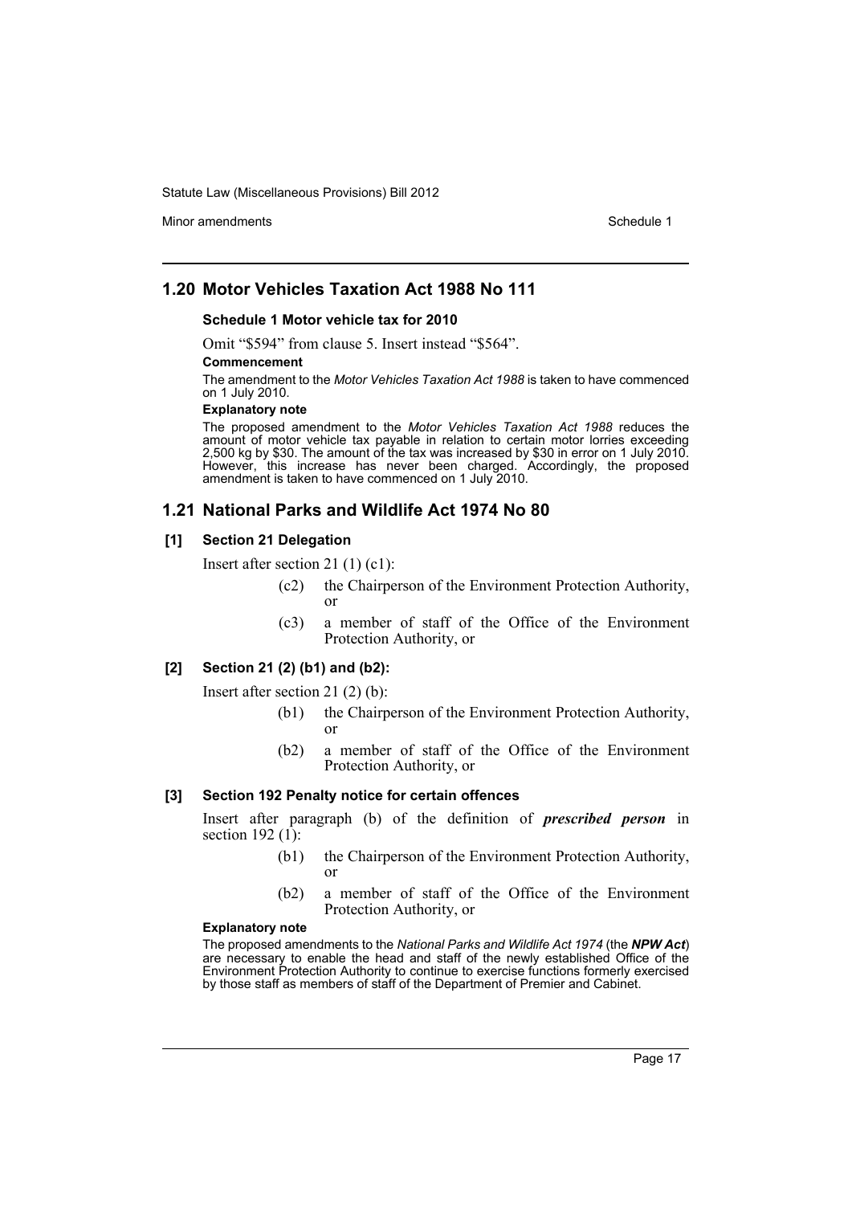## 1.20 Motor Vehicles Taxation Act 1988 No 111

**Schedule 1 Motor vehicle tax for 2010**

Omit "$594" from clause 5. Insert instead "$564".

**Commencement**

The amendment to the *Motor Vehicles Taxation Act 1988* is taken to have commenced on 1 July 2010.

**Explanatory note**

The proposed amendment to the *Motor Vehicles Taxation Act 1988* reduces the amount of motor vehicle tax payable in relation to certain motor lorries exceeding 2,500 kg by $30. The amount of the tax was increased by $30 in error on 1 July 2010. However, this increase has never been charged. Accordingly, the proposed amendment is taken to have commenced on 1 July 2010.

## 1.21 National Parks and Wildlife Act 1974 No 80

### [1] Section 21 Delegation

Insert after section 21 (1) (c1):

(c2) the Chairperson of the Environment Protection Authority, or

(c3) a member of staff of the Office of the Environment Protection Authority, or

### [2] Section 21 (2) (b1) and (b2):

Insert after section 21 (2) (b):

(b1) the Chairperson of the Environment Protection Authority, or

(b2) a member of staff of the Office of the Environment Protection Authority, or

### [3] Section 192 Penalty notice for certain offences

Insert after paragraph (b) of the definition of ***prescribed person*** in section 192 (1):

(b1) the Chairperson of the Environment Protection Authority, or

(b2) a member of staff of the Office of the Environment Protection Authority, or

**Explanatory note**

The proposed amendments to the *National Parks and Wildlife Act 1974* (the ***NPW Act***) are necessary to enable the head and staff of the newly established Office of the Environment Protection Authority to continue to exercise functions formerly exercised by those staff as members of staff of the Department of Premier and Cabinet.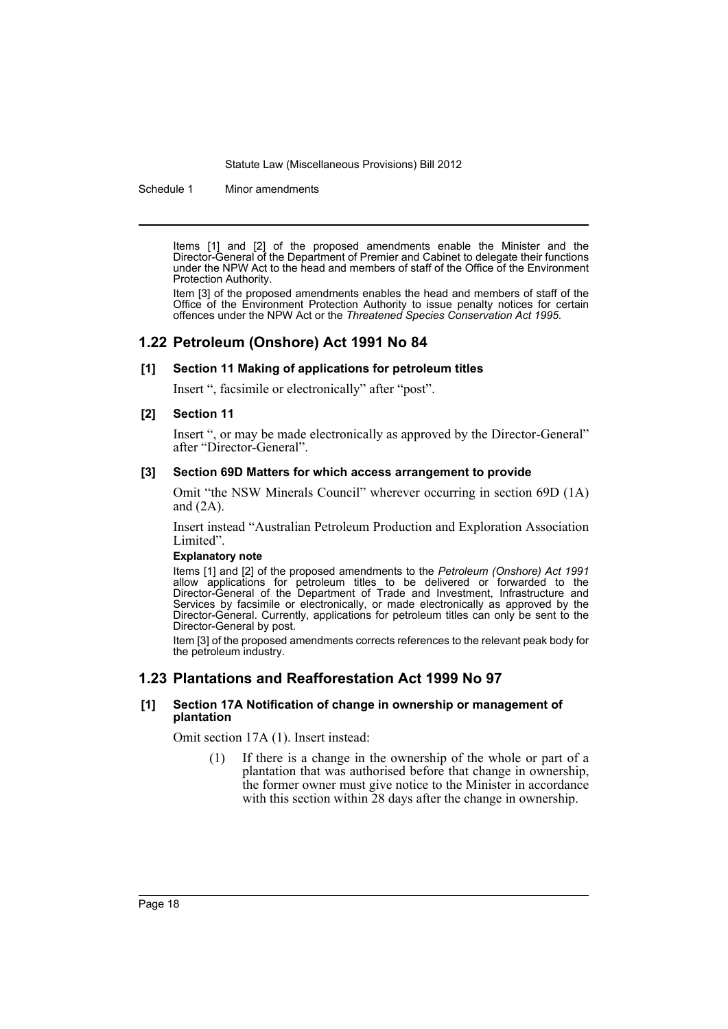Items [1] and [2] of the proposed amendments enable the Minister and the Director-General of the Department of Premier and Cabinet to delegate their functions under the NPW Act to the head and members of staff of the Office of the Environment Protection Authority.

Item [3] of the proposed amendments enables the head and members of staff of the Office of the Environment Protection Authority to issue penalty notices for certain offences under the NPW Act or the *Threatened Species Conservation Act 1995*.

## 1.22 Petroleum (Onshore) Act 1991 No 84

### [1] Section 11 Making of applications for petroleum titles

Insert ", facsimile or electronically" after "post".

### [2] Section 11

Insert ", or may be made electronically as approved by the Director-General" after "Director-General".

### [3] Section 69D Matters for which access arrangement to provide

Omit "the NSW Minerals Council" wherever occurring in section 69D (1A) and (2A).

Insert instead "Australian Petroleum Production and Exploration Association Limited".

**Explanatory note**

Items [1] and [2] of the proposed amendments to the *Petroleum (Onshore) Act 1991* allow applications for petroleum titles to be delivered or forwarded to the Director-General of the Department of Trade and Investment, Infrastructure and Services by facsimile or electronically, or made electronically as approved by the Director-General. Currently, applications for petroleum titles can only be sent to the Director-General by post.

Item [3] of the proposed amendments corrects references to the relevant peak body for the petroleum industry.

## 1.23 Plantations and Reafforestation Act 1999 No 97

### [1] Section 17A Notification of change in ownership or management of plantation

Omit section 17A (1). Insert instead:

> (1) If there is a change in the ownership of the whole or part of a plantation that was authorised before that change in ownership, the former owner must give notice to the Minister in accordance with this section within 28 days after the change in ownership.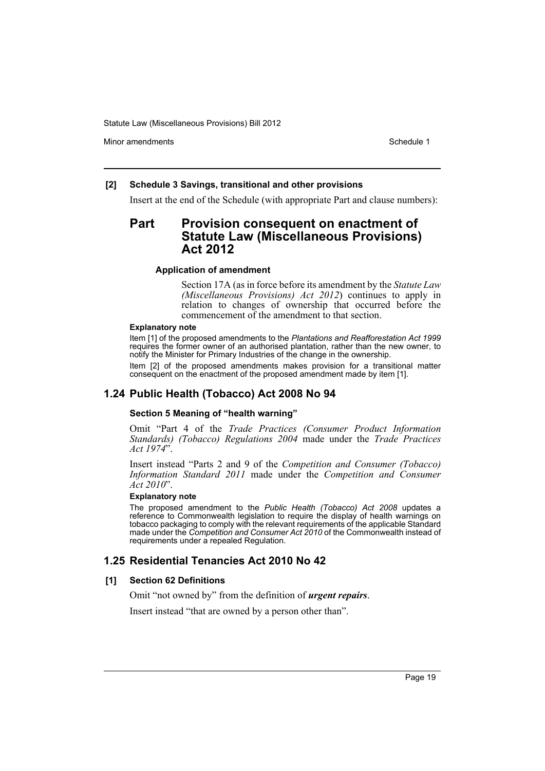**[2] Schedule 3 Savings, transitional and other provisions**

Insert at the end of the Schedule (with appropriate Part and clause numbers):

## Part Provision consequent on enactment of Statute Law (Miscellaneous Provisions) Act 2012

#### Application of amendment

Section 17A (as in force before its amendment by the *Statute Law (Miscellaneous Provisions) Act 2012*) continues to apply in relation to changes of ownership that occurred before the commencement of the amendment to that section.

**Explanatory note**

Item [1] of the proposed amendments to the *Plantations and Reafforestation Act 1999* requires the former owner of an authorised plantation, rather than the new owner, to notify the Minister for Primary Industries of the change in the ownership.

Item [2] of the proposed amendments makes provision for a transitional matter consequent on the enactment of the proposed amendment made by item [1].

## 1.24 Public Health (Tobacco) Act 2008 No 94

#### Section 5 Meaning of "health warning"

Omit "Part 4 of the *Trade Practices (Consumer Product Information Standards) (Tobacco) Regulations 2004* made under the *Trade Practices Act 1974*".

Insert instead "Parts 2 and 9 of the *Competition and Consumer (Tobacco) Information Standard 2011* made under the *Competition and Consumer Act 2010*".

**Explanatory note**

The proposed amendment to the *Public Health (Tobacco) Act 2008* updates a reference to Commonwealth legislation to require the display of health warnings on tobacco packaging to comply with the relevant requirements of the applicable Standard made under the *Competition and Consumer Act 2010* of the Commonwealth instead of requirements under a repealed Regulation.

## 1.25 Residential Tenancies Act 2010 No 42

**[1] Section 62 Definitions**

Omit "not owned by" from the definition of ***urgent repairs***.

Insert instead "that are owned by a person other than".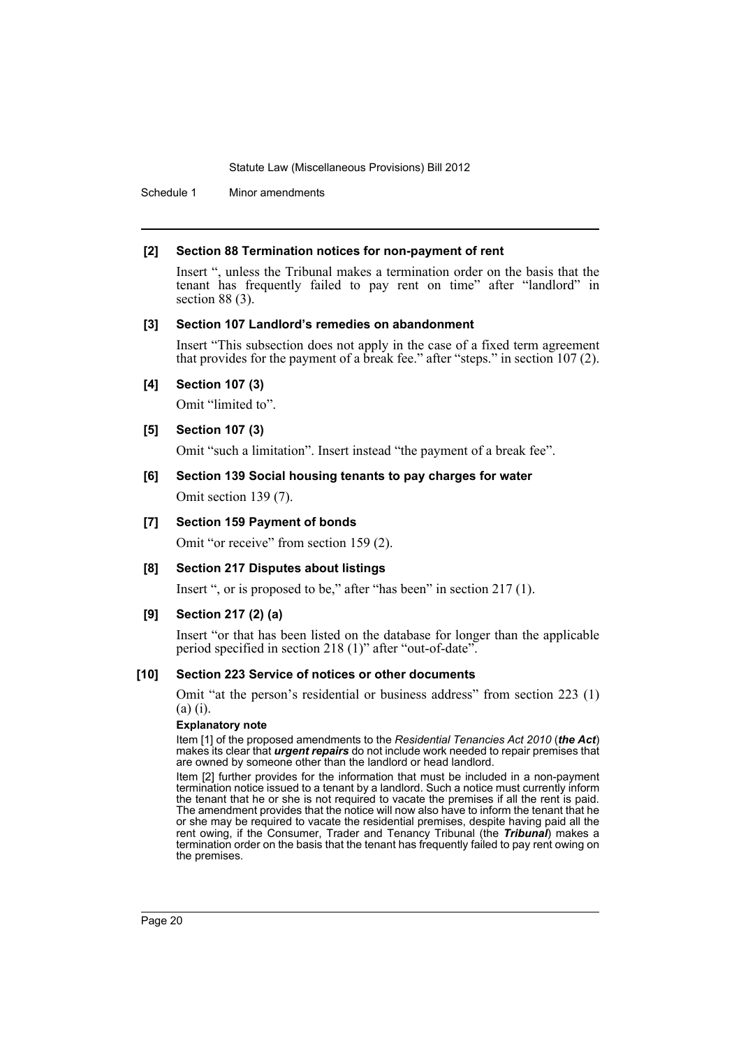**[2] Section 88 Termination notices for non-payment of rent**

Insert ", unless the Tribunal makes a termination order on the basis that the tenant has frequently failed to pay rent on time" after "landlord" in section 88 (3).

**[3] Section 107 Landlord's remedies on abandonment**

Insert "This subsection does not apply in the case of a fixed term agreement that provides for the payment of a break fee." after "steps." in section 107 (2).

**[4] Section 107 (3)**

Omit "limited to".

**[5] Section 107 (3)**

Omit "such a limitation". Insert instead "the payment of a break fee".

**[6] Section 139 Social housing tenants to pay charges for water**

Omit section 139 (7).

**[7] Section 159 Payment of bonds**

Omit "or receive" from section 159 (2).

**[8] Section 217 Disputes about listings**

Insert ", or is proposed to be," after "has been" in section 217 (1).

**[9] Section 217 (2) (a)**

Insert "or that has been listed on the database for longer than the applicable period specified in section 218 (1)" after "out-of-date".

**[10] Section 223 Service of notices or other documents**

Omit "at the person's residential or business address" from section 223 (1) (a) (i).

**Explanatory note**

Item [1] of the proposed amendments to the *Residential Tenancies Act 2010* (***the Act***) makes its clear that ***urgent repairs*** do not include work needed to repair premises that are owned by someone other than the landlord or head landlord.

Item [2] further provides for the information that must be included in a non-payment termination notice issued to a tenant by a landlord. Such a notice must currently inform the tenant that he or she is not required to vacate the premises if all the rent is paid. The amendment provides that the notice will now also have to inform the tenant that he or she may be required to vacate the residential premises, despite having paid all the rent owing, if the Consumer, Trader and Tenancy Tribunal (the ***Tribunal***) makes a termination order on the basis that the tenant has frequently failed to pay rent owing on the premises.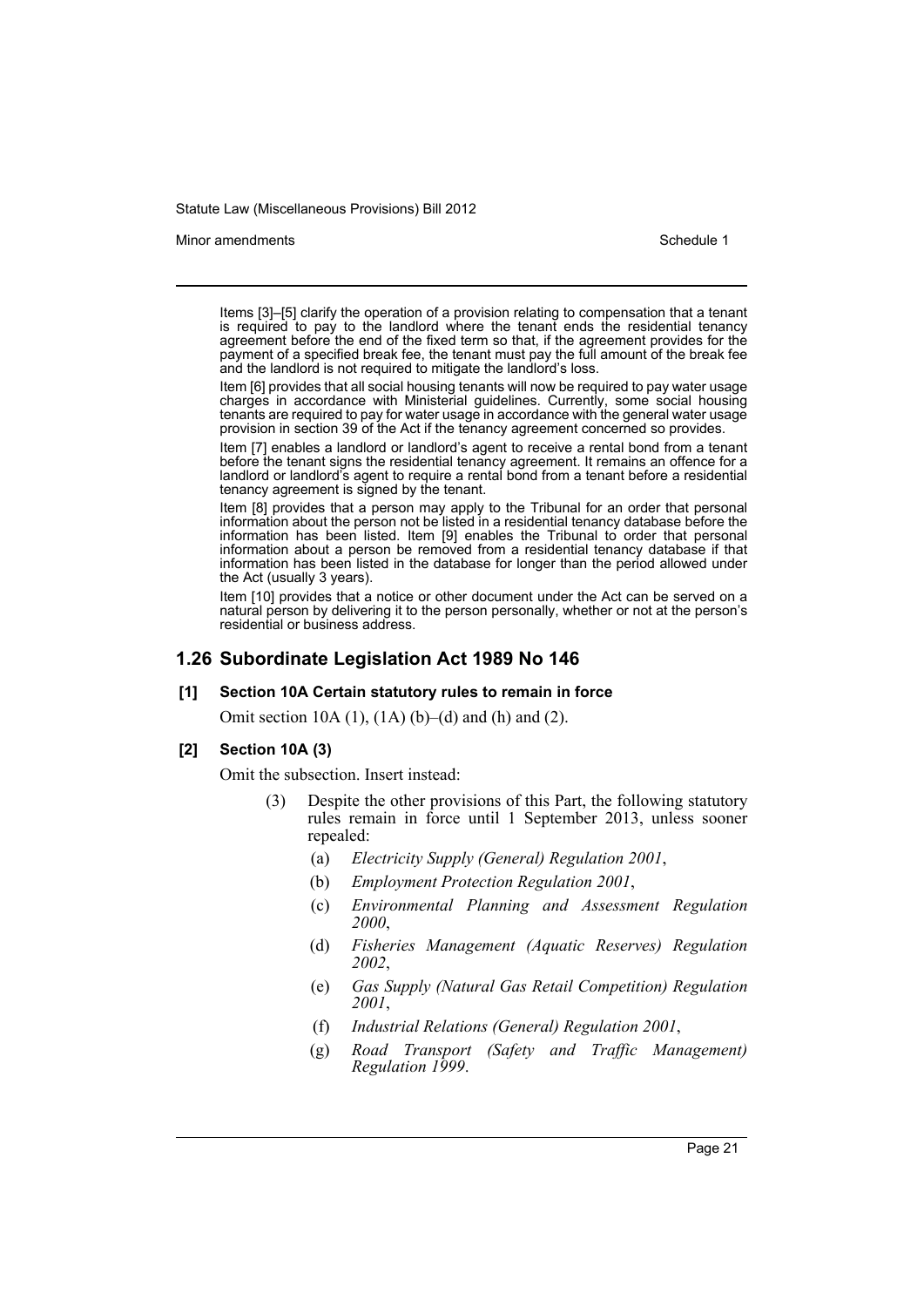Items [3]–[5] clarify the operation of a provision relating to compensation that a tenant is required to pay to the landlord where the tenant ends the residential tenancy agreement before the end of the fixed term so that, if the agreement provides for the payment of a specified break fee, the tenant must pay the full amount of the break fee and the landlord is not required to mitigate the landlord's loss.

Item [6] provides that all social housing tenants will now be required to pay water usage charges in accordance with Ministerial guidelines. Currently, some social housing tenants are required to pay for water usage in accordance with the general water usage provision in section 39 of the Act if the tenancy agreement concerned so provides.

Item [7] enables a landlord or landlord's agent to receive a rental bond from a tenant before the tenant signs the residential tenancy agreement. It remains an offence for a landlord or landlord's agent to require a rental bond from a tenant before a residential tenancy agreement is signed by the tenant.

Item [8] provides that a person may apply to the Tribunal for an order that personal information about the person not be listed in a residential tenancy database before the information has been listed. Item [9] enables the Tribunal to order that personal information about a person be removed from a residential tenancy database if that information has been listed in the database for longer than the period allowed under the Act (usually 3 years).

Item [10] provides that a notice or other document under the Act can be served on a natural person by delivering it to the person personally, whether or not at the person's residential or business address.

## 1.26 Subordinate Legislation Act 1989 No 146

### [1] Section 10A Certain statutory rules to remain in force

Omit section 10A (1), (1A) (b)–(d) and (h) and (2).

### [2] Section 10A (3)

Omit the subsection. Insert instead:

(3) Despite the other provisions of this Part, the following statutory rules remain in force until 1 September 2013, unless sooner repealed:

- (a) *Electricity Supply (General) Regulation 2001*,
- (b) *Employment Protection Regulation 2001*,
- (c) *Environmental Planning and Assessment Regulation 2000*,
- (d) *Fisheries Management (Aquatic Reserves) Regulation 2002*,
- (e) *Gas Supply (Natural Gas Retail Competition) Regulation 2001*,
- (f) *Industrial Relations (General) Regulation 2001*,
- (g) *Road Transport (Safety and Traffic Management) Regulation 1999*.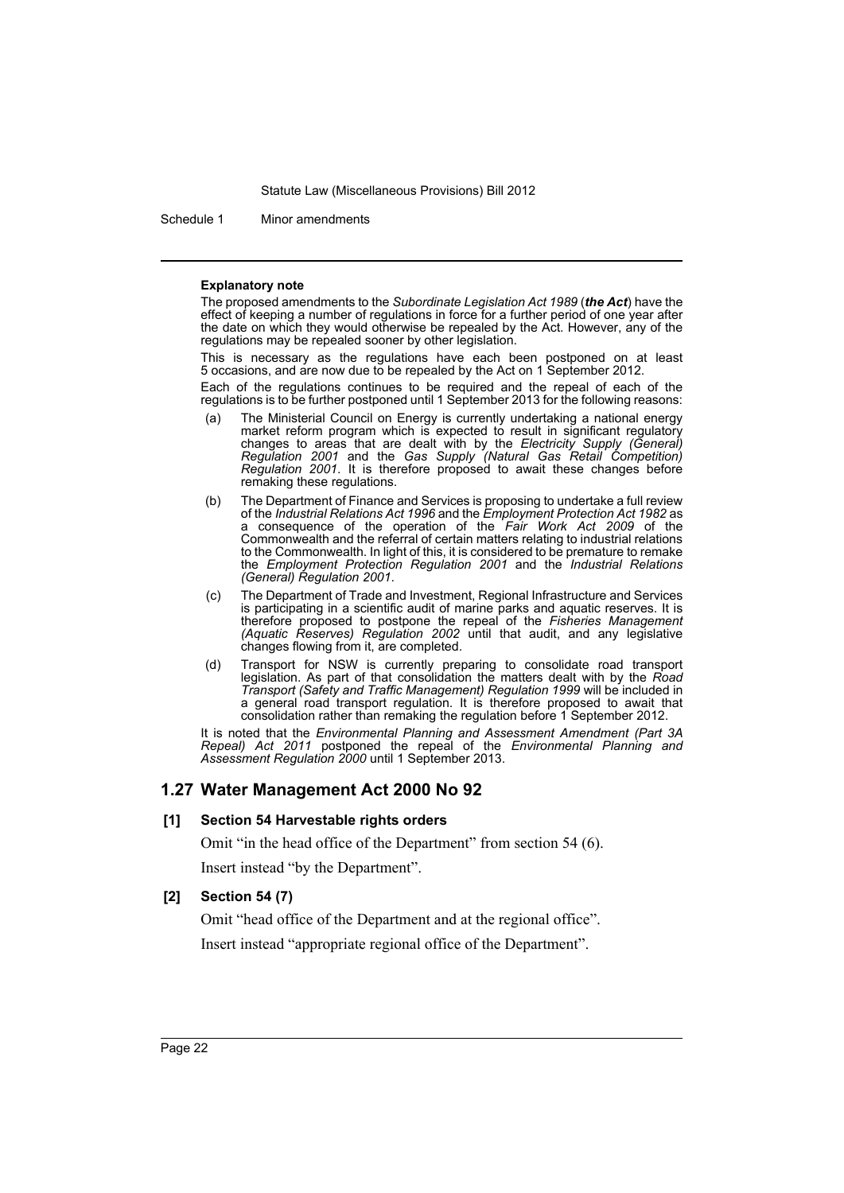**Explanatory note**

The proposed amendments to the *Subordinate Legislation Act 1989* (***the Act***) have the effect of keeping a number of regulations in force for a further period of one year after the date on which they would otherwise be repealed by the Act. However, any of the regulations may be repealed sooner by other legislation.

This is necessary as the regulations have each been postponed on at least 5 occasions, and are now due to be repealed by the Act on 1 September 2012.

Each of the regulations continues to be required and the repeal of each of the regulations is to be further postponed until 1 September 2013 for the following reasons:

(a) The Ministerial Council on Energy is currently undertaking a national energy market reform program which is expected to result in significant regulatory changes to areas that are dealt with by the *Electricity Supply (General) Regulation 2001* and the *Gas Supply (Natural Gas Retail Competition) Regulation 2001*. It is therefore proposed to await these changes before remaking these regulations.

(b) The Department of Finance and Services is proposing to undertake a full review of the *Industrial Relations Act 1996* and the *Employment Protection Act 1982* as a consequence of the operation of the *Fair Work Act 2009* of the Commonwealth and the referral of certain matters relating to industrial relations to the Commonwealth. In light of this, it is considered to be premature to remake the *Employment Protection Regulation 2001* and the *Industrial Relations (General) Regulation 2001*.

(c) The Department of Trade and Investment, Regional Infrastructure and Services is participating in a scientific audit of marine parks and aquatic reserves. It is therefore proposed to postpone the repeal of the *Fisheries Management (Aquatic Reserves) Regulation 2002* until that audit, and any legislative changes flowing from it, are completed.

(d) Transport for NSW is currently preparing to consolidate road transport legislation. As part of that consolidation the matters dealt with by the *Road Transport (Safety and Traffic Management) Regulation 1999* will be included in a general road transport regulation. It is therefore proposed to await that consolidation rather than remaking the regulation before 1 September 2012.

It is noted that the *Environmental Planning and Assessment Amendment (Part 3A Repeal) Act 2011* postponed the repeal of the *Environmental Planning and Assessment Regulation 2000* until 1 September 2013.

## 1.27 Water Management Act 2000 No 92

### [1] Section 54 Harvestable rights orders

Omit "in the head office of the Department" from section 54 (6).

Insert instead "by the Department".

### [2] Section 54 (7)

Omit "head office of the Department and at the regional office".

Insert instead "appropriate regional office of the Department".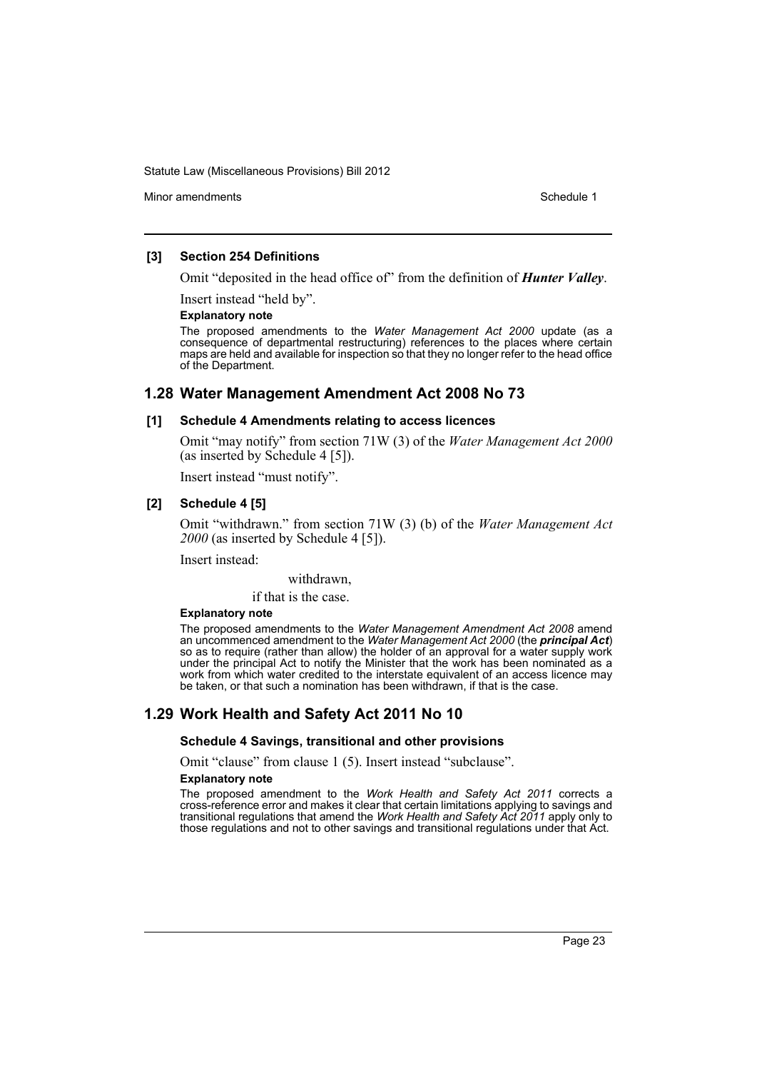### [3] Section 254 Definitions

Omit "deposited in the head office of" from the definition of ***Hunter Valley***.

Insert instead "held by".

**Explanatory note**

The proposed amendments to the *Water Management Act 2000* update (as a consequence of departmental restructuring) references to the places where certain maps are held and available for inspection so that they no longer refer to the head office of the Department.

## 1.28 Water Management Amendment Act 2008 No 73

### [1] Schedule 4 Amendments relating to access licences

Omit "may notify" from section 71W (3) of the *Water Management Act 2000* (as inserted by Schedule 4 [5]).

Insert instead "must notify".

### [2] Schedule 4 [5]

Omit "withdrawn." from section 71W (3) (b) of the *Water Management Act 2000* (as inserted by Schedule 4 [5]).

Insert instead:

withdrawn,

if that is the case.

**Explanatory note**

The proposed amendments to the *Water Management Amendment Act 2008* amend an uncommenced amendment to the *Water Management Act 2000* (the ***principal Act***) so as to require (rather than allow) the holder of an approval for a water supply work under the principal Act to notify the Minister that the work has been nominated as a work from which water credited to the interstate equivalent of an access licence may be taken, or that such a nomination has been withdrawn, if that is the case.

## 1.29 Work Health and Safety Act 2011 No 10

### Schedule 4 Savings, transitional and other provisions

Omit "clause" from clause 1 (5). Insert instead "subclause".

**Explanatory note**

The proposed amendment to the *Work Health and Safety Act 2011* corrects a cross-reference error and makes it clear that certain limitations applying to savings and transitional regulations that amend the *Work Health and Safety Act 2011* apply only to those regulations and not to other savings and transitional regulations under that Act.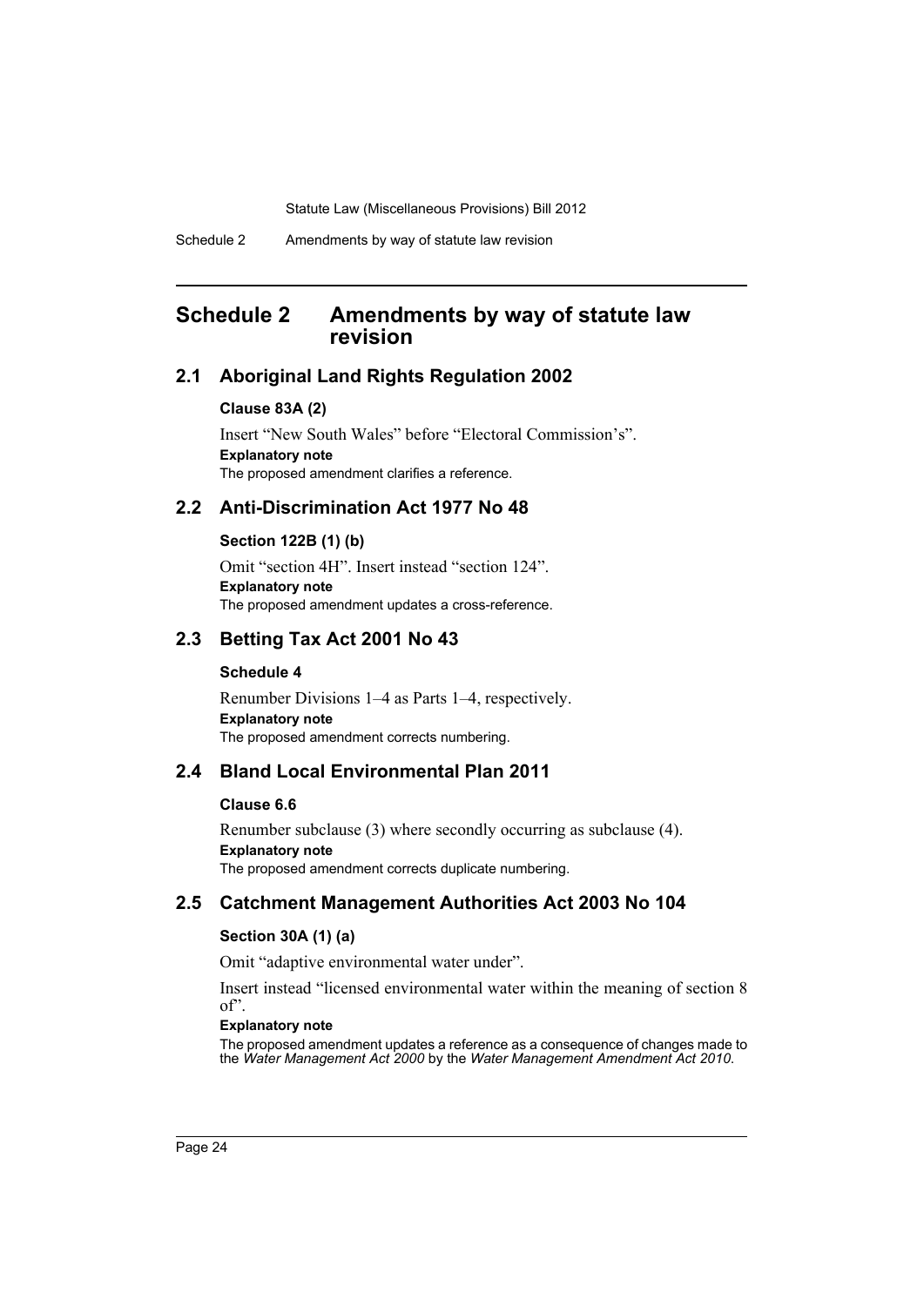# Schedule 2 Amendments by way of statute law revision

## 2.1 Aboriginal Land Rights Regulation 2002

### Clause 83A (2)

Insert "New South Wales" before "Electoral Commission's".

**Explanatory note**

The proposed amendment clarifies a reference.

## 2.2 Anti-Discrimination Act 1977 No 48

### Section 122B (1) (b)

Omit "section 4H". Insert instead "section 124".

**Explanatory note**

The proposed amendment updates a cross-reference.

## 2.3 Betting Tax Act 2001 No 43

### Schedule 4

Renumber Divisions 1–4 as Parts 1–4, respectively.

**Explanatory note**

The proposed amendment corrects numbering.

## 2.4 Bland Local Environmental Plan 2011

### Clause 6.6

Renumber subclause (3) where secondly occurring as subclause (4).

**Explanatory note**

The proposed amendment corrects duplicate numbering.

## 2.5 Catchment Management Authorities Act 2003 No 104

### Section 30A (1) (a)

Omit "adaptive environmental water under".

Insert instead "licensed environmental water within the meaning of section 8 of".

**Explanatory note**

The proposed amendment updates a reference as a consequence of changes made to the *Water Management Act 2000* by the *Water Management Amendment Act 2010*.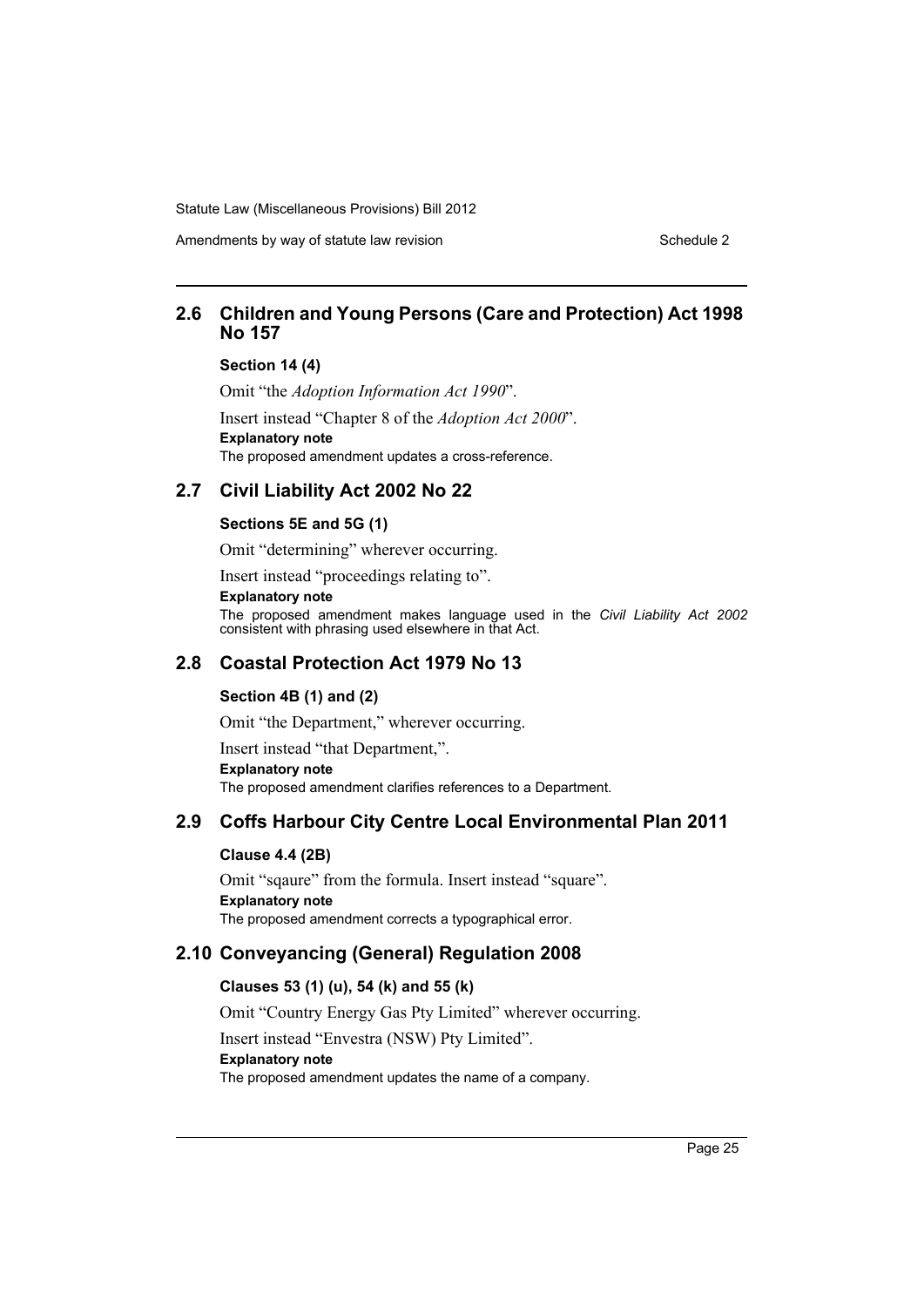## 2.6 Children and Young Persons (Care and Protection) Act 1998 No 157

### Section 14 (4)

Omit "the *Adoption Information Act 1990*".

Insert instead "Chapter 8 of the *Adoption Act 2000*".

**Explanatory note**

The proposed amendment updates a cross-reference.

## 2.7 Civil Liability Act 2002 No 22

### Sections 5E and 5G (1)

Omit "determining" wherever occurring.

Insert instead "proceedings relating to".

**Explanatory note**

The proposed amendment makes language used in the *Civil Liability Act 2002* consistent with phrasing used elsewhere in that Act.

## 2.8 Coastal Protection Act 1979 No 13

### Section 4B (1) and (2)

Omit "the Department," wherever occurring.

Insert instead "that Department,".

**Explanatory note**

The proposed amendment clarifies references to a Department.

## 2.9 Coffs Harbour City Centre Local Environmental Plan 2011

### Clause 4.4 (2B)

Omit "sqaure" from the formula. Insert instead "square".

**Explanatory note**

The proposed amendment corrects a typographical error.

## 2.10 Conveyancing (General) Regulation 2008

### Clauses 53 (1) (u), 54 (k) and 55 (k)

Omit "Country Energy Gas Pty Limited" wherever occurring.

Insert instead "Envestra (NSW) Pty Limited".

**Explanatory note**

The proposed amendment updates the name of a company.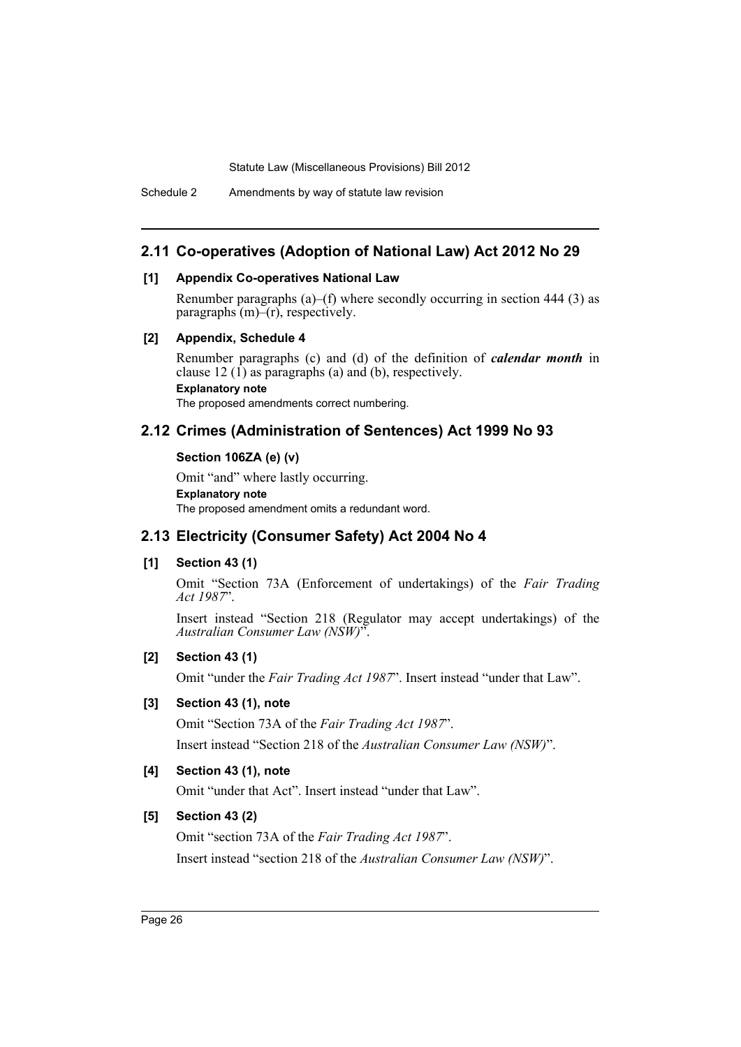## 2.11 Co-operatives (Adoption of National Law) Act 2012 No 29

### [1] Appendix Co-operatives National Law

Renumber paragraphs (a)–(f) where secondly occurring in section 444 (3) as paragraphs (m)–(r), respectively.

### [2] Appendix, Schedule 4

Renumber paragraphs (c) and (d) of the definition of ***calendar month*** in clause 12 (1) as paragraphs (a) and (b), respectively.

**Explanatory note**

The proposed amendments correct numbering.

## 2.12 Crimes (Administration of Sentences) Act 1999 No 93

### Section 106ZA (e) (v)

Omit "and" where lastly occurring.

**Explanatory note**

The proposed amendment omits a redundant word.

## 2.13 Electricity (Consumer Safety) Act 2004 No 4

### [1] Section 43 (1)

Omit "Section 73A (Enforcement of undertakings) of the *Fair Trading Act 1987*".

Insert instead "Section 218 (Regulator may accept undertakings) of the *Australian Consumer Law (NSW)*".

### [2] Section 43 (1)

Omit "under the *Fair Trading Act 1987*". Insert instead "under that Law".

### [3] Section 43 (1), note

Omit "Section 73A of the *Fair Trading Act 1987*".

Insert instead "Section 218 of the *Australian Consumer Law (NSW)*".

### [4] Section 43 (1), note

Omit "under that Act". Insert instead "under that Law".

### [5] Section 43 (2)

Omit "section 73A of the *Fair Trading Act 1987*".

Insert instead "section 218 of the *Australian Consumer Law (NSW)*".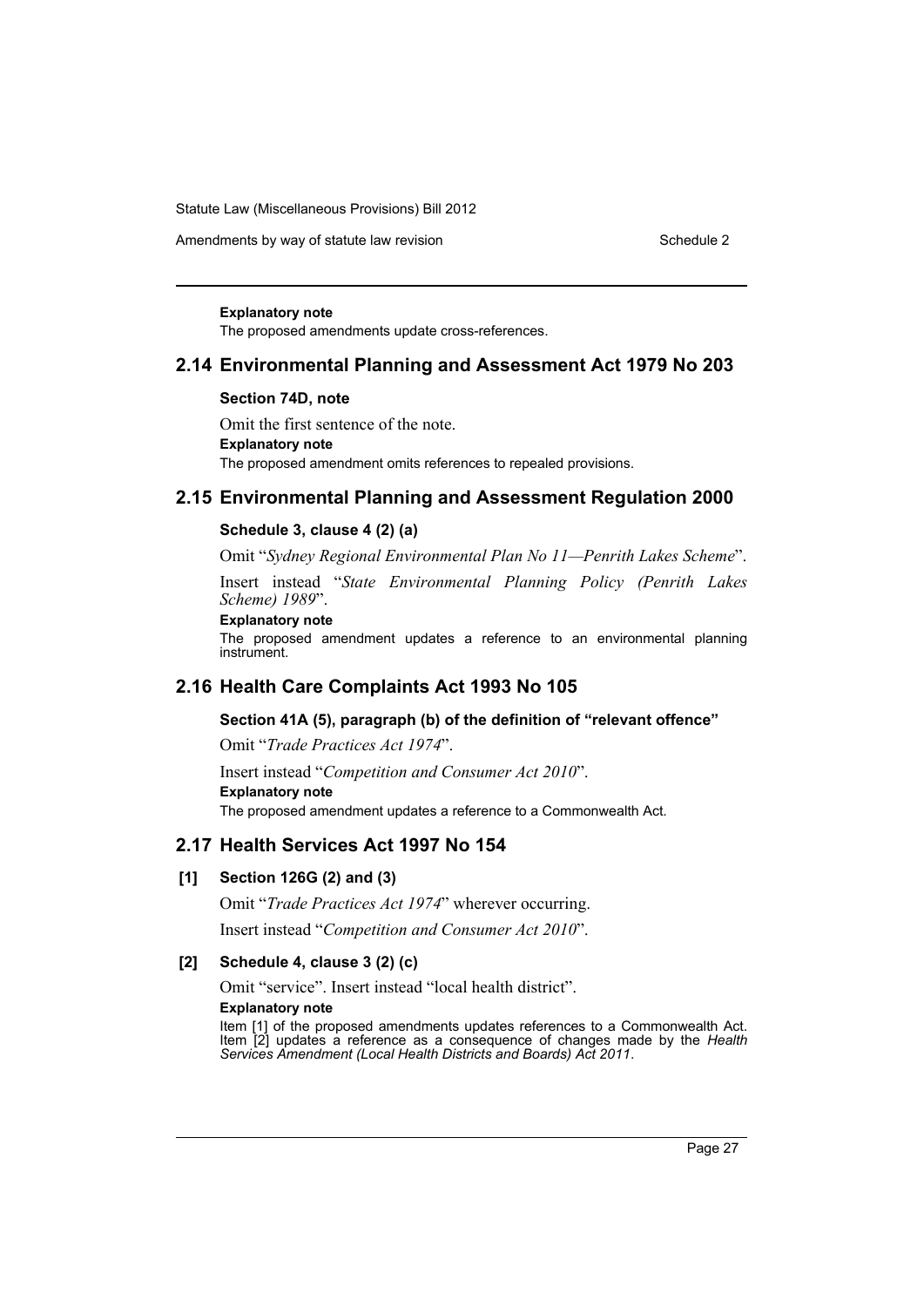**Explanatory note**

The proposed amendments update cross-references.

## 2.14 Environmental Planning and Assessment Act 1979 No 203

### Section 74D, note

Omit the first sentence of the note.

**Explanatory note**

The proposed amendment omits references to repealed provisions.

## 2.15 Environmental Planning and Assessment Regulation 2000

### Schedule 3, clause 4 (2) (a)

Omit "*Sydney Regional Environmental Plan No 11—Penrith Lakes Scheme*".

Insert instead "*State Environmental Planning Policy (Penrith Lakes Scheme) 1989*".

**Explanatory note**

The proposed amendment updates a reference to an environmental planning instrument.

## 2.16 Health Care Complaints Act 1993 No 105

### Section 41A (5), paragraph (b) of the definition of "relevant offence"

Omit "*Trade Practices Act 1974*".

Insert instead "*Competition and Consumer Act 2010*".

**Explanatory note**

The proposed amendment updates a reference to a Commonwealth Act.

## 2.17 Health Services Act 1997 No 154

### [1] Section 126G (2) and (3)

Omit "*Trade Practices Act 1974*" wherever occurring.

Insert instead "*Competition and Consumer Act 2010*".

### [2] Schedule 4, clause 3 (2) (c)

Omit "service". Insert instead "local health district".

**Explanatory note**

Item [1] of the proposed amendments updates references to a Commonwealth Act. Item [2] updates a reference as a consequence of changes made by the *Health Services Amendment (Local Health Districts and Boards) Act 2011*.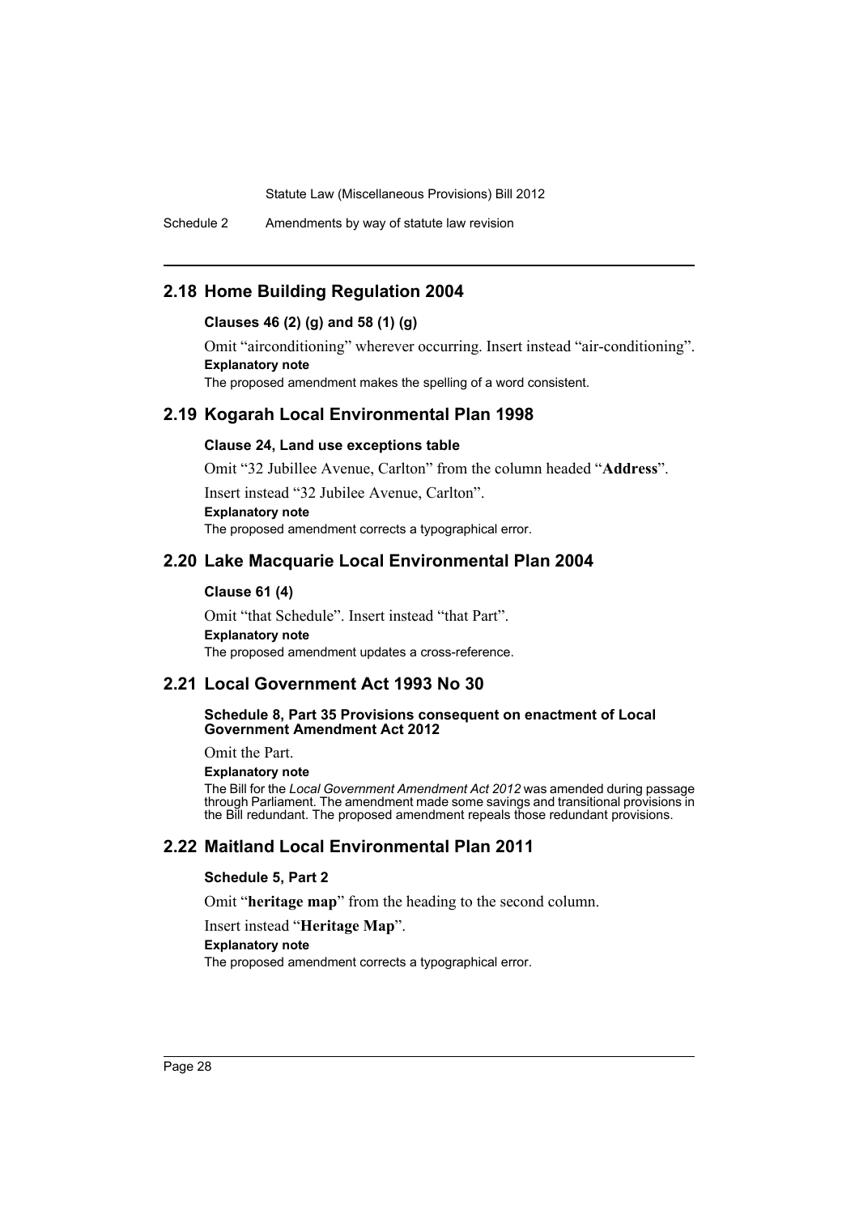## 2.18 Home Building Regulation 2004

### Clauses 46 (2) (g) and 58 (1) (g)

Omit "airconditioning" wherever occurring. Insert instead "air-conditioning".

**Explanatory note**

The proposed amendment makes the spelling of a word consistent.

## 2.19 Kogarah Local Environmental Plan 1998

### Clause 24, Land use exceptions table

Omit "32 Jubillee Avenue, Carlton" from the column headed "**Address**".

Insert instead "32 Jubilee Avenue, Carlton".

**Explanatory note**

The proposed amendment corrects a typographical error.

## 2.20 Lake Macquarie Local Environmental Plan 2004

### Clause 61 (4)

Omit "that Schedule". Insert instead "that Part".

**Explanatory note**

The proposed amendment updates a cross-reference.

## 2.21 Local Government Act 1993 No 30

### Schedule 8, Part 35 Provisions consequent on enactment of Local Government Amendment Act 2012

Omit the Part.

**Explanatory note**

The Bill for the *Local Government Amendment Act 2012* was amended during passage through Parliament. The amendment made some savings and transitional provisions in the Bill redundant. The proposed amendment repeals those redundant provisions.

## 2.22 Maitland Local Environmental Plan 2011

### Schedule 5, Part 2

Omit "**heritage map**" from the heading to the second column.

Insert instead "**Heritage Map**".

**Explanatory note**

The proposed amendment corrects a typographical error.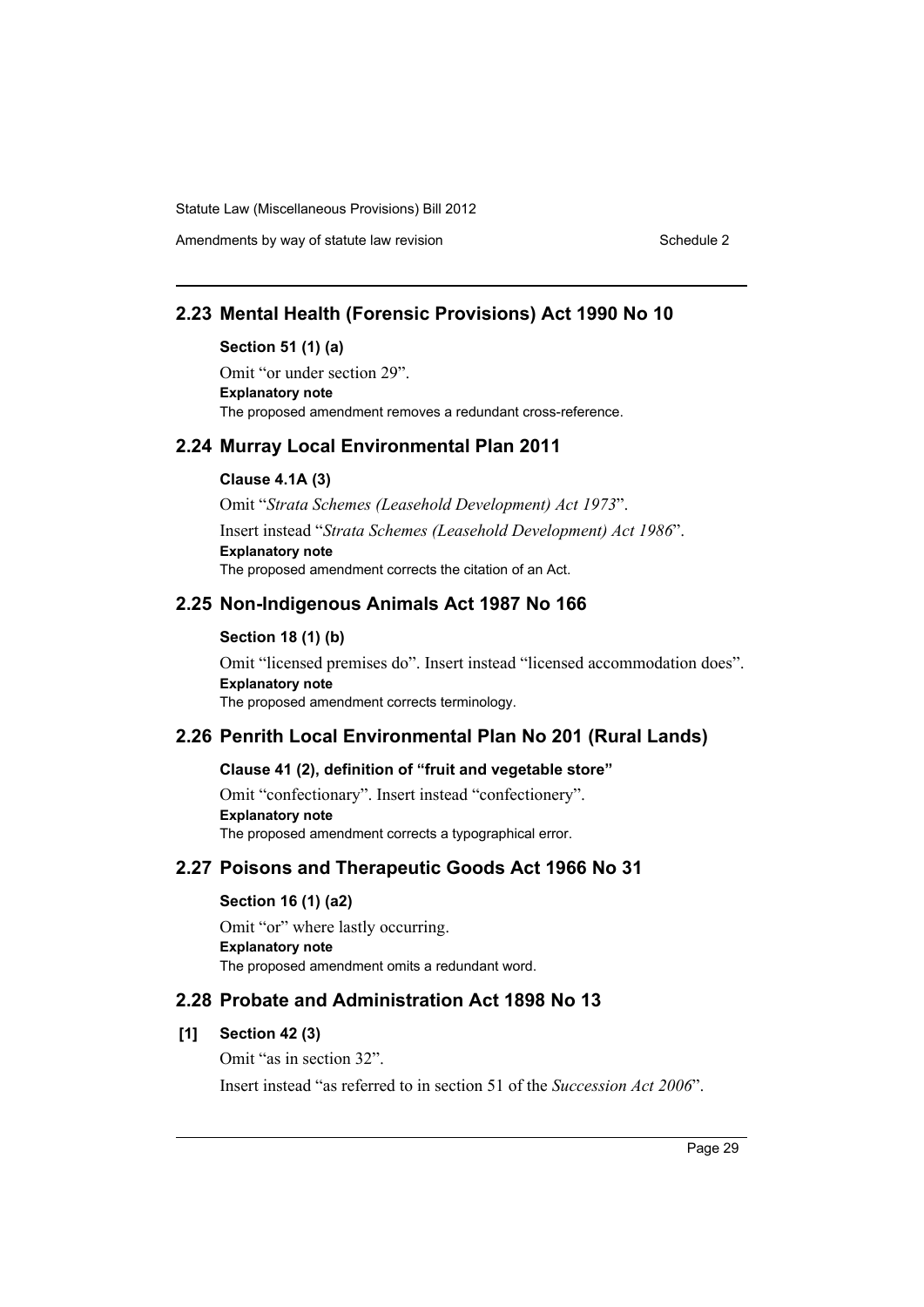## 2.23 Mental Health (Forensic Provisions) Act 1990 No 10

### Section 51 (1) (a)

Omit "or under section 29".

**Explanatory note**

The proposed amendment removes a redundant cross-reference.

## 2.24 Murray Local Environmental Plan 2011

### Clause 4.1A (3)

Omit "*Strata Schemes (Leasehold Development) Act 1973*".

Insert instead "*Strata Schemes (Leasehold Development) Act 1986*".

**Explanatory note**

The proposed amendment corrects the citation of an Act.

## 2.25 Non-Indigenous Animals Act 1987 No 166

### Section 18 (1) (b)

Omit "licensed premises do". Insert instead "licensed accommodation does".

**Explanatory note**

The proposed amendment corrects terminology.

## 2.26 Penrith Local Environmental Plan No 201 (Rural Lands)

### Clause 41 (2), definition of "fruit and vegetable store"

Omit "confectionary". Insert instead "confectionery".

**Explanatory note**

The proposed amendment corrects a typographical error.

## 2.27 Poisons and Therapeutic Goods Act 1966 No 31

### Section 16 (1) (a2)

Omit "or" where lastly occurring.

**Explanatory note**

The proposed amendment omits a redundant word.

## 2.28 Probate and Administration Act 1898 No 13

### [1] Section 42 (3)

Omit "as in section 32".

Insert instead "as referred to in section 51 of the *Succession Act 2006*".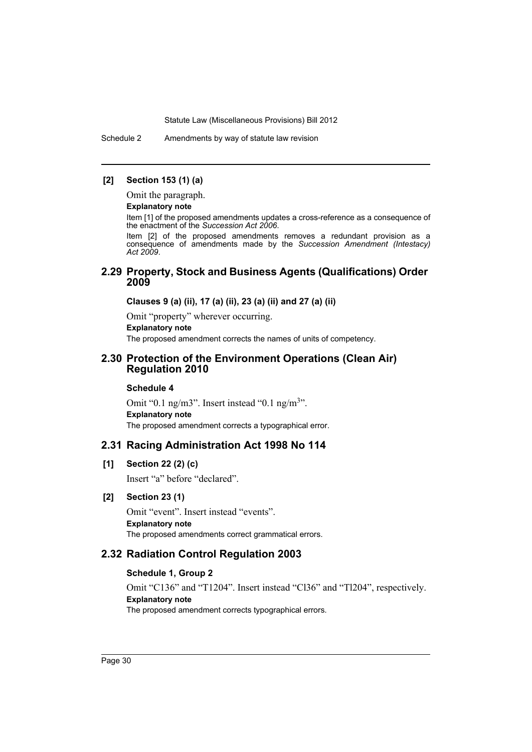**[2] Section 153 (1) (a)**

Omit the paragraph.

**Explanatory note**

Item [1] of the proposed amendments updates a cross-reference as a consequence of the enactment of the *Succession Act 2006*.

Item [2] of the proposed amendments removes a redundant provision as a consequence of amendments made by the *Succession Amendment (Intestacy) Act 2009*.

## 2.29 Property, Stock and Business Agents (Qualifications) Order 2009

**Clauses 9 (a) (ii), 17 (a) (ii), 23 (a) (ii) and 27 (a) (ii)**

Omit "property" wherever occurring.

**Explanatory note**

The proposed amendment corrects the names of units of competency.

## 2.30 Protection of the Environment Operations (Clean Air) Regulation 2010

**Schedule 4**

Omit "0.1 ng/m3". Insert instead "0.1 ng/$m^3$".

**Explanatory note**

The proposed amendment corrects a typographical error.

## 2.31 Racing Administration Act 1998 No 114

**[1] Section 22 (2) (c)**

Insert "a" before "declared".

**[2] Section 23 (1)**

Omit "event". Insert instead "events".

**Explanatory note**

The proposed amendments correct grammatical errors.

## 2.32 Radiation Control Regulation 2003

**Schedule 1, Group 2**

Omit "C136" and "T1204". Insert instead "Cl36" and "Tl204", respectively.

**Explanatory note**

The proposed amendment corrects typographical errors.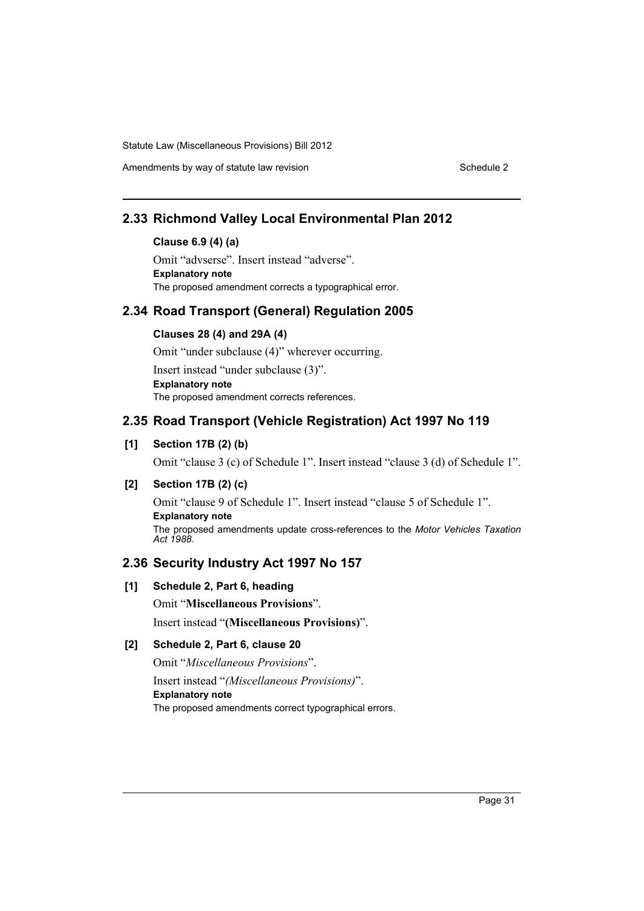## 2.33 Richmond Valley Local Environmental Plan 2012

### Clause 6.9 (4) (a)

Omit "advserse". Insert instead "adverse".

**Explanatory note**

The proposed amendment corrects a typographical error.

## 2.34 Road Transport (General) Regulation 2005

### Clauses 28 (4) and 29A (4)

Omit "under subclause (4)" wherever occurring.

Insert instead "under subclause (3)".

**Explanatory note**

The proposed amendment corrects references.

## 2.35 Road Transport (Vehicle Registration) Act 1997 No 119

### [1] Section 17B (2) (b)

Omit "clause 3 (c) of Schedule 1". Insert instead "clause 3 (d) of Schedule 1".

### [2] Section 17B (2) (c)

Omit "clause 9 of Schedule 1". Insert instead "clause 5 of Schedule 1".

**Explanatory note**

The proposed amendments update cross-references to the *Motor Vehicles Taxation Act 1988*.

## 2.36 Security Industry Act 1997 No 157

### [1] Schedule 2, Part 6, heading

Omit "**Miscellaneous Provisions**".

Insert instead "**(Miscellaneous Provisions)**".

### [2] Schedule 2, Part 6, clause 20

Omit "*Miscellaneous Provisions*".

Insert instead "*(Miscellaneous Provisions)*".

**Explanatory note**

The proposed amendments correct typographical errors.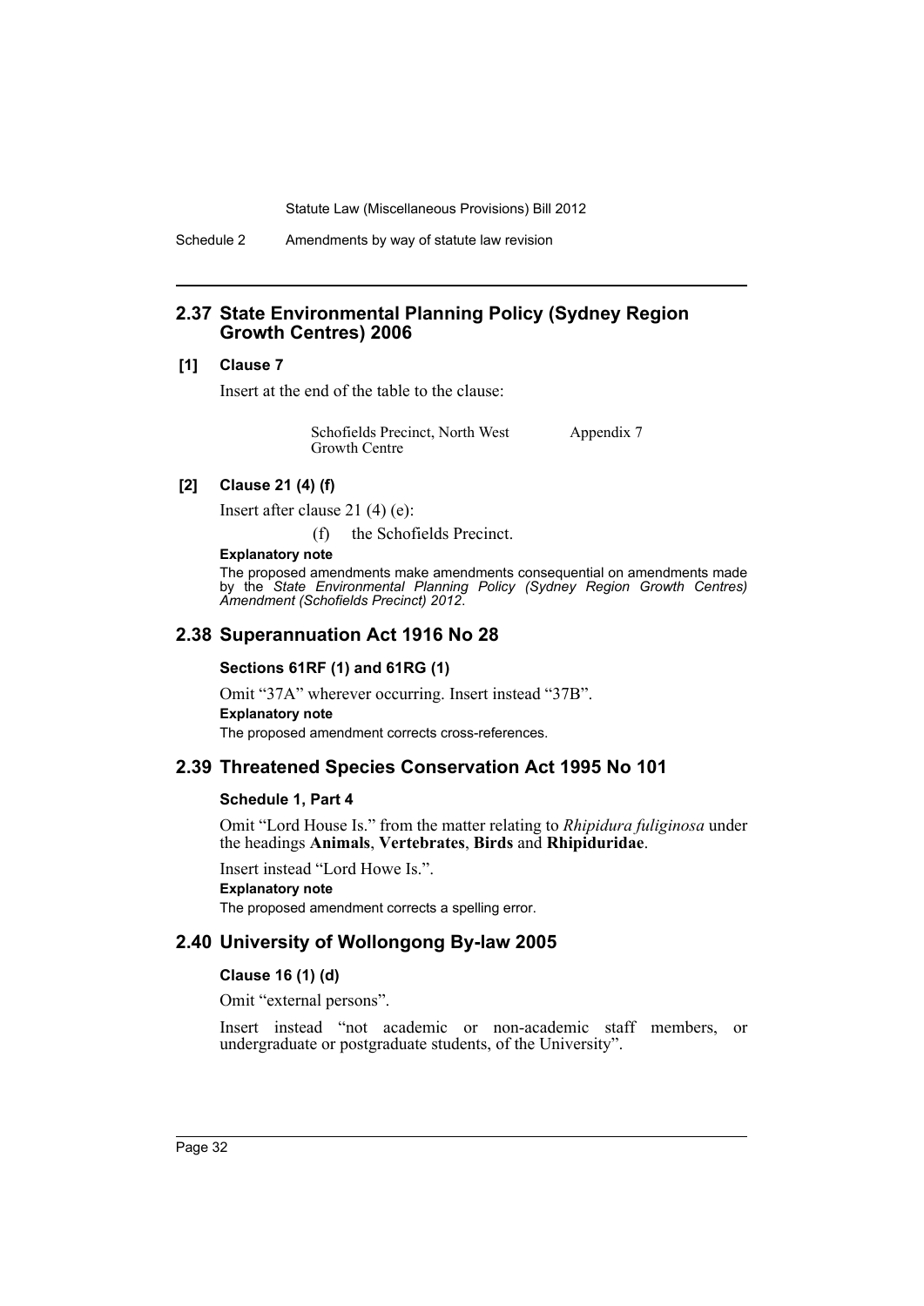## 2.37 State Environmental Planning Policy (Sydney Region Growth Centres) 2006

**[1] Clause 7**

Insert at the end of the table to the clause:

| Schofields Precinct, North West Growth Centre | Appendix 7 |
|---|---|

**[2] Clause 21 (4) (f)**

Insert after clause 21 (4) (e):

(f) the Schofields Precinct.

**Explanatory note**

The proposed amendments make amendments consequential on amendments made by the *State Environmental Planning Policy (Sydney Region Growth Centres) Amendment (Schofields Precinct) 2012*.

## 2.38 Superannuation Act 1916 No 28

**Sections 61RF (1) and 61RG (1)**

Omit "37A" wherever occurring. Insert instead "37B".

**Explanatory note**

The proposed amendment corrects cross-references.

## 2.39 Threatened Species Conservation Act 1995 No 101

**Schedule 1, Part 4**

Omit "Lord House Is." from the matter relating to *Rhipidura fuliginosa* under the headings **Animals**, **Vertebrates**, **Birds** and **Rhipiduridae**.

Insert instead "Lord Howe Is.".

**Explanatory note**

The proposed amendment corrects a spelling error.

## 2.40 University of Wollongong By-law 2005

**Clause 16 (1) (d)**

Omit "external persons".

Insert instead "not academic or non-academic staff members, or undergraduate or postgraduate students, of the University".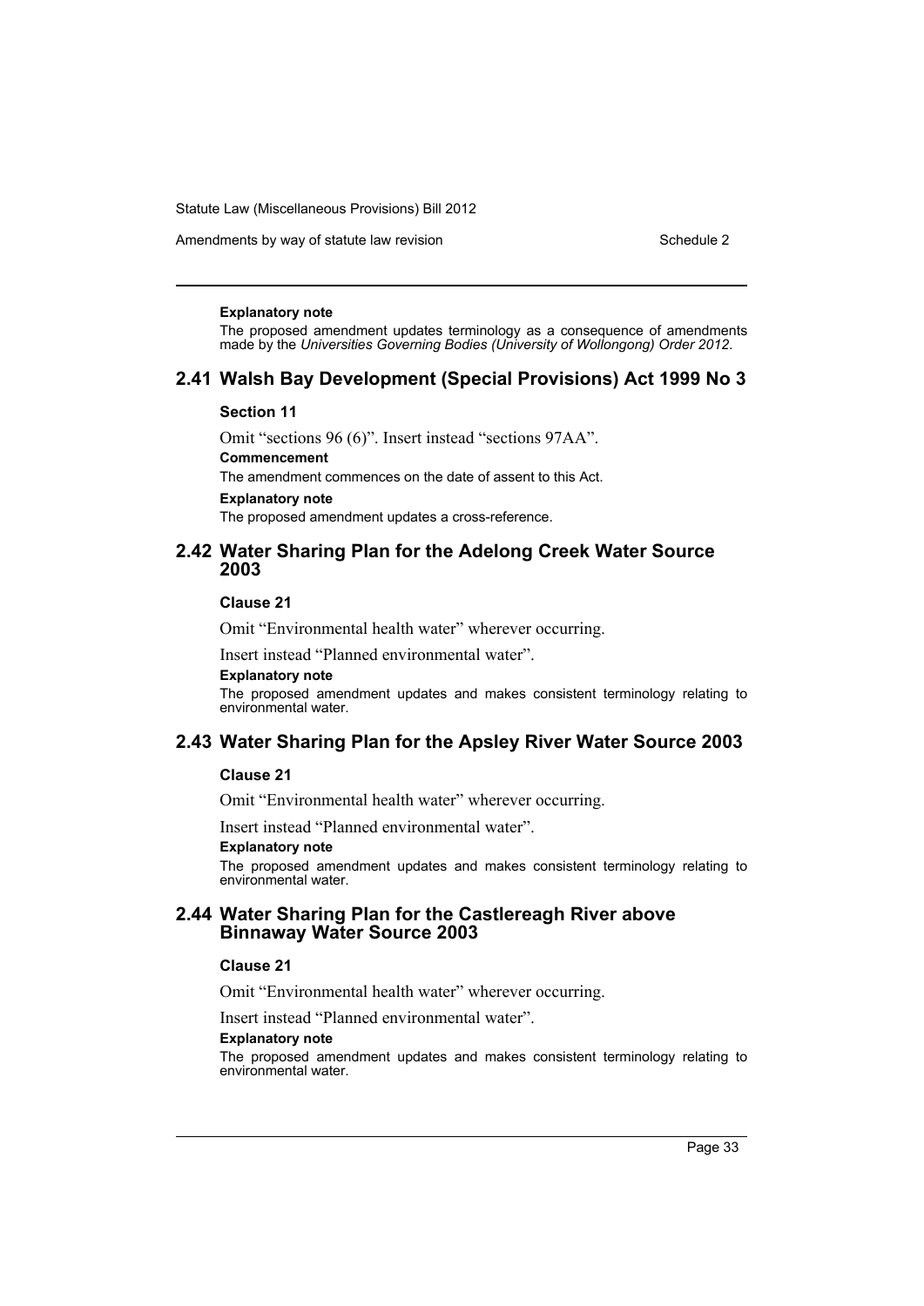#### Explanatory note

The proposed amendment updates terminology as a consequence of amendments made by the *Universities Governing Bodies (University of Wollongong) Order 2012*.

## 2.41 Walsh Bay Development (Special Provisions) Act 1999 No 3

### Section 11

Omit "sections 96 (6)". Insert instead "sections 97AA".

#### Commencement

The amendment commences on the date of assent to this Act.

#### Explanatory note

The proposed amendment updates a cross-reference.

## 2.42 Water Sharing Plan for the Adelong Creek Water Source 2003

### Clause 21

Omit "Environmental health water" wherever occurring.

Insert instead "Planned environmental water".

#### Explanatory note

The proposed amendment updates and makes consistent terminology relating to environmental water.

## 2.43 Water Sharing Plan for the Apsley River Water Source 2003

### Clause 21

Omit "Environmental health water" wherever occurring.

Insert instead "Planned environmental water".

#### Explanatory note

The proposed amendment updates and makes consistent terminology relating to environmental water.

## 2.44 Water Sharing Plan for the Castlereagh River above Binnaway Water Source 2003

### Clause 21

Omit "Environmental health water" wherever occurring.

Insert instead "Planned environmental water".

#### Explanatory note

The proposed amendment updates and makes consistent terminology relating to environmental water.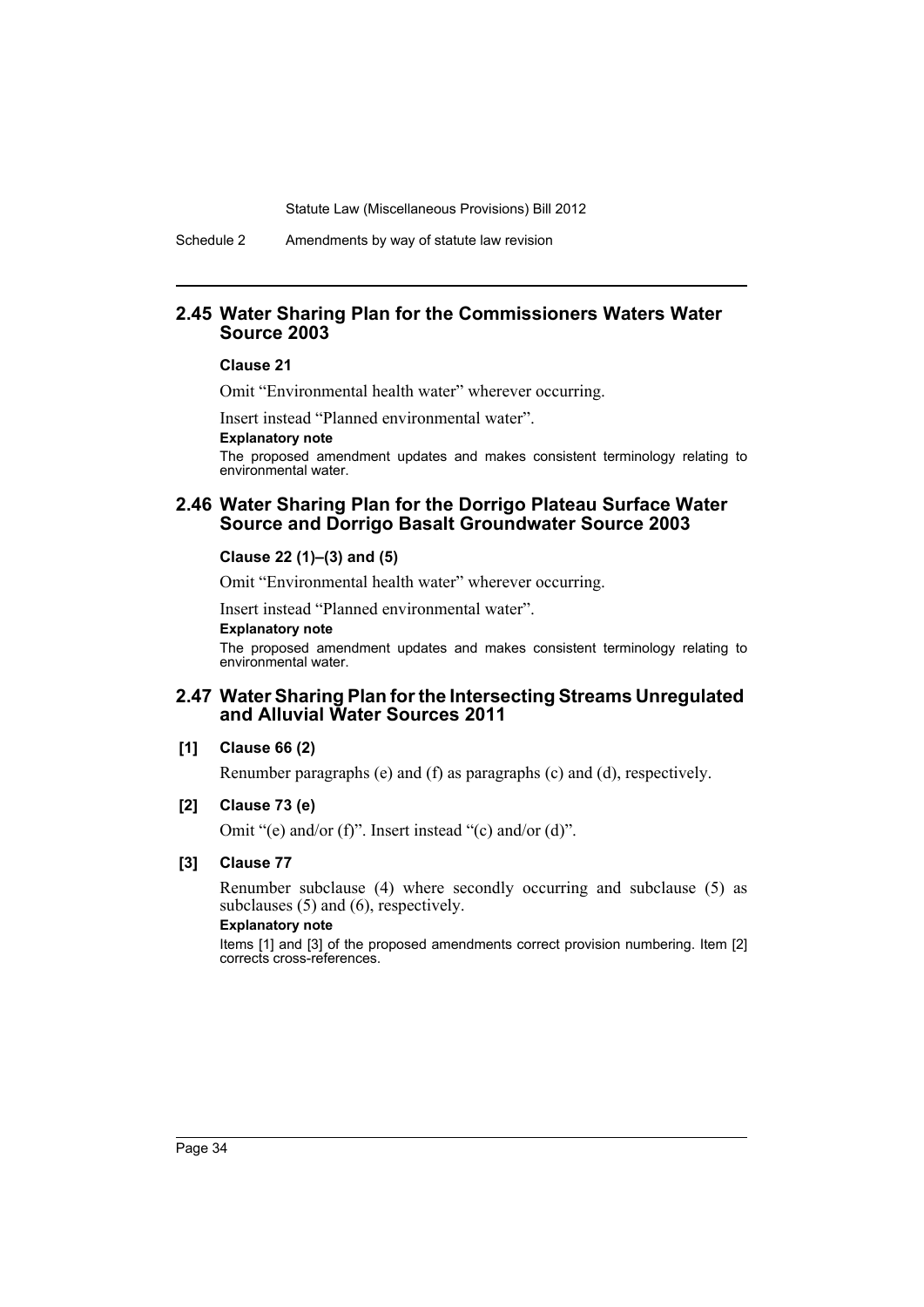## 2.45 Water Sharing Plan for the Commissioners Waters Water Source 2003

### Clause 21

Omit "Environmental health water" wherever occurring.

Insert instead "Planned environmental water".

**Explanatory note**

The proposed amendment updates and makes consistent terminology relating to environmental water.

## 2.46 Water Sharing Plan for the Dorrigo Plateau Surface Water Source and Dorrigo Basalt Groundwater Source 2003

### Clause 22 (1)–(3) and (5)

Omit "Environmental health water" wherever occurring.

Insert instead "Planned environmental water".

**Explanatory note**

The proposed amendment updates and makes consistent terminology relating to environmental water.

## 2.47 Water Sharing Plan for the Intersecting Streams Unregulated and Alluvial Water Sources 2011

### [1] Clause 66 (2)

Renumber paragraphs (e) and (f) as paragraphs (c) and (d), respectively.

### [2] Clause 73 (e)

Omit "(e) and/or (f)". Insert instead "(c) and/or (d)".

### [3] Clause 77

Renumber subclause (4) where secondly occurring and subclause (5) as subclauses (5) and (6), respectively.

**Explanatory note**

Items [1] and [3] of the proposed amendments correct provision numbering. Item [2] corrects cross-references.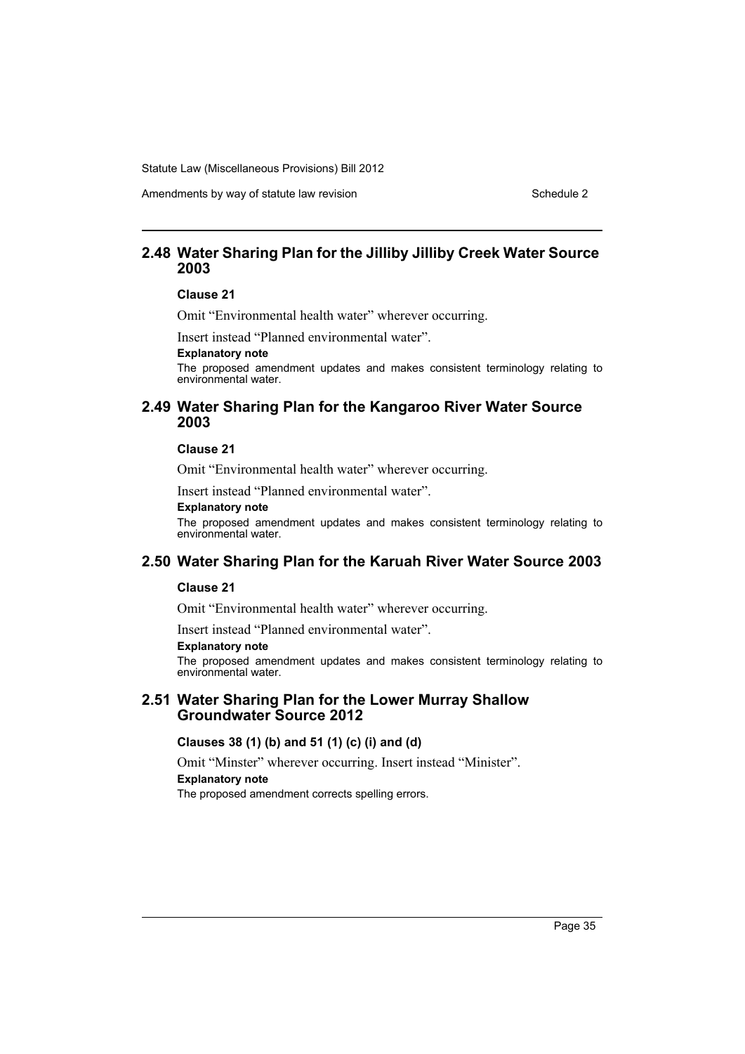## 2.48 Water Sharing Plan for the Jilliby Jilliby Creek Water Source 2003

### Clause 21

Omit "Environmental health water" wherever occurring.

Insert instead "Planned environmental water".

**Explanatory note**

The proposed amendment updates and makes consistent terminology relating to environmental water.

## 2.49 Water Sharing Plan for the Kangaroo River Water Source 2003

### Clause 21

Omit "Environmental health water" wherever occurring.

Insert instead "Planned environmental water".

**Explanatory note**

The proposed amendment updates and makes consistent terminology relating to environmental water.

## 2.50 Water Sharing Plan for the Karuah River Water Source 2003

### Clause 21

Omit "Environmental health water" wherever occurring.

Insert instead "Planned environmental water".

**Explanatory note**

The proposed amendment updates and makes consistent terminology relating to environmental water.

## 2.51 Water Sharing Plan for the Lower Murray Shallow Groundwater Source 2012

### Clauses 38 (1) (b) and 51 (1) (c) (i) and (d)

Omit "Minster" wherever occurring. Insert instead "Minister".

**Explanatory note**

The proposed amendment corrects spelling errors.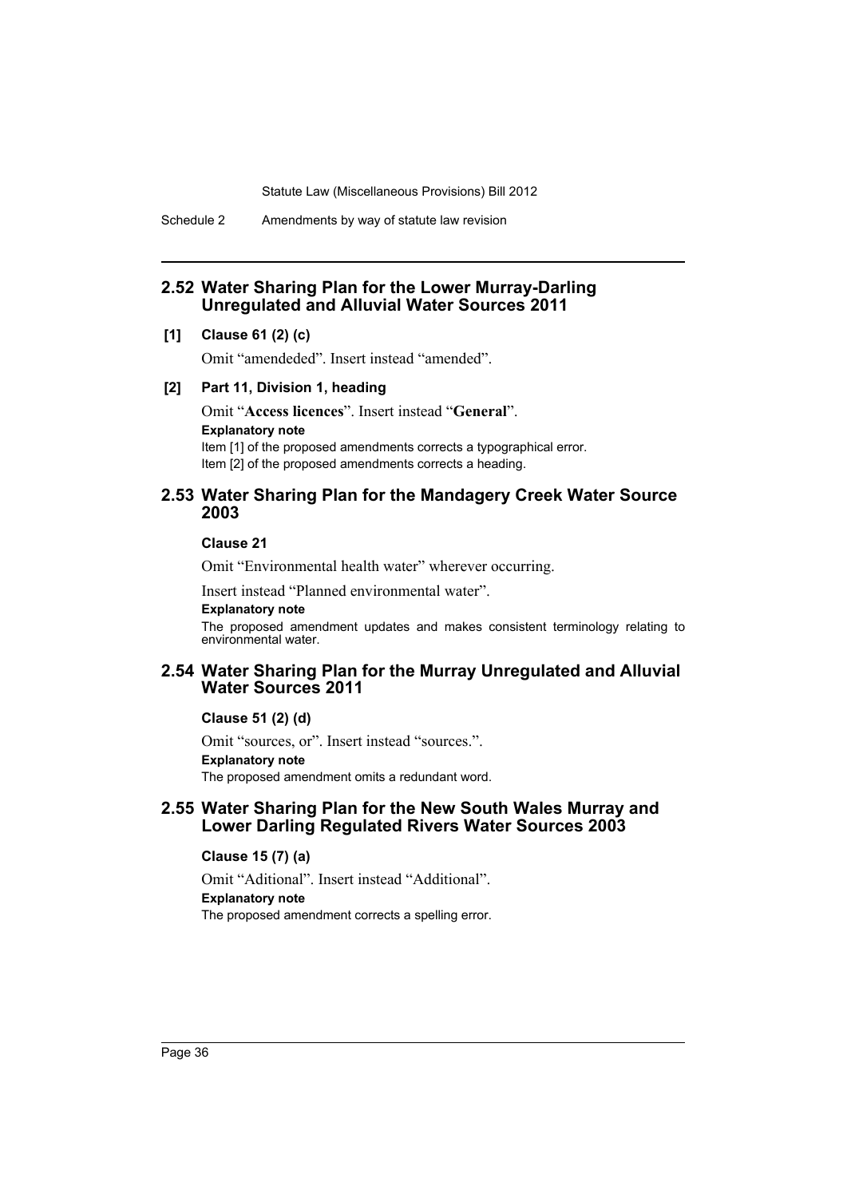## 2.52 Water Sharing Plan for the Lower Murray-Darling Unregulated and Alluvial Water Sources 2011

**[1] Clause 61 (2) (c)**

Omit "amendeded". Insert instead "amended".

**[2] Part 11, Division 1, heading**

Omit "**Access licences**". Insert instead "**General**".

**Explanatory note**

Item [1] of the proposed amendments corrects a typographical error.

Item [2] of the proposed amendments corrects a heading.

## 2.53 Water Sharing Plan for the Mandagery Creek Water Source 2003

**Clause 21**

Omit "Environmental health water" wherever occurring.

Insert instead "Planned environmental water".

**Explanatory note**

The proposed amendment updates and makes consistent terminology relating to environmental water.

## 2.54 Water Sharing Plan for the Murray Unregulated and Alluvial Water Sources 2011

**Clause 51 (2) (d)**

Omit "sources, or". Insert instead "sources.".

**Explanatory note**

The proposed amendment omits a redundant word.

## 2.55 Water Sharing Plan for the New South Wales Murray and Lower Darling Regulated Rivers Water Sources 2003

**Clause 15 (7) (a)**

Omit "Aditional". Insert instead "Additional".

**Explanatory note**

The proposed amendment corrects a spelling error.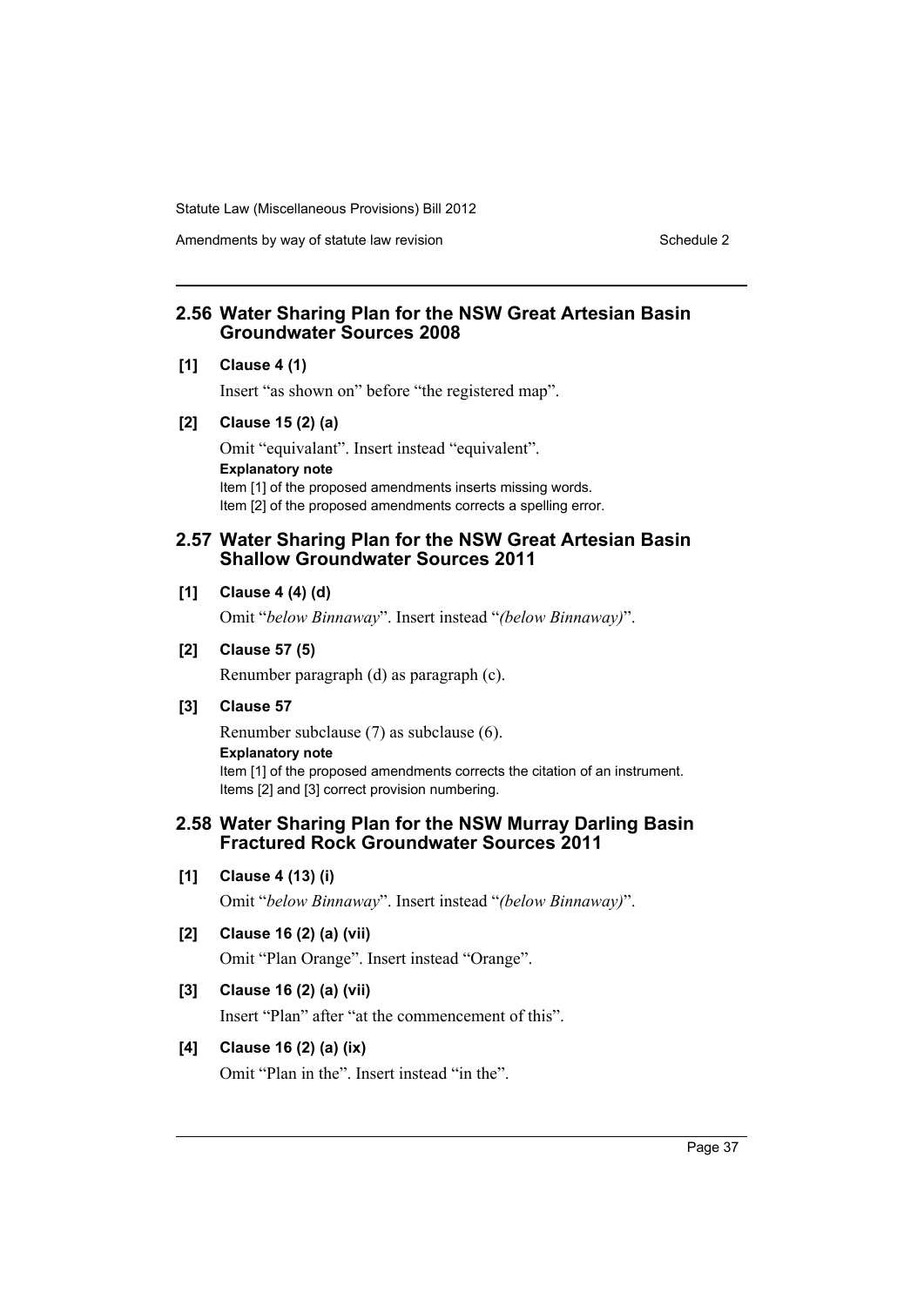## 2.56 Water Sharing Plan for the NSW Great Artesian Basin Groundwater Sources 2008

**[1] Clause 4 (1)**

Insert "as shown on" before "the registered map".

**[2] Clause 15 (2) (a)**

Omit "equivalant". Insert instead "equivalent".

**Explanatory note**

Item [1] of the proposed amendments inserts missing words.

Item [2] of the proposed amendments corrects a spelling error.

## 2.57 Water Sharing Plan for the NSW Great Artesian Basin Shallow Groundwater Sources 2011

**[1] Clause 4 (4) (d)**

Omit "*below Binnaway*". Insert instead "*(below Binnaway)*".

**[2] Clause 57 (5)**

Renumber paragraph (d) as paragraph (c).

**[3] Clause 57**

Renumber subclause (7) as subclause (6).

**Explanatory note**

Item [1] of the proposed amendments corrects the citation of an instrument.

Items [2] and [3] correct provision numbering.

## 2.58 Water Sharing Plan for the NSW Murray Darling Basin Fractured Rock Groundwater Sources 2011

**[1] Clause 4 (13) (i)**

Omit "*below Binnaway*". Insert instead "*(below Binnaway)*".

**[2] Clause 16 (2) (a) (vii)**

Omit "Plan Orange". Insert instead "Orange".

**[3] Clause 16 (2) (a) (vii)**

Insert "Plan" after "at the commencement of this".

**[4] Clause 16 (2) (a) (ix)**

Omit "Plan in the". Insert instead "in the".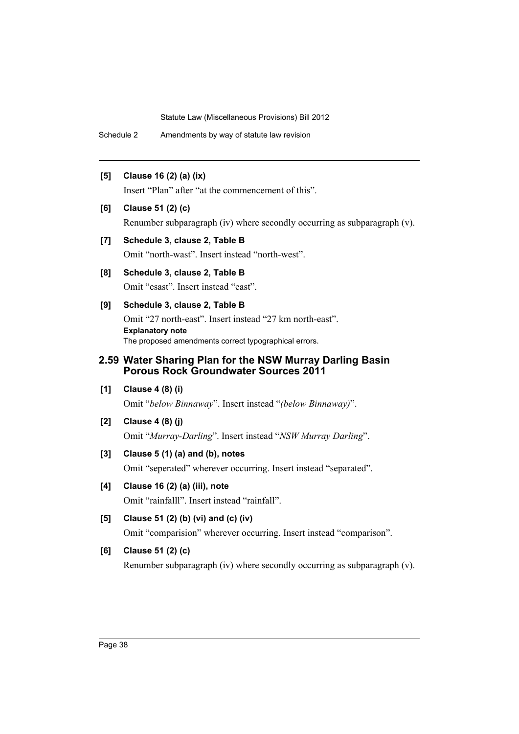**[5] Clause 16 (2) (a) (ix)**

Insert "Plan" after "at the commencement of this".

**[6] Clause 51 (2) (c)**

Renumber subparagraph (iv) where secondly occurring as subparagraph (v).

**[7] Schedule 3, clause 2, Table B**

Omit "north-wast". Insert instead "north-west".

**[8] Schedule 3, clause 2, Table B**

Omit "esast". Insert instead "east".

**[9] Schedule 3, clause 2, Table B**

Omit "27 north-east". Insert instead "27 km north-east".

**Explanatory note**

The proposed amendments correct typographical errors.

## 2.59 Water Sharing Plan for the NSW Murray Darling Basin Porous Rock Groundwater Sources 2011

**[1] Clause 4 (8) (i)**

Omit "*below Binnaway*". Insert instead "*(below Binnaway)*".

**[2] Clause 4 (8) (j)**

Omit "*Murray-Darling*". Insert instead "*NSW Murray Darling*".

**[3] Clause 5 (1) (a) and (b), notes**

Omit "seperated" wherever occurring. Insert instead "separated".

**[4] Clause 16 (2) (a) (iii), note**

Omit "rainfalll". Insert instead "rainfall".

**[5] Clause 51 (2) (b) (vi) and (c) (iv)**

Omit "comparision" wherever occurring. Insert instead "comparison".

**[6] Clause 51 (2) (c)**

Renumber subparagraph (iv) where secondly occurring as subparagraph (v).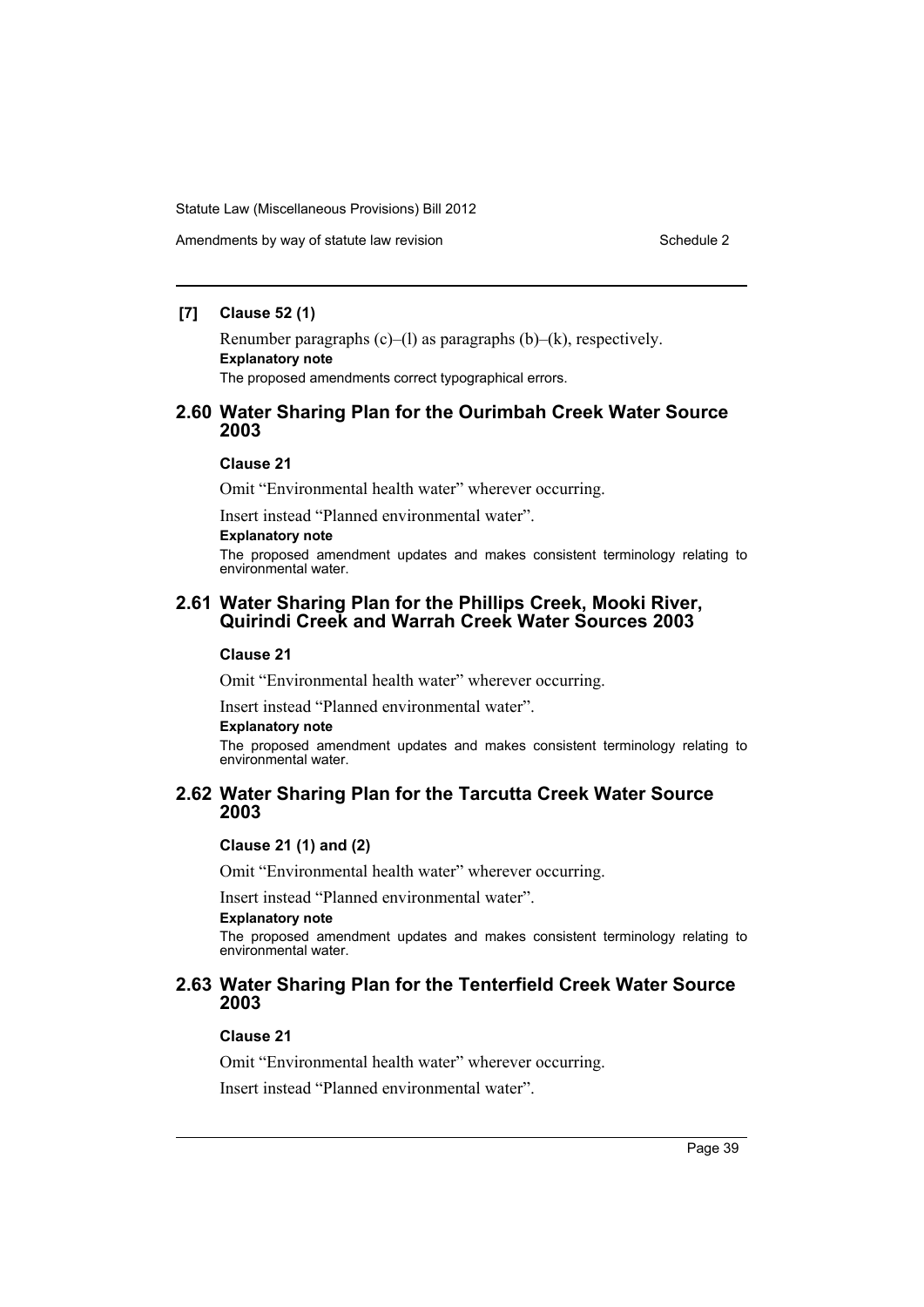#### [7] Clause 52 (1)

Renumber paragraphs (c)–(l) as paragraphs (b)–(k), respectively.

**Explanatory note**

The proposed amendments correct typographical errors.

## 2.60 Water Sharing Plan for the Ourimbah Creek Water Source 2003

#### Clause 21

Omit "Environmental health water" wherever occurring.

Insert instead "Planned environmental water".

**Explanatory note**

The proposed amendment updates and makes consistent terminology relating to environmental water.

## 2.61 Water Sharing Plan for the Phillips Creek, Mooki River, Quirindi Creek and Warrah Creek Water Sources 2003

#### Clause 21

Omit "Environmental health water" wherever occurring.

Insert instead "Planned environmental water".

**Explanatory note**

The proposed amendment updates and makes consistent terminology relating to environmental water.

## 2.62 Water Sharing Plan for the Tarcutta Creek Water Source 2003

#### Clause 21 (1) and (2)

Omit "Environmental health water" wherever occurring.

Insert instead "Planned environmental water".

**Explanatory note**

The proposed amendment updates and makes consistent terminology relating to environmental water.

## 2.63 Water Sharing Plan for the Tenterfield Creek Water Source 2003

#### Clause 21

Omit "Environmental health water" wherever occurring.

Insert instead "Planned environmental water".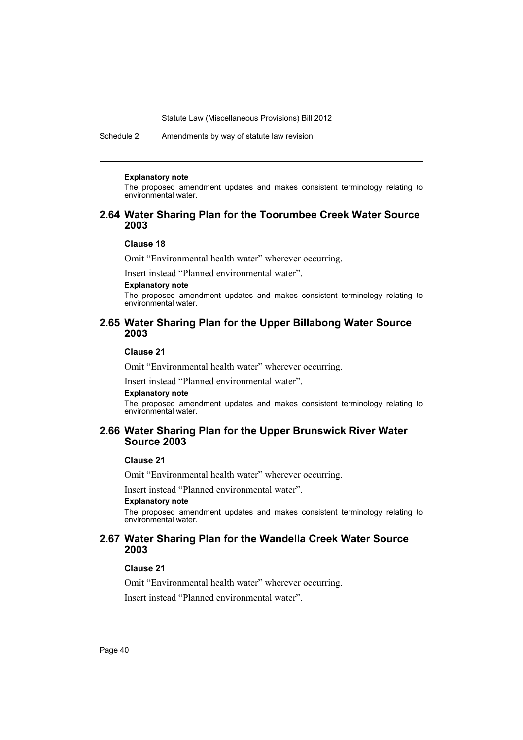#### Explanatory note

The proposed amendment updates and makes consistent terminology relating to environmental water.

## 2.64 Water Sharing Plan for the Toorumbee Creek Water Source 2003

### Clause 18

Omit "Environmental health water" wherever occurring.

Insert instead "Planned environmental water".

#### Explanatory note

The proposed amendment updates and makes consistent terminology relating to environmental water.

## 2.65 Water Sharing Plan for the Upper Billabong Water Source 2003

### Clause 21

Omit "Environmental health water" wherever occurring.

Insert instead "Planned environmental water".

#### Explanatory note

The proposed amendment updates and makes consistent terminology relating to environmental water.

## 2.66 Water Sharing Plan for the Upper Brunswick River Water Source 2003

### Clause 21

Omit "Environmental health water" wherever occurring.

Insert instead "Planned environmental water".

#### Explanatory note

The proposed amendment updates and makes consistent terminology relating to environmental water.

## 2.67 Water Sharing Plan for the Wandella Creek Water Source 2003

### Clause 21

Omit "Environmental health water" wherever occurring.

Insert instead "Planned environmental water".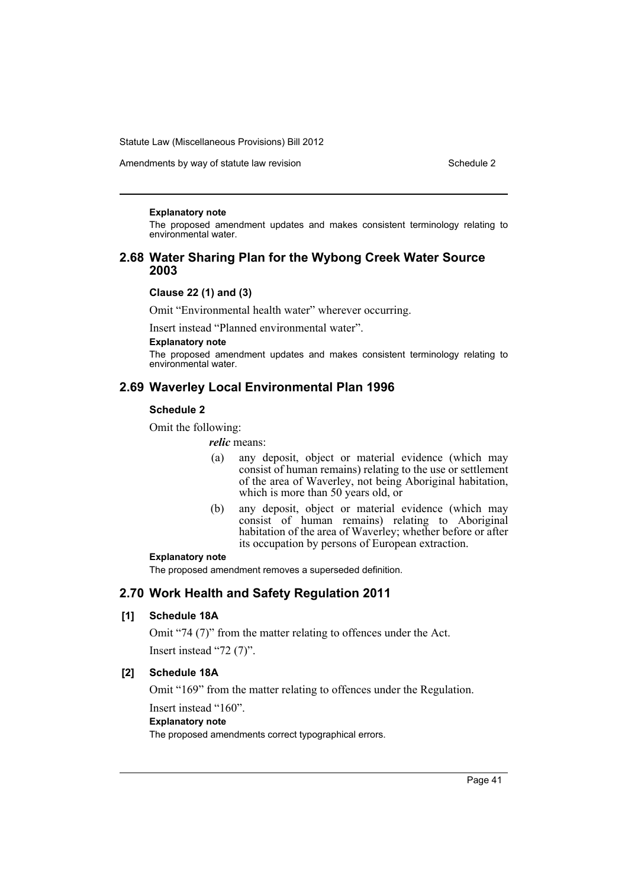**Explanatory note**

The proposed amendment updates and makes consistent terminology relating to environmental water.

## 2.68 Water Sharing Plan for the Wybong Creek Water Source 2003

### Clause 22 (1) and (3)

Omit "Environmental health water" wherever occurring.

Insert instead "Planned environmental water".

**Explanatory note**

The proposed amendment updates and makes consistent terminology relating to environmental water.

## 2.69 Waverley Local Environmental Plan 1996

### Schedule 2

Omit the following:

***relic*** means:

(a) any deposit, object or material evidence (which may consist of human remains) relating to the use or settlement of the area of Waverley, not being Aboriginal habitation, which is more than 50 years old, or

(b) any deposit, object or material evidence (which may consist of human remains) relating to Aboriginal habitation of the area of Waverley; whether before or after its occupation by persons of European extraction.

**Explanatory note**

The proposed amendment removes a superseded definition.

## 2.70 Work Health and Safety Regulation 2011

### [1] Schedule 18A

Omit "74 (7)" from the matter relating to offences under the Act.

Insert instead "72 (7)".

### [2] Schedule 18A

Omit "169" from the matter relating to offences under the Regulation.

Insert instead "160".

**Explanatory note**

The proposed amendments correct typographical errors.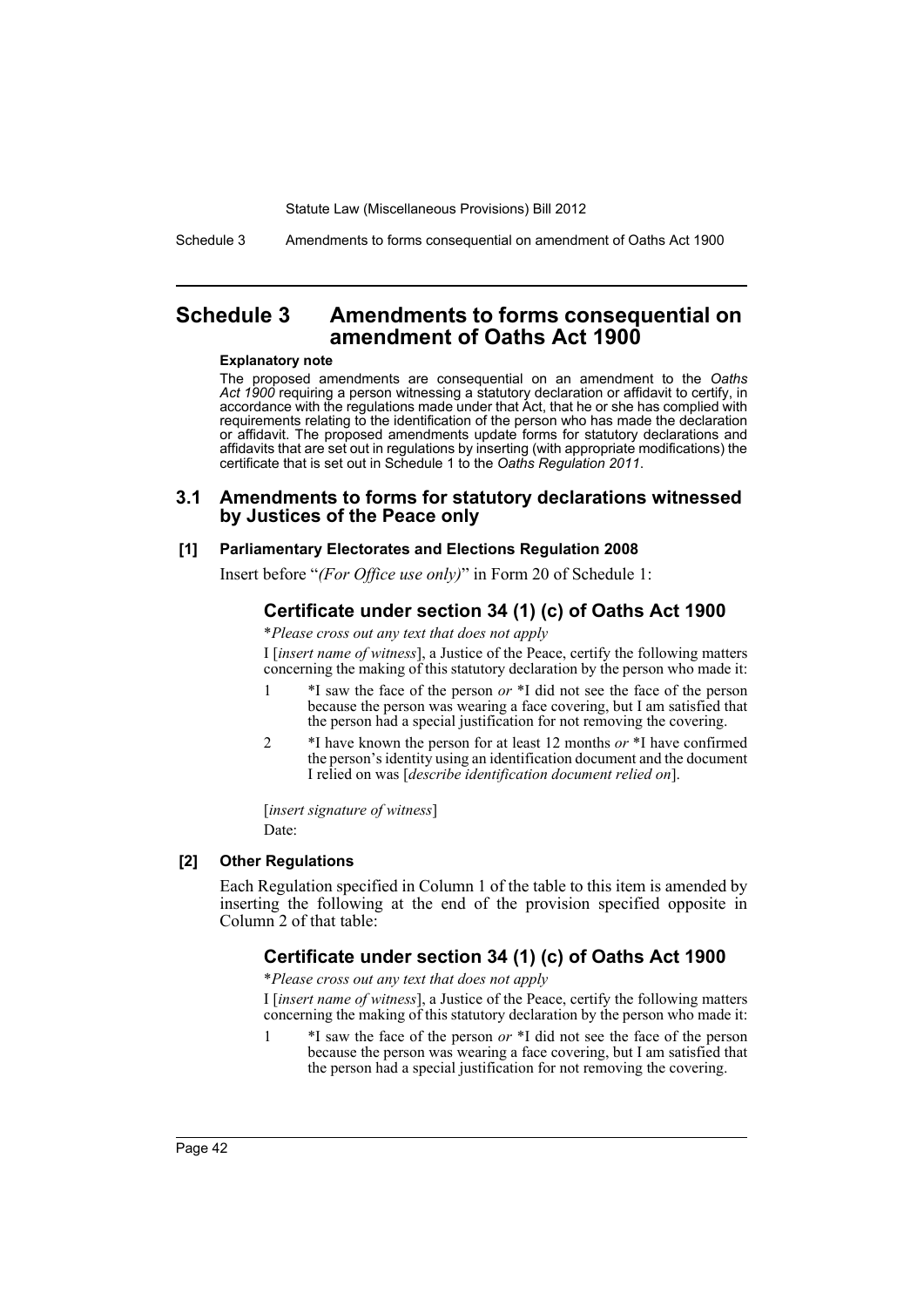# Schedule 3 Amendments to forms consequential on amendment of Oaths Act 1900

**Explanatory note**

The proposed amendments are consequential on an amendment to the *Oaths Act 1900* requiring a person witnessing a statutory declaration or affidavit to certify, in accordance with the regulations made under that Act, that he or she has complied with requirements relating to the identification of the person who has made the declaration or affidavit. The proposed amendments update forms for statutory declarations and affidavits that are set out in regulations by inserting (with appropriate modifications) the certificate that is set out in Schedule 1 to the *Oaths Regulation 2011*.

## 3.1 Amendments to forms for statutory declarations witnessed by Justices of the Peace only

### [1] Parliamentary Electorates and Elections Regulation 2008

Insert before "*(For Office use only)*" in Form 20 of Schedule 1:

### Certificate under section 34 (1) (c) of Oaths Act 1900

**Please cross out any text that does not apply*

I [*insert name of witness*], a Justice of the Peace, certify the following matters concerning the making of this statutory declaration by the person who made it:

1 *I saw the face of the person *or* *I did not see the face of the person because the person was wearing a face covering, but I am satisfied that the person had a special justification for not removing the covering.

2 *I have known the person for at least 12 months *or* *I have confirmed the person's identity using an identification document and the document I relied on was [*describe identification document relied on*].

[*insert signature of witness*]

Date:

### [2] Other Regulations

Each Regulation specified in Column 1 of the table to this item is amended by inserting the following at the end of the provision specified opposite in Column 2 of that table:

### Certificate under section 34 (1) (c) of Oaths Act 1900

**Please cross out any text that does not apply*

I [*insert name of witness*], a Justice of the Peace, certify the following matters concerning the making of this statutory declaration by the person who made it:

1 *I saw the face of the person *or* *I did not see the face of the person because the person was wearing a face covering, but I am satisfied that the person had a special justification for not removing the covering.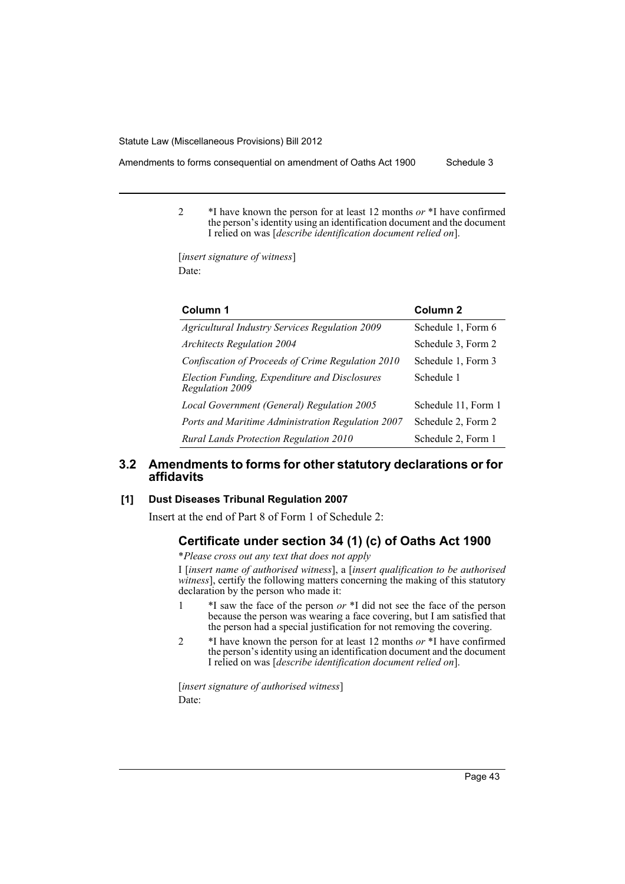2 *I have known the person for at least 12 months *or* *I have confirmed the person's identity using an identification document and the document I relied on was [*describe identification document relied on*].

[*insert signature of witness*]

Date:

| Column 1 | Column 2 |
| --- | --- |
| *Agricultural Industry Services Regulation 2009* | Schedule 1, Form 6 |
| *Architects Regulation 2004* | Schedule 3, Form 2 |
| *Confiscation of Proceeds of Crime Regulation 2010* | Schedule 1, Form 3 |
| *Election Funding, Expenditure and Disclosures Regulation 2009* | Schedule 1 |
| *Local Government (General) Regulation 2005* | Schedule 11, Form 1 |
| *Ports and Maritime Administration Regulation 2007* | Schedule 2, Form 2 |
| *Rural Lands Protection Regulation 2010* | Schedule 2, Form 1 |

## 3.2 Amendments to forms for other statutory declarations or for affidavits

### [1] Dust Diseases Tribunal Regulation 2007

Insert at the end of Part 8 of Form 1 of Schedule 2:

### Certificate under section 34 (1) (c) of Oaths Act 1900

**Please cross out any text that does not apply*

I [*insert name of authorised witness*], a [*insert qualification to be authorised witness*], certify the following matters concerning the making of this statutory declaration by the person who made it:

1 *I saw the face of the person *or* *I did not see the face of the person because the person was wearing a face covering, but I am satisfied that the person had a special justification for not removing the covering.

2 *I have known the person for at least 12 months *or* *I have confirmed the person's identity using an identification document and the document I relied on was [*describe identification document relied on*].

[*insert signature of authorised witness*]

Date: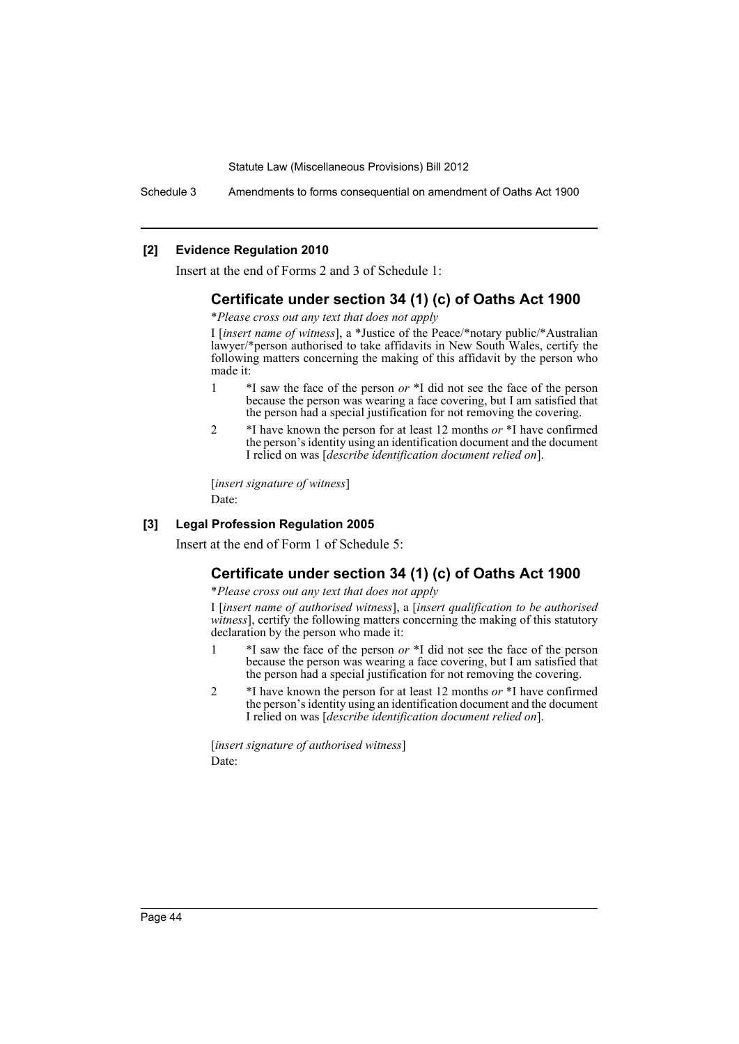## [2] Evidence Regulation 2010

Insert at the end of Forms 2 and 3 of Schedule 1:

### Certificate under section 34 (1) (c) of Oaths Act 1900

*\*Please cross out any text that does not apply*

I [*insert name of witness*], a \*Justice of the Peace/\*notary public/\*Australian lawyer/\*person authorised to take affidavits in New South Wales, certify the following matters concerning the making of this affidavit by the person who made it:

1. \*I saw the face of the person *or* \*I did not see the face of the person because the person was wearing a face covering, but I am satisfied that the person had a special justification for not removing the covering.
2. \*I have known the person for at least 12 months *or* \*I have confirmed the person's identity using an identification document and the document I relied on was [*describe identification document relied on*].

[*insert signature of witness*]

Date:

## [3] Legal Profession Regulation 2005

Insert at the end of Form 1 of Schedule 5:

### Certificate under section 34 (1) (c) of Oaths Act 1900

*\*Please cross out any text that does not apply*

I [*insert name of authorised witness*], a [*insert qualification to be authorised witness*], certify the following matters concerning the making of this statutory declaration by the person who made it:

1. \*I saw the face of the person *or* \*I did not see the face of the person because the person was wearing a face covering, but I am satisfied that the person had a special justification for not removing the covering.
2. \*I have known the person for at least 12 months *or* \*I have confirmed the person's identity using an identification document and the document I relied on was [*describe identification document relied on*].

[*insert signature of authorised witness*]

Date: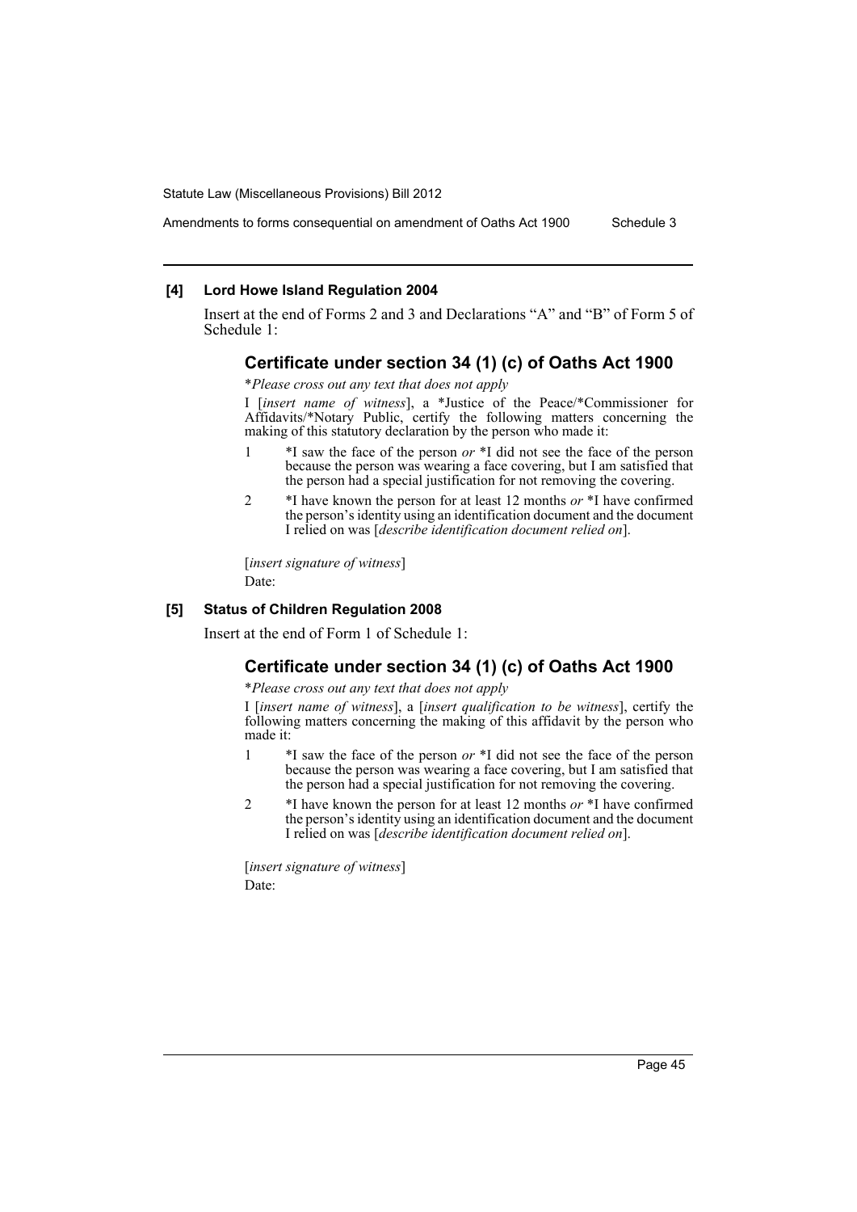#### [4] Lord Howe Island Regulation 2004

Insert at the end of Forms 2 and 3 and Declarations "A" and "B" of Form 5 of Schedule 1:

## Certificate under section 34 (1) (c) of Oaths Act 1900

*\*Please cross out any text that does not apply*

I [*insert name of witness*], a \*Justice of the Peace/\*Commissioner for Affidavits/\*Notary Public, certify the following matters concerning the making of this statutory declaration by the person who made it:

1 \*I saw the face of the person *or* \*I did not see the face of the person because the person was wearing a face covering, but I am satisfied that the person had a special justification for not removing the covering.

2 \*I have known the person for at least 12 months *or* \*I have confirmed the person's identity using an identification document and the document I relied on was [*describe identification document relied on*].

[*insert signature of witness*]

Date:

#### [5] Status of Children Regulation 2008

Insert at the end of Form 1 of Schedule 1:

## Certificate under section 34 (1) (c) of Oaths Act 1900

*\*Please cross out any text that does not apply*

I [*insert name of witness*], a [*insert qualification to be witness*], certify the following matters concerning the making of this affidavit by the person who made it:

1 \*I saw the face of the person *or* \*I did not see the face of the person because the person was wearing a face covering, but I am satisfied that the person had a special justification for not removing the covering.

2 \*I have known the person for at least 12 months *or* \*I have confirmed the person's identity using an identification document and the document I relied on was [*describe identification document relied on*].

[*insert signature of witness*]

Date: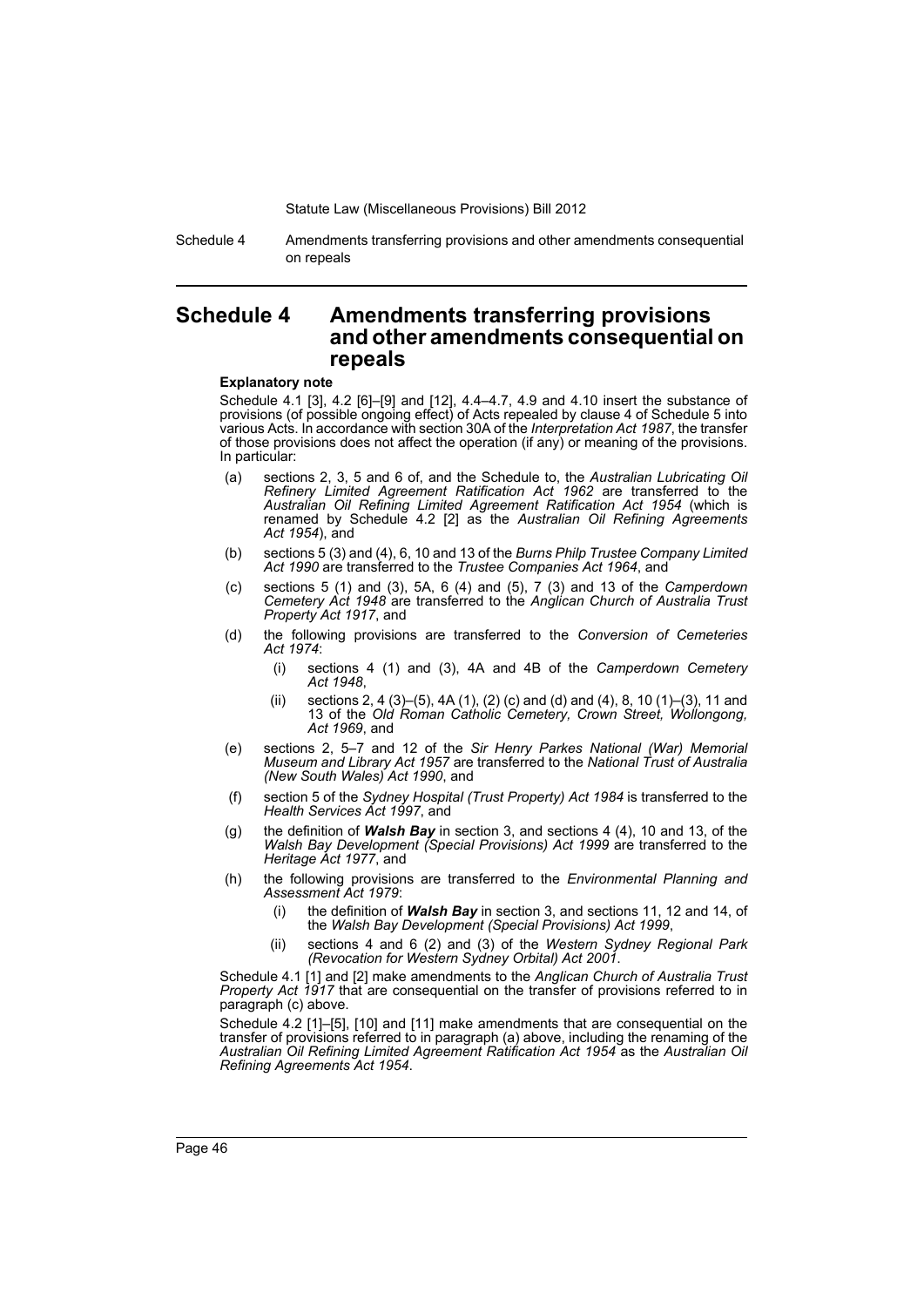# Schedule 4 Amendments transferring provisions and other amendments consequential on repeals

**Explanatory note**

Schedule 4.1 [3], 4.2 [6]–[9] and [12], 4.4–4.7, 4.9 and 4.10 insert the substance of provisions (of possible ongoing effect) of Acts repealed by clause 4 of Schedule 5 into various Acts. In accordance with section 30A of the *Interpretation Act 1987*, the transfer of those provisions does not affect the operation (if any) or meaning of the provisions. In particular:

(a) sections 2, 3, 5 and 6 of, and the Schedule to, the *Australian Lubricating Oil Refinery Limited Agreement Ratification Act 1962* are transferred to the *Australian Oil Refining Limited Agreement Ratification Act 1954* (which is renamed by Schedule 4.2 [2] as the *Australian Oil Refining Agreements Act 1954*), and

(b) sections 5 (3) and (4), 6, 10 and 13 of the *Burns Philp Trustee Company Limited Act 1990* are transferred to the *Trustee Companies Act 1964*, and

(c) sections 5 (1) and (3), 5A, 6 (4) and (5), 7 (3) and 13 of the *Camperdown Cemetery Act 1948* are transferred to the *Anglican Church of Australia Trust Property Act 1917*, and

(d) the following provisions are transferred to the *Conversion of Cemeteries Act 1974*:

(i) sections 4 (1) and (3), 4A and 4B of the *Camperdown Cemetery Act 1948*,

(ii) sections 2, 4 (3)–(5), 4A (1), (2) (c) and (d) and (4), 8, 10 (1)–(3), 11 and 13 of the *Old Roman Catholic Cemetery, Crown Street, Wollongong, Act 1969*, and

(e) sections 2, 5–7 and 12 of the *Sir Henry Parkes National (War) Memorial Museum and Library Act 1957* are transferred to the *National Trust of Australia (New South Wales) Act 1990*, and

(f) section 5 of the *Sydney Hospital (Trust Property) Act 1984* is transferred to the *Health Services Act 1997*, and

(g) the definition of ***Walsh Bay*** in section 3, and sections 4 (4), 10 and 13, of the *Walsh Bay Development (Special Provisions) Act 1999* are transferred to the *Heritage Act 1977*, and

(h) the following provisions are transferred to the *Environmental Planning and Assessment Act 1979*:

(i) the definition of ***Walsh Bay*** in section 3, and sections 11, 12 and 14, of the *Walsh Bay Development (Special Provisions) Act 1999*,

(ii) sections 4 and 6 (2) and (3) of the *Western Sydney Regional Park (Revocation for Western Sydney Orbital) Act 2001*.

Schedule 4.1 [1] and [2] make amendments to the *Anglican Church of Australia Trust Property Act 1917* that are consequential on the transfer of provisions referred to in paragraph (c) above.

Schedule 4.2 [1]–[5], [10] and [11] make amendments that are consequential on the transfer of provisions referred to in paragraph (a) above, including the renaming of the *Australian Oil Refining Limited Agreement Ratification Act 1954* as the *Australian Oil Refining Agreements Act 1954*.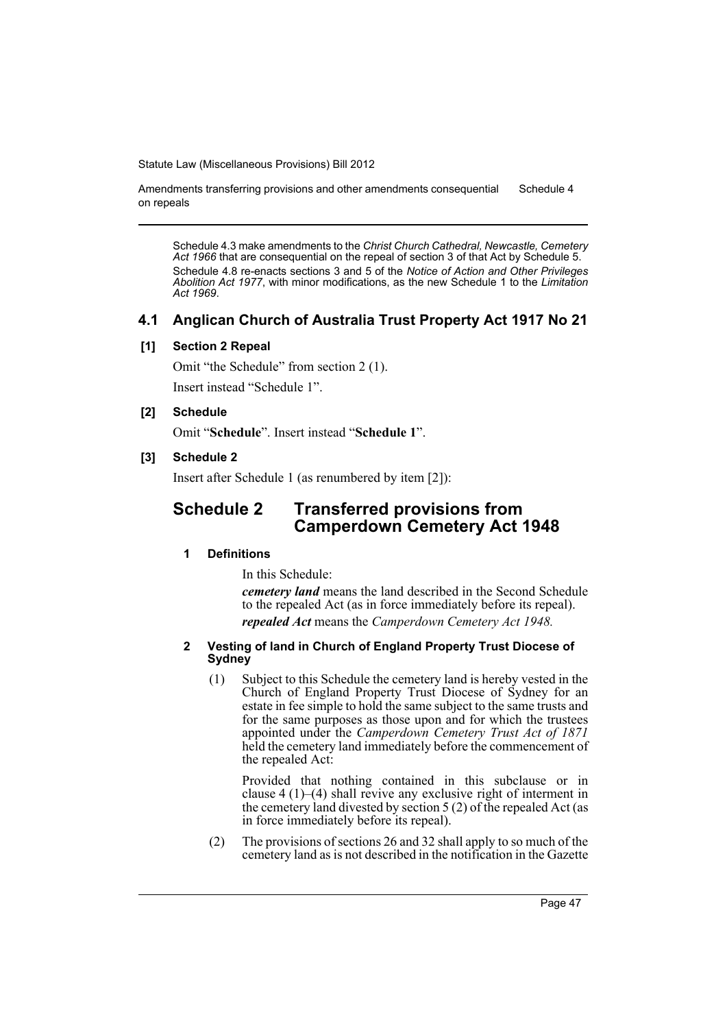Schedule 4.3 make amendments to the *Christ Church Cathedral, Newcastle, Cemetery Act 1966* that are consequential on the repeal of section 3 of that Act by Schedule 5.

Schedule 4.8 re-enacts sections 3 and 5 of the *Notice of Action and Other Privileges Abolition Act 1977*, with minor modifications, as the new Schedule 1 to the *Limitation Act 1969*.

## 4.1 Anglican Church of Australia Trust Property Act 1917 No 21

### [1] Section 2 Repeal

Omit "the Schedule" from section 2 (1).

Insert instead "Schedule 1".

### [2] Schedule

Omit "**Schedule**". Insert instead "**Schedule 1**".

### [3] Schedule 2

Insert after Schedule 1 (as renumbered by item [2]):

## Schedule 2 Transferred provisions from Camperdown Cemetery Act 1948

#### 1 Definitions

In this Schedule:

***cemetery land*** means the land described in the Second Schedule to the repealed Act (as in force immediately before its repeal).

***repealed Act*** means the *Camperdown Cemetery Act 1948.*

#### 2 Vesting of land in Church of England Property Trust Diocese of Sydney

(1) Subject to this Schedule the cemetery land is hereby vested in the Church of England Property Trust Diocese of Sydney for an estate in fee simple to hold the same subject to the same trusts and for the same purposes as those upon and for which the trustees appointed under the *Camperdown Cemetery Trust Act of 1871* held the cemetery land immediately before the commencement of the repealed Act:

Provided that nothing contained in this subclause or in clause 4 (1)–(4) shall revive any exclusive right of interment in the cemetery land divested by section 5 (2) of the repealed Act (as in force immediately before its repeal).

(2) The provisions of sections 26 and 32 shall apply to so much of the cemetery land as is not described in the notification in the Gazette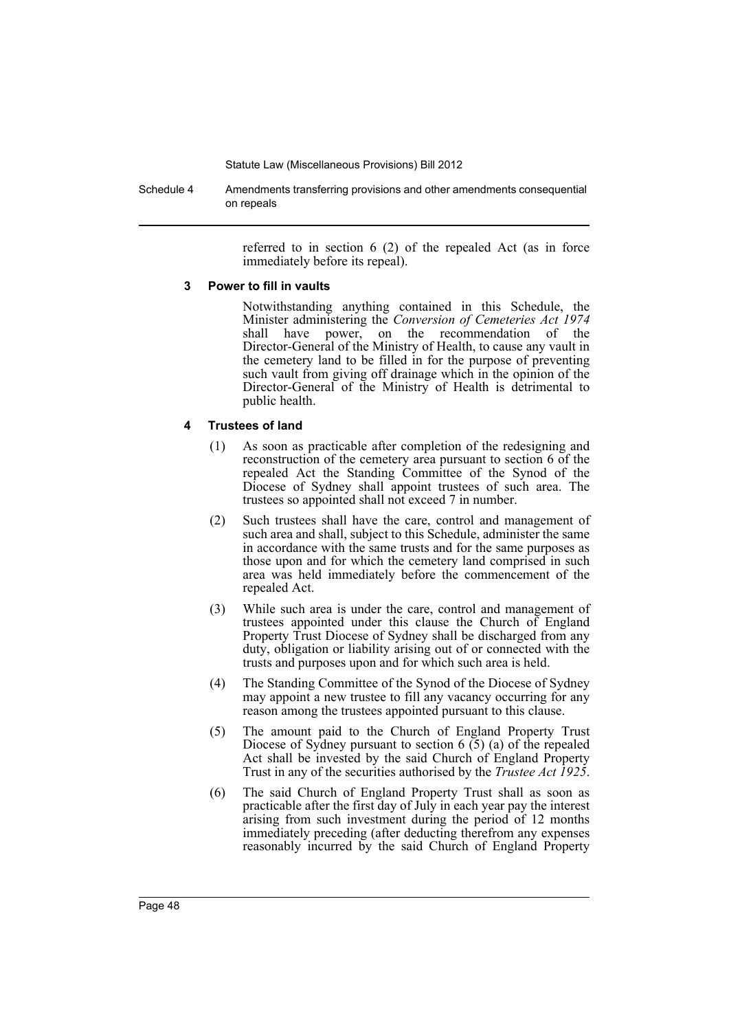referred to in section 6 (2) of the repealed Act (as in force immediately before its repeal).

### 3 Power to fill in vaults

Notwithstanding anything contained in this Schedule, the Minister administering the *Conversion of Cemeteries Act 1974* shall have power, on the recommendation of the Director-General of the Ministry of Health, to cause any vault in the cemetery land to be filled in for the purpose of preventing such vault from giving off drainage which in the opinion of the Director-General of the Ministry of Health is detrimental to public health.

### 4 Trustees of land

(1) As soon as practicable after completion of the redesigning and reconstruction of the cemetery area pursuant to section 6 of the repealed Act the Standing Committee of the Synod of the Diocese of Sydney shall appoint trustees of such area. The trustees so appointed shall not exceed 7 in number.

(2) Such trustees shall have the care, control and management of such area and shall, subject to this Schedule, administer the same in accordance with the same trusts and for the same purposes as those upon and for which the cemetery land comprised in such area was held immediately before the commencement of the repealed Act.

(3) While such area is under the care, control and management of trustees appointed under this clause the Church of England Property Trust Diocese of Sydney shall be discharged from any duty, obligation or liability arising out of or connected with the trusts and purposes upon and for which such area is held.

(4) The Standing Committee of the Synod of the Diocese of Sydney may appoint a new trustee to fill any vacancy occurring for any reason among the trustees appointed pursuant to this clause.

(5) The amount paid to the Church of England Property Trust Diocese of Sydney pursuant to section 6 (5) (a) of the repealed Act shall be invested by the said Church of England Property Trust in any of the securities authorised by the *Trustee Act 1925*.

(6) The said Church of England Property Trust shall as soon as practicable after the first day of July in each year pay the interest arising from such investment during the period of 12 months immediately preceding (after deducting therefrom any expenses reasonably incurred by the said Church of England Property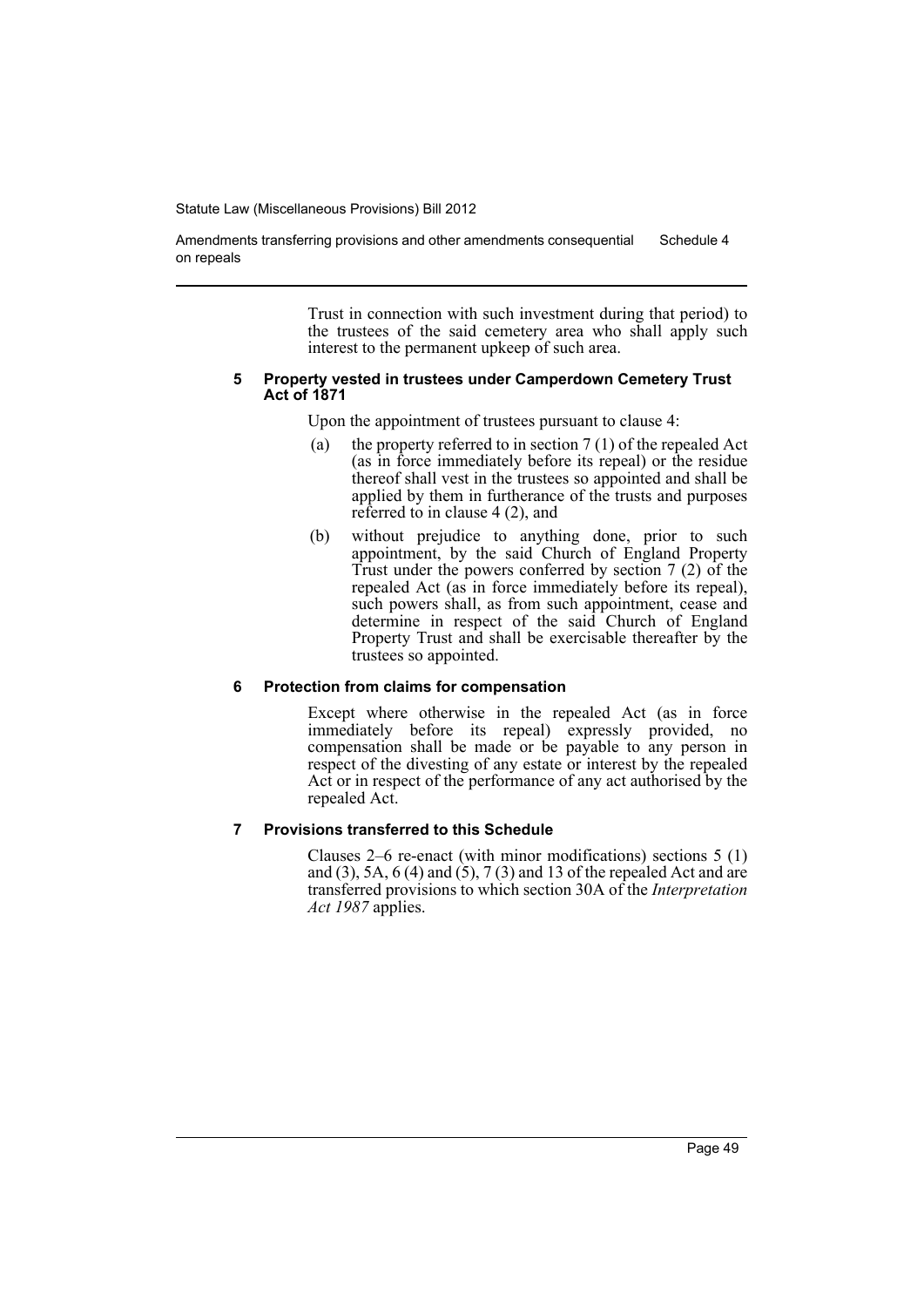Trust in connection with such investment during that period) to the trustees of the said cemetery area who shall apply such interest to the permanent upkeep of such area.

### 5 Property vested in trustees under Camperdown Cemetery Trust Act of 1871

Upon the appointment of trustees pursuant to clause 4:

(a) the property referred to in section 7 (1) of the repealed Act (as in force immediately before its repeal) or the residue thereof shall vest in the trustees so appointed and shall be applied by them in furtherance of the trusts and purposes referred to in clause 4 (2), and

(b) without prejudice to anything done, prior to such appointment, by the said Church of England Property Trust under the powers conferred by section 7 (2) of the repealed Act (as in force immediately before its repeal), such powers shall, as from such appointment, cease and determine in respect of the said Church of England Property Trust and shall be exercisable thereafter by the trustees so appointed.

### 6 Protection from claims for compensation

Except where otherwise in the repealed Act (as in force immediately before its repeal) expressly provided, no compensation shall be made or be payable to any person in respect of the divesting of any estate or interest by the repealed Act or in respect of the performance of any act authorised by the repealed Act.

### 7 Provisions transferred to this Schedule

Clauses 2–6 re-enact (with minor modifications) sections 5 (1) and (3), 5A, 6 (4) and (5), 7 (3) and 13 of the repealed Act and are transferred provisions to which section 30A of the *Interpretation Act 1987* applies.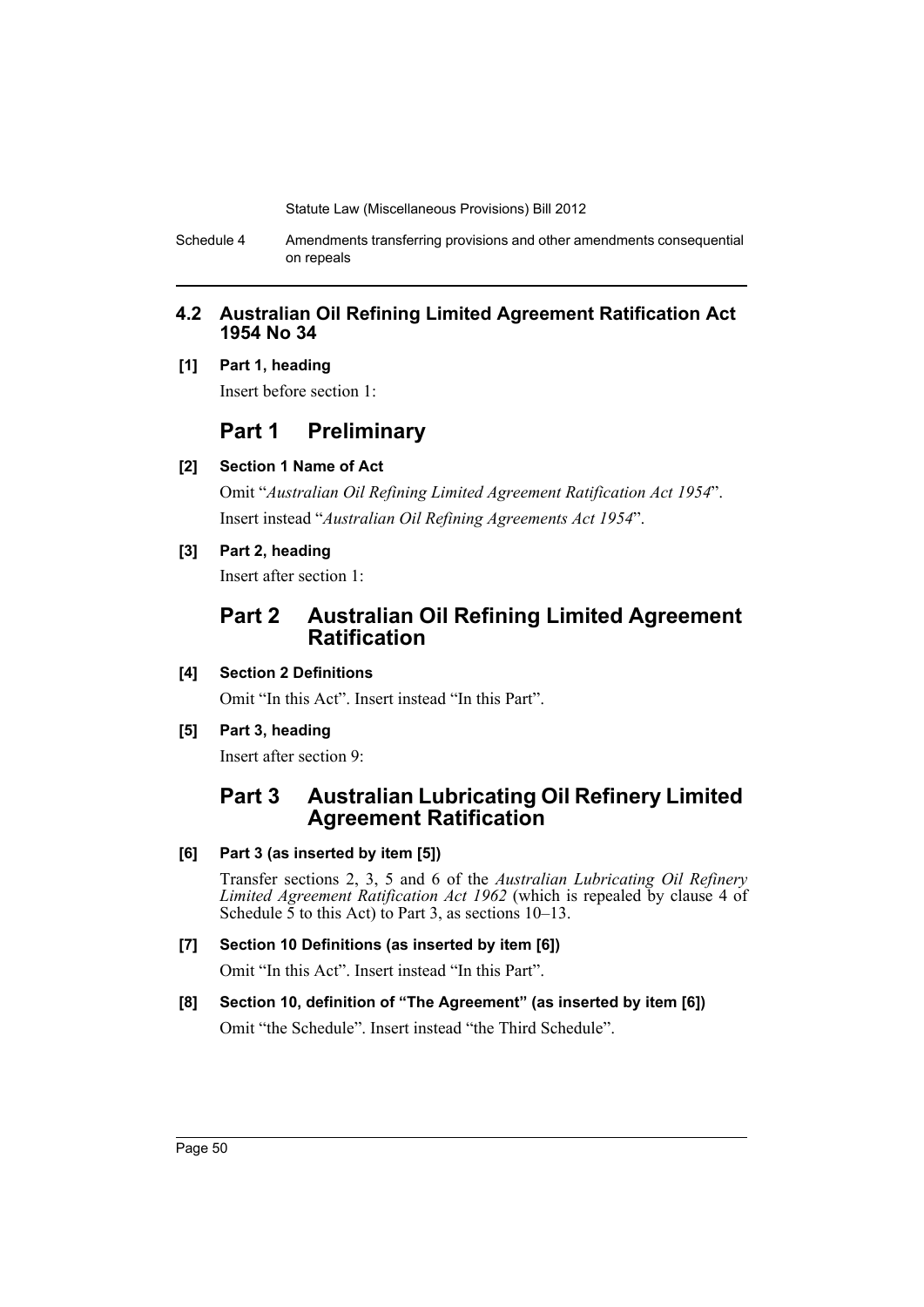## 4.2 Australian Oil Refining Limited Agreement Ratification Act 1954 No 34

**[1] Part 1, heading**

Insert before section 1:

## Part 1 Preliminary

**[2] Section 1 Name of Act**

Omit "*Australian Oil Refining Limited Agreement Ratification Act 1954*".

Insert instead "*Australian Oil Refining Agreements Act 1954*".

**[3] Part 2, heading**

Insert after section 1:

## Part 2 Australian Oil Refining Limited Agreement Ratification

**[4] Section 2 Definitions**

Omit "In this Act". Insert instead "In this Part".

**[5] Part 3, heading**

Insert after section 9:

## Part 3 Australian Lubricating Oil Refinery Limited Agreement Ratification

**[6] Part 3 (as inserted by item [5])**

Transfer sections 2, 3, 5 and 6 of the *Australian Lubricating Oil Refinery Limited Agreement Ratification Act 1962* (which is repealed by clause 4 of Schedule 5 to this Act) to Part 3, as sections 10–13.

**[7] Section 10 Definitions (as inserted by item [6])**

Omit "In this Act". Insert instead "In this Part".

**[8] Section 10, definition of "The Agreement" (as inserted by item [6])**

Omit "the Schedule". Insert instead "the Third Schedule".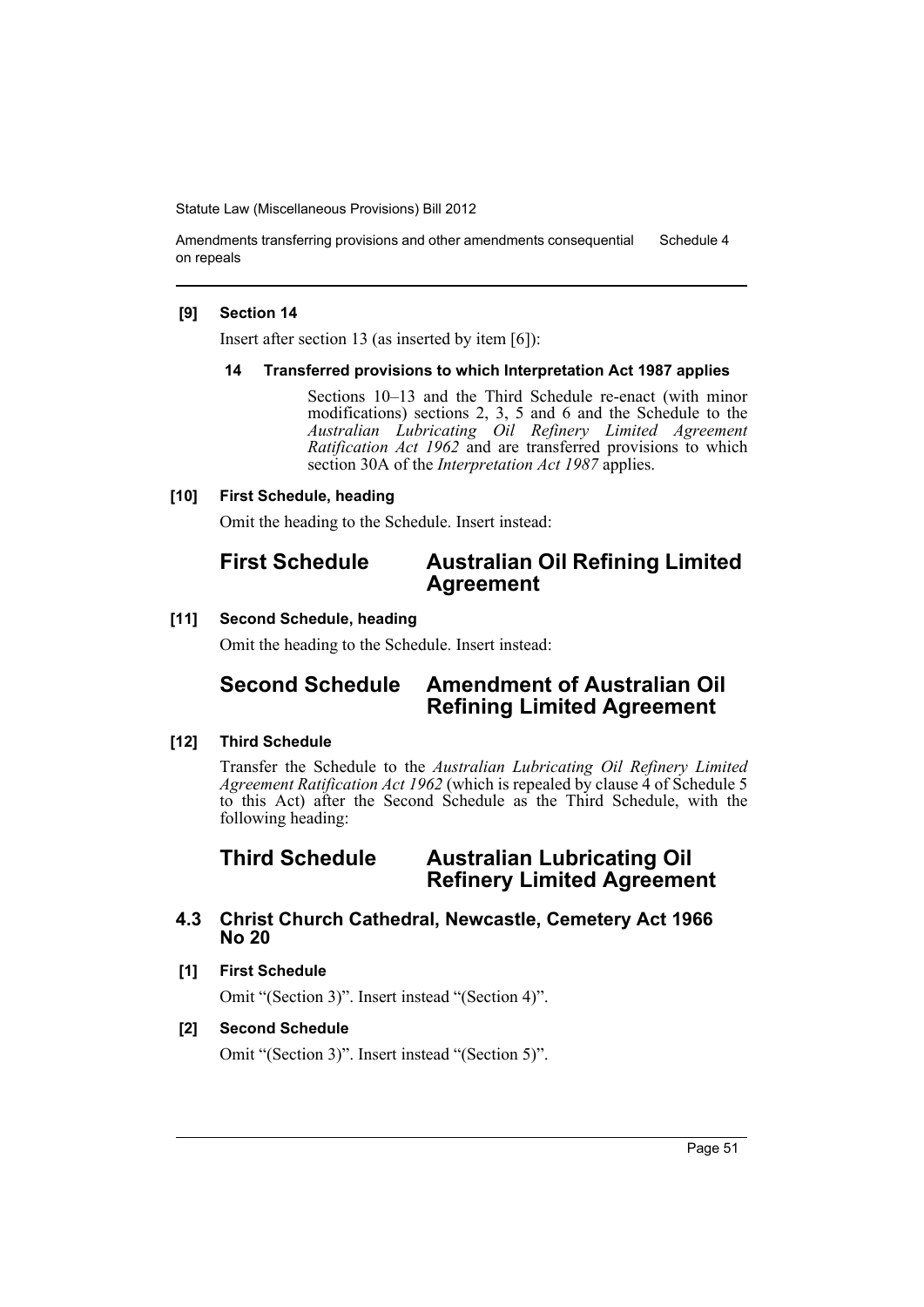**[9] Section 14**

Insert after section 13 (as inserted by item [6]):

**14 Transferred provisions to which Interpretation Act 1987 applies**

Sections 10–13 and the Third Schedule re-enact (with minor modifications) sections 2, 3, 5 and 6 and the Schedule to the *Australian Lubricating Oil Refinery Limited Agreement Ratification Act 1962* and are transferred provisions to which section 30A of the *Interpretation Act 1987* applies.

**[10] First Schedule, heading**

Omit the heading to the Schedule. Insert instead:

## First Schedule Australian Oil Refining Limited Agreement

**[11] Second Schedule, heading**

Omit the heading to the Schedule. Insert instead:

## Second Schedule Amendment of Australian Oil Refining Limited Agreement

**[12] Third Schedule**

Transfer the Schedule to the *Australian Lubricating Oil Refinery Limited Agreement Ratification Act 1962* (which is repealed by clause 4 of Schedule 5 to this Act) after the Second Schedule as the Third Schedule, with the following heading:

## Third Schedule Australian Lubricating Oil Refinery Limited Agreement

### 4.3 Christ Church Cathedral, Newcastle, Cemetery Act 1966 No 20

**[1] First Schedule**

Omit "(Section 3)". Insert instead "(Section 4)".

**[2] Second Schedule**

Omit "(Section 3)". Insert instead "(Section 5)".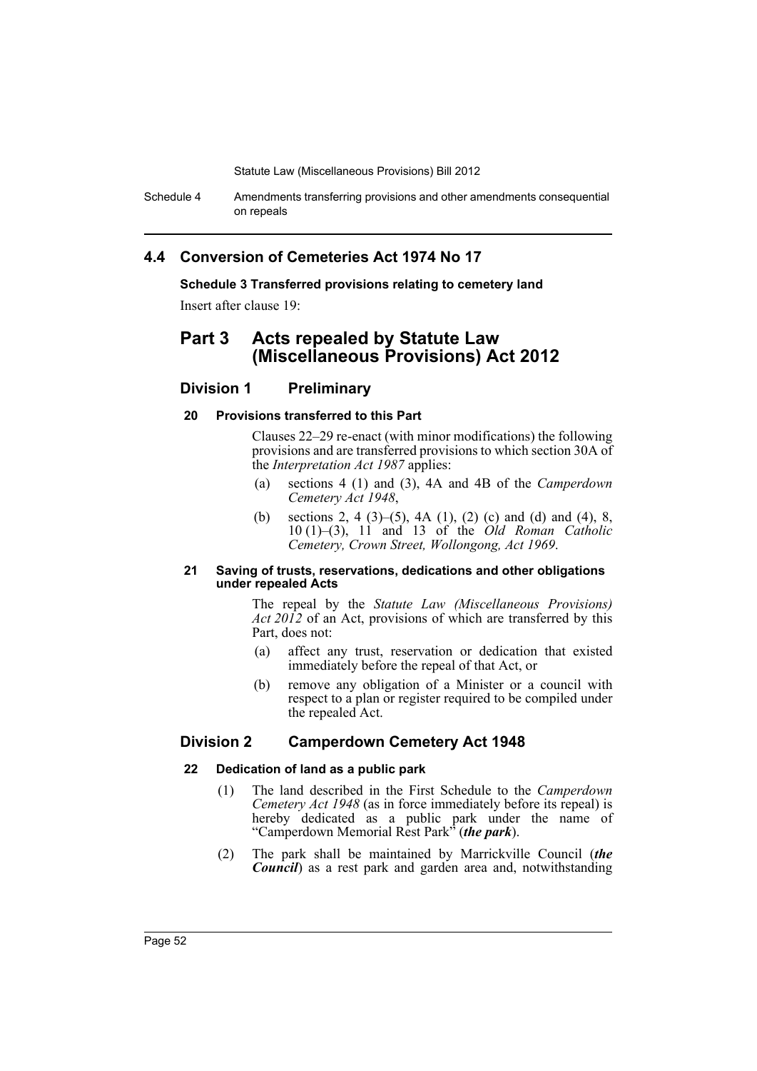## 4.4 Conversion of Cemeteries Act 1974 No 17

**Schedule 3 Transferred provisions relating to cemetery land**

Insert after clause 19:

# Part 3 Acts repealed by Statute Law (Miscellaneous Provisions) Act 2012

## Division 1 Preliminary

#### 20 Provisions transferred to this Part

Clauses 22–29 re-enact (with minor modifications) the following provisions and are transferred provisions to which section 30A of the *Interpretation Act 1987* applies:

(a) sections 4 (1) and (3), 4A and 4B of the *Camperdown Cemetery Act 1948*,

(b) sections 2, 4 (3)–(5), 4A (1), (2) (c) and (d) and (4), 8, 10 (1)–(3), 11 and 13 of the *Old Roman Catholic Cemetery, Crown Street, Wollongong, Act 1969*.

#### 21 Saving of trusts, reservations, dedications and other obligations under repealed Acts

The repeal by the *Statute Law (Miscellaneous Provisions) Act 2012* of an Act, provisions of which are transferred by this Part, does not:

(a) affect any trust, reservation or dedication that existed immediately before the repeal of that Act, or

(b) remove any obligation of a Minister or a council with respect to a plan or register required to be compiled under the repealed Act.

## Division 2 Camperdown Cemetery Act 1948

#### 22 Dedication of land as a public park

(1) The land described in the First Schedule to the *Camperdown Cemetery Act 1948* (as in force immediately before its repeal) is hereby dedicated as a public park under the name of "Camperdown Memorial Rest Park" (***the park***).

(2) The park shall be maintained by Marrickville Council (***the Council***) as a rest park and garden area and, notwithstanding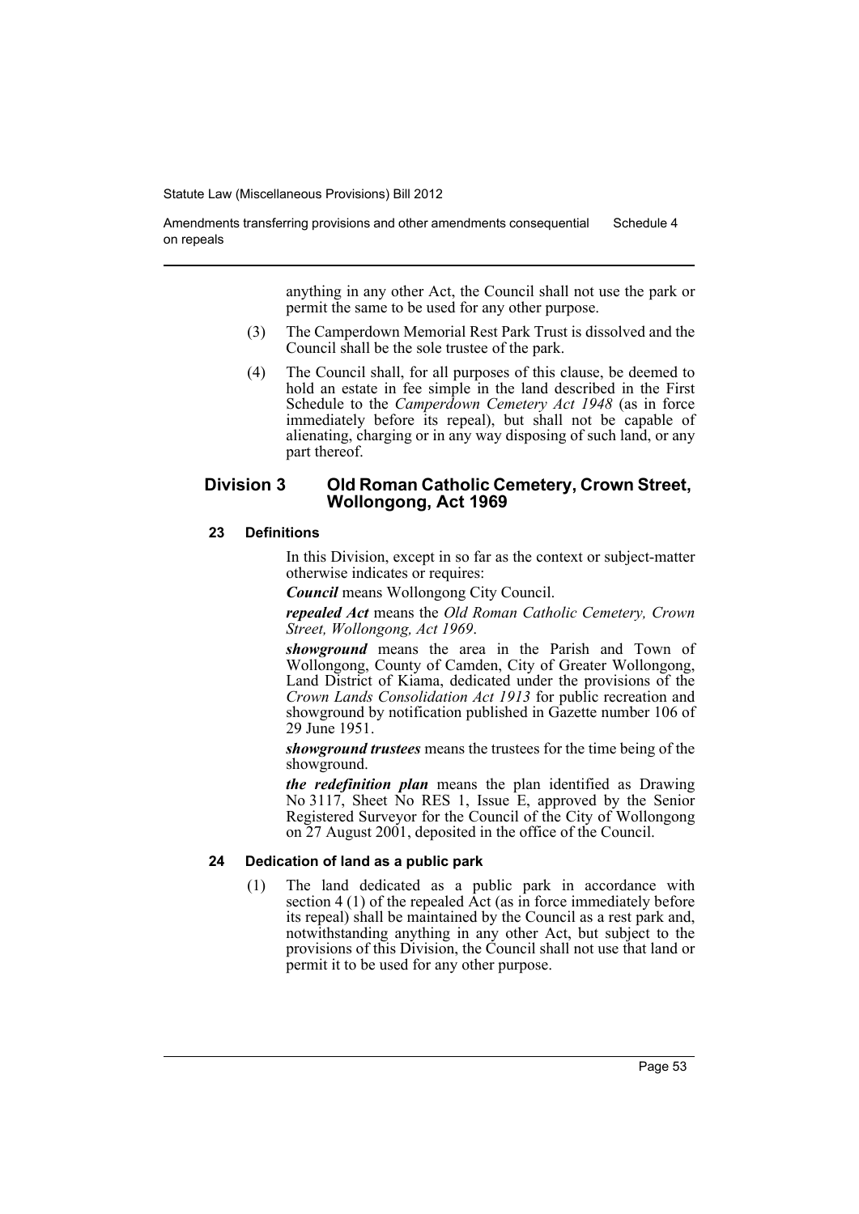anything in any other Act, the Council shall not use the park or permit the same to be used for any other purpose.

(3) The Camperdown Memorial Rest Park Trust is dissolved and the Council shall be the sole trustee of the park.

(4) The Council shall, for all purposes of this clause, be deemed to hold an estate in fee simple in the land described in the First Schedule to the *Camperdown Cemetery Act 1948* (as in force immediately before its repeal), but shall not be capable of alienating, charging or in any way disposing of such land, or any part thereof.

## Division 3 Old Roman Catholic Cemetery, Crown Street, Wollongong, Act 1969

### 23 Definitions

In this Division, except in so far as the context or subject-matter otherwise indicates or requires:

***Council*** means Wollongong City Council.

***repealed Act*** means the *Old Roman Catholic Cemetery, Crown Street, Wollongong, Act 1969*.

***showground*** means the area in the Parish and Town of Wollongong, County of Camden, City of Greater Wollongong, Land District of Kiama, dedicated under the provisions of the *Crown Lands Consolidation Act 1913* for public recreation and showground by notification published in Gazette number 106 of 29 June 1951.

***showground trustees*** means the trustees for the time being of the showground.

***the redefinition plan*** means the plan identified as Drawing No 3117, Sheet No RES 1, Issue E, approved by the Senior Registered Surveyor for the Council of the City of Wollongong on 27 August 2001, deposited in the office of the Council.

### 24 Dedication of land as a public park

(1) The land dedicated as a public park in accordance with section 4 (1) of the repealed Act (as in force immediately before its repeal) shall be maintained by the Council as a rest park and, notwithstanding anything in any other Act, but subject to the provisions of this Division, the Council shall not use that land or permit it to be used for any other purpose.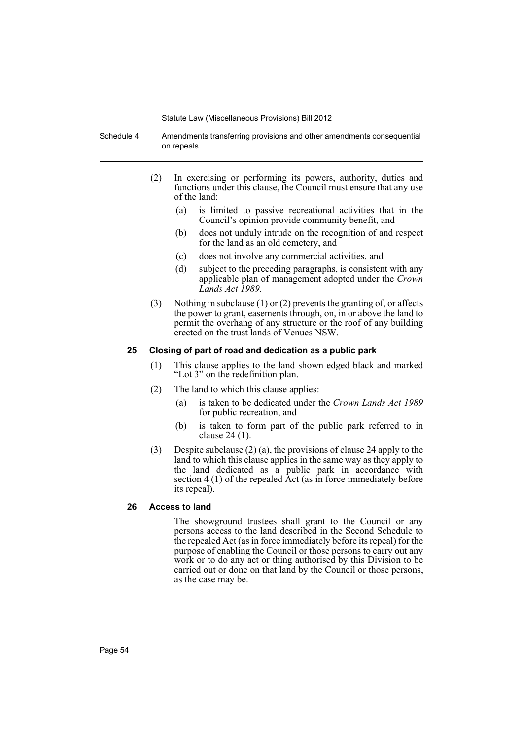(2) In exercising or performing its powers, authority, duties and functions under this clause, the Council must ensure that any use of the land:

(a) is limited to passive recreational activities that in the Council's opinion provide community benefit, and

(b) does not unduly intrude on the recognition of and respect for the land as an old cemetery, and

(c) does not involve any commercial activities, and

(d) subject to the preceding paragraphs, is consistent with any applicable plan of management adopted under the *Crown Lands Act 1989*.

(3) Nothing in subclause (1) or (2) prevents the granting of, or affects the power to grant, easements through, on, in or above the land to permit the overhang of any structure or the roof of any building erected on the trust lands of Venues NSW.

### 25 Closing of part of road and dedication as a public park

(1) This clause applies to the land shown edged black and marked "Lot 3" on the redefinition plan.

(2) The land to which this clause applies:

(a) is taken to be dedicated under the *Crown Lands Act 1989* for public recreation, and

(b) is taken to form part of the public park referred to in clause 24 (1).

(3) Despite subclause (2) (a), the provisions of clause 24 apply to the land to which this clause applies in the same way as they apply to the land dedicated as a public park in accordance with section 4 (1) of the repealed Act (as in force immediately before its repeal).

### 26 Access to land

The showground trustees shall grant to the Council or any persons access to the land described in the Second Schedule to the repealed Act (as in force immediately before its repeal) for the purpose of enabling the Council or those persons to carry out any work or to do any act or thing authorised by this Division to be carried out or done on that land by the Council or those persons, as the case may be.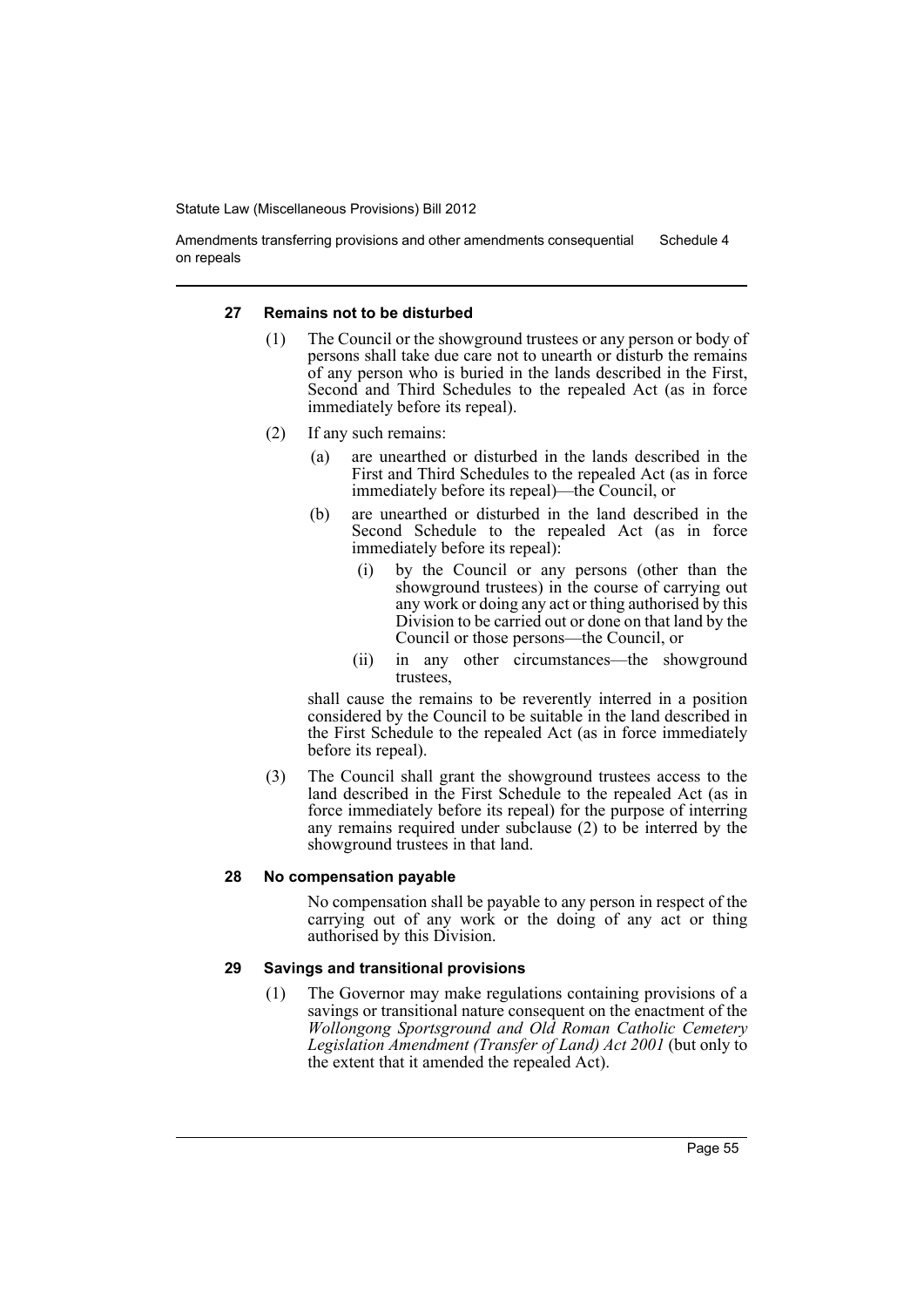#### 27 Remains not to be disturbed

(1) The Council or the showground trustees or any person or body of persons shall take due care not to unearth or disturb the remains of any person who is buried in the lands described in the First, Second and Third Schedules to the repealed Act (as in force immediately before its repeal).

(2) If any such remains:

(a) are unearthed or disturbed in the lands described in the First and Third Schedules to the repealed Act (as in force immediately before its repeal)—the Council, or

(b) are unearthed or disturbed in the land described in the Second Schedule to the repealed Act (as in force immediately before its repeal):

(i) by the Council or any persons (other than the showground trustees) in the course of carrying out any work or doing any act or thing authorised by this Division to be carried out or done on that land by the Council or those persons—the Council, or

(ii) in any other circumstances—the showground trustees,

shall cause the remains to be reverently interred in a position considered by the Council to be suitable in the land described in the First Schedule to the repealed Act (as in force immediately before its repeal).

(3) The Council shall grant the showground trustees access to the land described in the First Schedule to the repealed Act (as in force immediately before its repeal) for the purpose of interring any remains required under subclause (2) to be interred by the showground trustees in that land.

#### 28 No compensation payable

No compensation shall be payable to any person in respect of the carrying out of any work or the doing of any act or thing authorised by this Division.

#### 29 Savings and transitional provisions

(1) The Governor may make regulations containing provisions of a savings or transitional nature consequent on the enactment of the *Wollongong Sportsground and Old Roman Catholic Cemetery Legislation Amendment (Transfer of Land) Act 2001* (but only to the extent that it amended the repealed Act).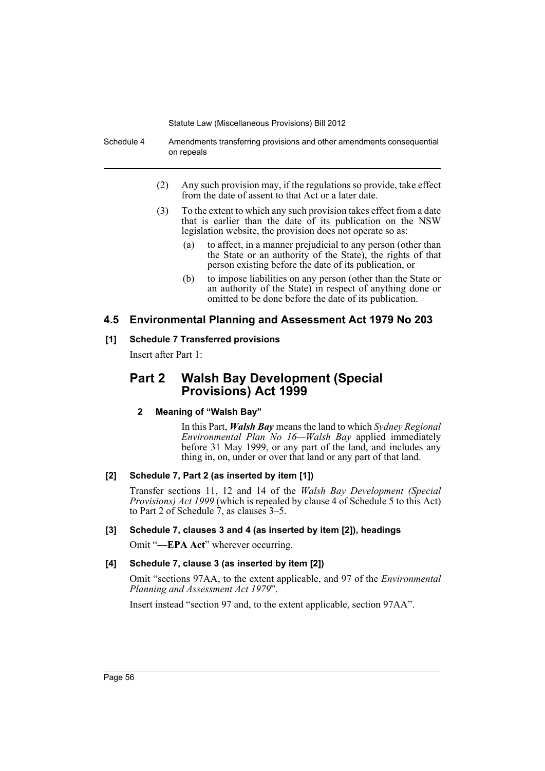(2) Any such provision may, if the regulations so provide, take effect from the date of assent to that Act or a later date.

(3) To the extent to which any such provision takes effect from a date that is earlier than the date of its publication on the NSW legislation website, the provision does not operate so as:

(a) to affect, in a manner prejudicial to any person (other than the State or an authority of the State), the rights of that person existing before the date of its publication, or

(b) to impose liabilities on any person (other than the State or an authority of the State) in respect of anything done or omitted to be done before the date of its publication.

## 4.5 Environmental Planning and Assessment Act 1979 No 203

**[1] Schedule 7 Transferred provisions**

Insert after Part 1:

## Part 2 Walsh Bay Development (Special Provisions) Act 1999

**2 Meaning of "Walsh Bay"**

In this Part, ***Walsh Bay*** means the land to which *Sydney Regional Environmental Plan No 16—Walsh Bay* applied immediately before 31 May 1999, or any part of the land, and includes any thing in, on, under or over that land or any part of that land.

**[2] Schedule 7, Part 2 (as inserted by item [1])**

Transfer sections 11, 12 and 14 of the *Walsh Bay Development (Special Provisions) Act 1999* (which is repealed by clause 4 of Schedule 5 to this Act) to Part 2 of Schedule 7, as clauses 3–5.

**[3] Schedule 7, clauses 3 and 4 (as inserted by item [2]), headings**

Omit "**—EPA Act**" wherever occurring.

**[4] Schedule 7, clause 3 (as inserted by item [2])**

Omit "sections 97AA, to the extent applicable, and 97 of the *Environmental Planning and Assessment Act 1979*".

Insert instead "section 97 and, to the extent applicable, section 97AA".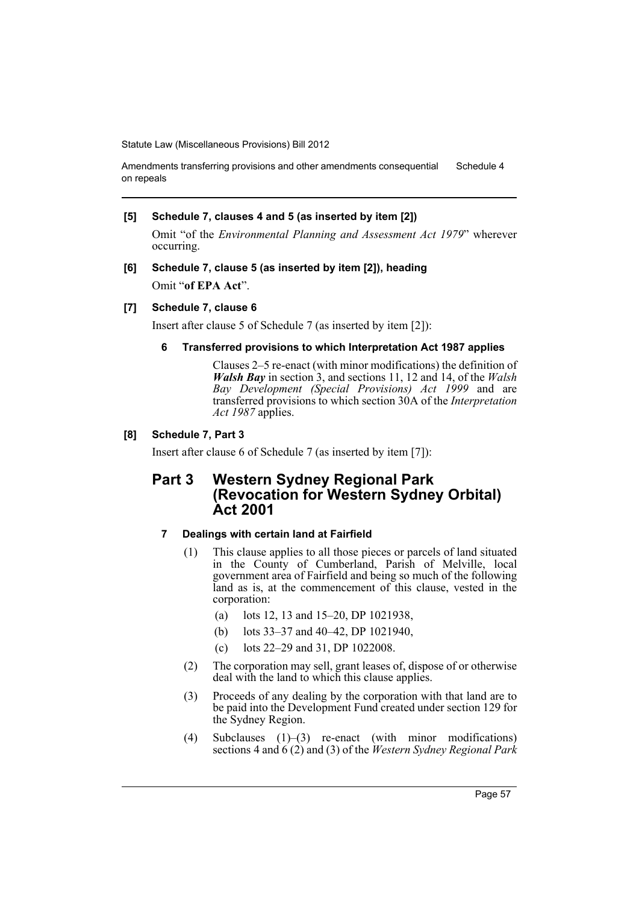**[5] Schedule 7, clauses 4 and 5 (as inserted by item [2])**

Omit "of the *Environmental Planning and Assessment Act 1979*" wherever occurring.

**[6] Schedule 7, clause 5 (as inserted by item [2]), heading**

Omit "**of EPA Act**".

**[7] Schedule 7, clause 6**

Insert after clause 5 of Schedule 7 (as inserted by item [2]):

**6 Transferred provisions to which Interpretation Act 1987 applies**

Clauses 2–5 re-enact (with minor modifications) the definition of ***Walsh Bay*** in section 3, and sections 11, 12 and 14, of the *Walsh Bay Development (Special Provisions) Act 1999* and are transferred provisions to which section 30A of the *Interpretation Act 1987* applies.

**[8] Schedule 7, Part 3**

Insert after clause 6 of Schedule 7 (as inserted by item [7]):

## Part 3 Western Sydney Regional Park (Revocation for Western Sydney Orbital) Act 2001

**7 Dealings with certain land at Fairfield**

(1) This clause applies to all those pieces or parcels of land situated in the County of Cumberland, Parish of Melville, local government area of Fairfield and being so much of the following land as is, at the commencement of this clause, vested in the corporation:

(a) lots 12, 13 and 15–20, DP 1021938,

(b) lots 33–37 and 40–42, DP 1021940,

(c) lots 22–29 and 31, DP 1022008.

(2) The corporation may sell, grant leases of, dispose of or otherwise deal with the land to which this clause applies.

(3) Proceeds of any dealing by the corporation with that land are to be paid into the Development Fund created under section 129 for the Sydney Region.

(4) Subclauses (1)–(3) re-enact (with minor modifications) sections 4 and 6 (2) and (3) of the *Western Sydney Regional Park*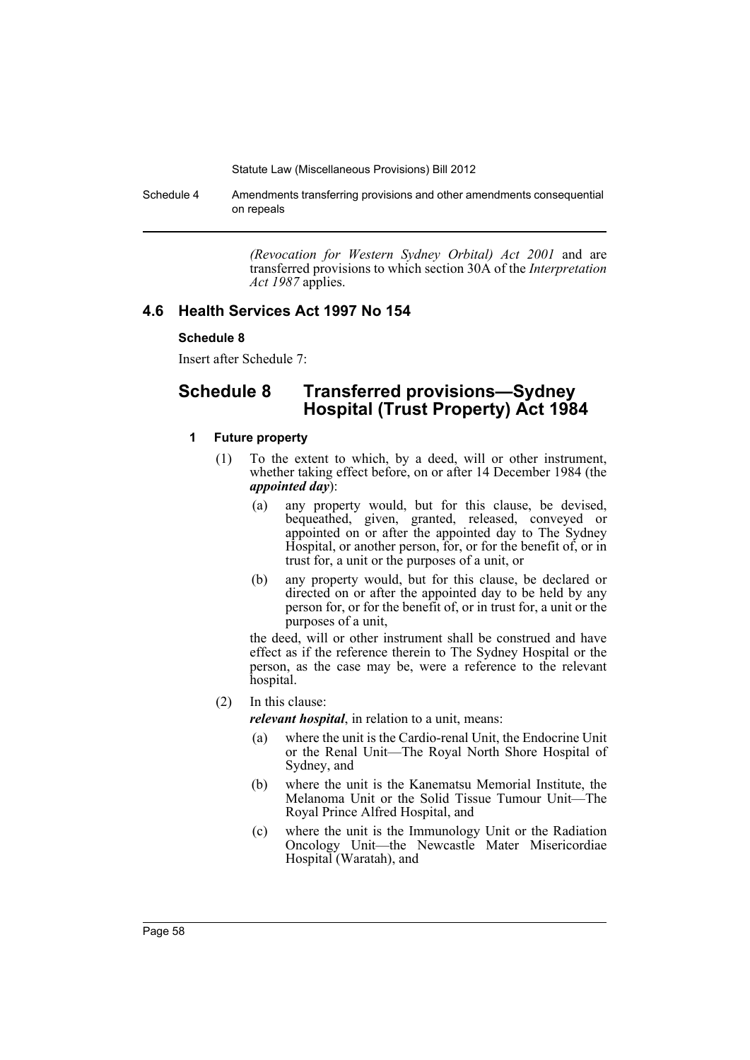*(Revocation for Western Sydney Orbital) Act 2001* and are transferred provisions to which section 30A of the *Interpretation Act 1987* applies.

## 4.6 Health Services Act 1997 No 154

**Schedule 8**

Insert after Schedule 7:

# Schedule 8 Transferred provisions—Sydney Hospital (Trust Property) Act 1984

### 1 Future property

(1) To the extent to which, by a deed, will or other instrument, whether taking effect before, on or after 14 December 1984 (the ***appointed day***):

- (a) any property would, but for this clause, be devised, bequeathed, given, granted, released, conveyed or appointed on or after the appointed day to The Sydney Hospital, or another person, for, or for the benefit of, or in trust for, a unit or the purposes of a unit, or
- (b) any property would, but for this clause, be declared or directed on or after the appointed day to be held by any person for, or for the benefit of, or in trust for, a unit or the purposes of a unit,

the deed, will or other instrument shall be construed and have effect as if the reference therein to The Sydney Hospital or the person, as the case may be, were a reference to the relevant hospital.

(2) In this clause:

***relevant hospital***, in relation to a unit, means:

- (a) where the unit is the Cardio-renal Unit, the Endocrine Unit or the Renal Unit—The Royal North Shore Hospital of Sydney, and
- (b) where the unit is the Kanematsu Memorial Institute, the Melanoma Unit or the Solid Tissue Tumour Unit—The Royal Prince Alfred Hospital, and
- (c) where the unit is the Immunology Unit or the Radiation Oncology Unit—the Newcastle Mater Misericordiae Hospital (Waratah), and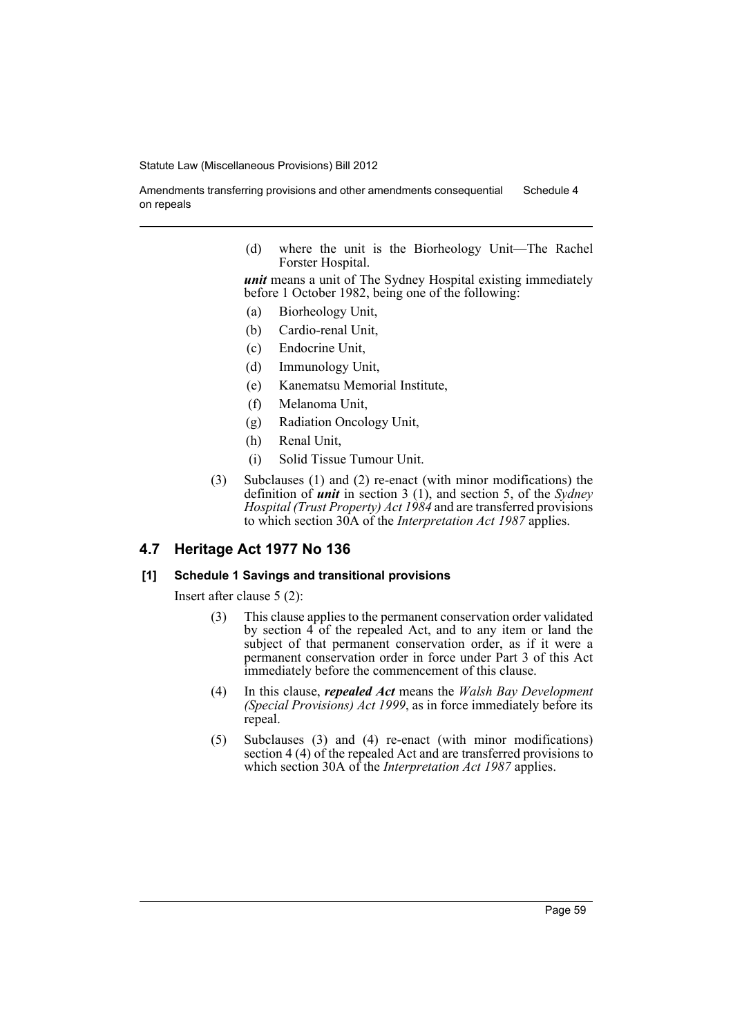(d) where the unit is the Biorheology Unit—The Rachel Forster Hospital.

***unit*** means a unit of The Sydney Hospital existing immediately before 1 October 1982, being one of the following:

(a) Biorheology Unit,

(b) Cardio-renal Unit,

(c) Endocrine Unit,

(d) Immunology Unit,

(e) Kanematsu Memorial Institute,

(f) Melanoma Unit,

(g) Radiation Oncology Unit,

(h) Renal Unit,

(i) Solid Tissue Tumour Unit.

(3) Subclauses (1) and (2) re-enact (with minor modifications) the definition of ***unit*** in section 3 (1), and section 5, of the *Sydney Hospital (Trust Property) Act 1984* and are transferred provisions to which section 30A of the *Interpretation Act 1987* applies.

## 4.7 Heritage Act 1977 No 136

### [1] Schedule 1 Savings and transitional provisions

Insert after clause 5 (2):

(3) This clause applies to the permanent conservation order validated by section 4 of the repealed Act, and to any item or land the subject of that permanent conservation order, as if it were a permanent conservation order in force under Part 3 of this Act immediately before the commencement of this clause.

(4) In this clause, ***repealed Act*** means the *Walsh Bay Development (Special Provisions) Act 1999*, as in force immediately before its repeal.

(5) Subclauses (3) and (4) re-enact (with minor modifications) section 4 (4) of the repealed Act and are transferred provisions to which section 30A of the *Interpretation Act 1987* applies.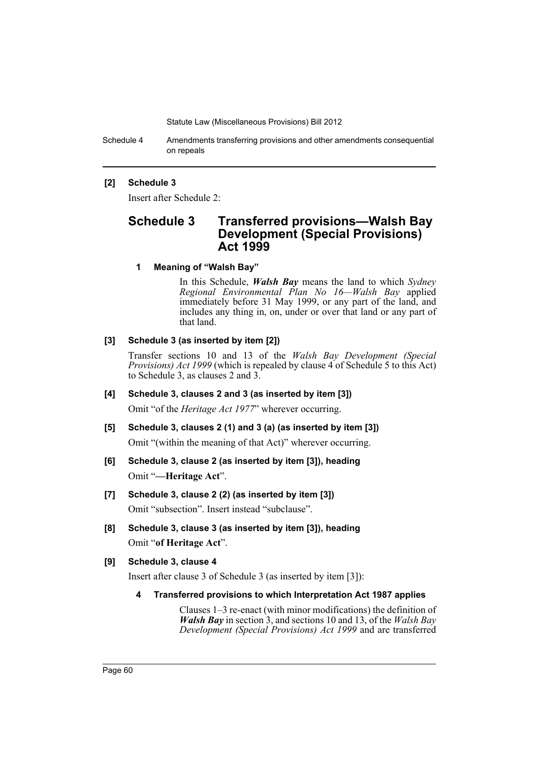**[2] Schedule 3**

Insert after Schedule 2:

# Schedule 3 Transferred provisions—Walsh Bay Development (Special Provisions) Act 1999

**1 Meaning of "Walsh Bay"**

In this Schedule, ***Walsh Bay*** means the land to which *Sydney Regional Environmental Plan No 16—Walsh Bay* applied immediately before 31 May 1999, or any part of the land, and includes any thing in, on, under or over that land or any part of that land.

**[3] Schedule 3 (as inserted by item [2])**

Transfer sections 10 and 13 of the *Walsh Bay Development (Special Provisions) Act 1999* (which is repealed by clause 4 of Schedule 5 to this Act) to Schedule 3, as clauses 2 and 3.

**[4] Schedule 3, clauses 2 and 3 (as inserted by item [3])**

Omit "of the *Heritage Act 1977*" wherever occurring.

**[5] Schedule 3, clauses 2 (1) and 3 (a) (as inserted by item [3])**

Omit "(within the meaning of that Act)" wherever occurring.

**[6] Schedule 3, clause 2 (as inserted by item [3]), heading**

Omit "**—Heritage Act**".

**[7] Schedule 3, clause 2 (2) (as inserted by item [3])**

Omit "subsection". Insert instead "subclause".

**[8] Schedule 3, clause 3 (as inserted by item [3]), heading**

Omit "**of Heritage Act**".

**[9] Schedule 3, clause 4**

Insert after clause 3 of Schedule 3 (as inserted by item [3]):

**4 Transferred provisions to which Interpretation Act 1987 applies**

Clauses 1–3 re-enact (with minor modifications) the definition of ***Walsh Bay*** in section 3, and sections 10 and 13, of the *Walsh Bay Development (Special Provisions) Act 1999* and are transferred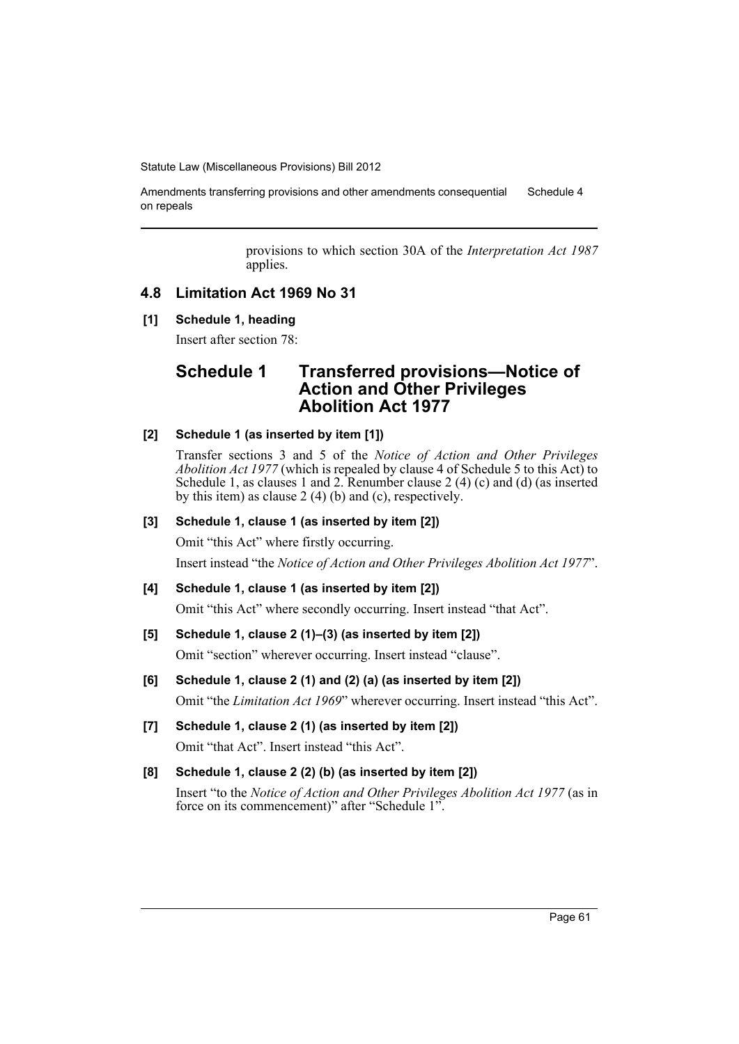provisions to which section 30A of the *Interpretation Act 1987* applies.

## 4.8 Limitation Act 1969 No 31

**[1] Schedule 1, heading**

Insert after section 78:

# Schedule 1 Transferred provisions—Notice of Action and Other Privileges Abolition Act 1977

**[2] Schedule 1 (as inserted by item [1])**

Transfer sections 3 and 5 of the *Notice of Action and Other Privileges Abolition Act 1977* (which is repealed by clause 4 of Schedule 5 to this Act) to Schedule 1, as clauses 1 and 2. Renumber clause 2 (4) (c) and (d) (as inserted by this item) as clause 2 (4) (b) and (c), respectively.

**[3] Schedule 1, clause 1 (as inserted by item [2])**

Omit "this Act" where firstly occurring.

Insert instead "the *Notice of Action and Other Privileges Abolition Act 1977*".

**[4] Schedule 1, clause 1 (as inserted by item [2])**

Omit "this Act" where secondly occurring. Insert instead "that Act".

**[5] Schedule 1, clause 2 (1)–(3) (as inserted by item [2])**

Omit "section" wherever occurring. Insert instead "clause".

**[6] Schedule 1, clause 2 (1) and (2) (a) (as inserted by item [2])**

Omit "the *Limitation Act 1969*" wherever occurring. Insert instead "this Act".

**[7] Schedule 1, clause 2 (1) (as inserted by item [2])**

Omit "that Act". Insert instead "this Act".

**[8] Schedule 1, clause 2 (2) (b) (as inserted by item [2])**

Insert "to the *Notice of Action and Other Privileges Abolition Act 1977* (as in force on its commencement)" after "Schedule 1".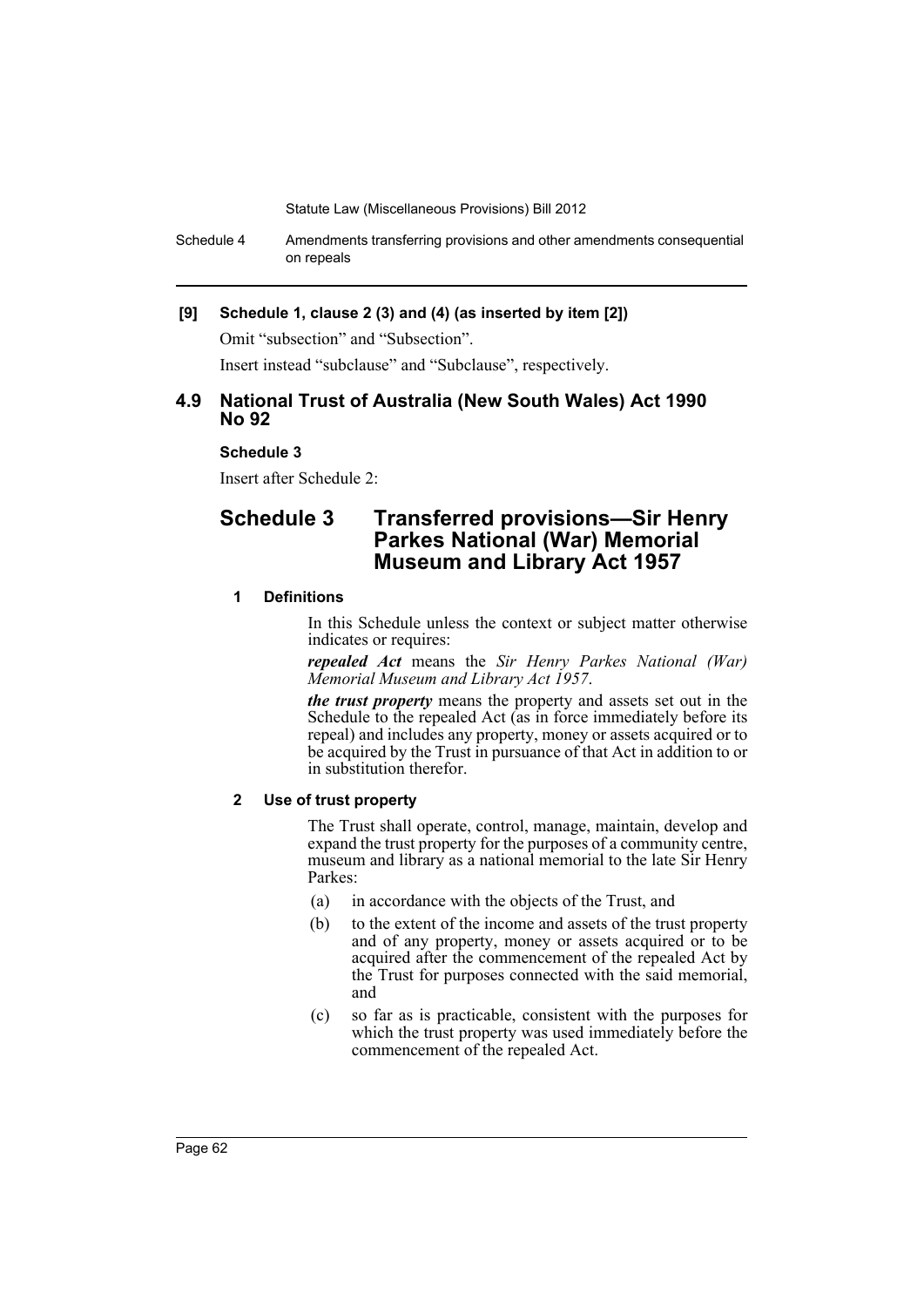**[9] Schedule 1, clause 2 (3) and (4) (as inserted by item [2])**

Omit "subsection" and "Subsection".

Insert instead "subclause" and "Subclause", respectively.

## 4.9 National Trust of Australia (New South Wales) Act 1990 No 92

**Schedule 3**

Insert after Schedule 2:

# Schedule 3 Transferred provisions—Sir Henry Parkes National (War) Memorial Museum and Library Act 1957

**1 Definitions**

In this Schedule unless the context or subject matter otherwise indicates or requires:

***repealed Act*** means the *Sir Henry Parkes National (War) Memorial Museum and Library Act 1957*.

***the trust property*** means the property and assets set out in the Schedule to the repealed Act (as in force immediately before its repeal) and includes any property, money or assets acquired or to be acquired by the Trust in pursuance of that Act in addition to or in substitution therefor.

**2 Use of trust property**

The Trust shall operate, control, manage, maintain, develop and expand the trust property for the purposes of a community centre, museum and library as a national memorial to the late Sir Henry Parkes:

(a) in accordance with the objects of the Trust, and

(b) to the extent of the income and assets of the trust property and of any property, money or assets acquired or to be acquired after the commencement of the repealed Act by the Trust for purposes connected with the said memorial, and

(c) so far as is practicable, consistent with the purposes for which the trust property was used immediately before the commencement of the repealed Act.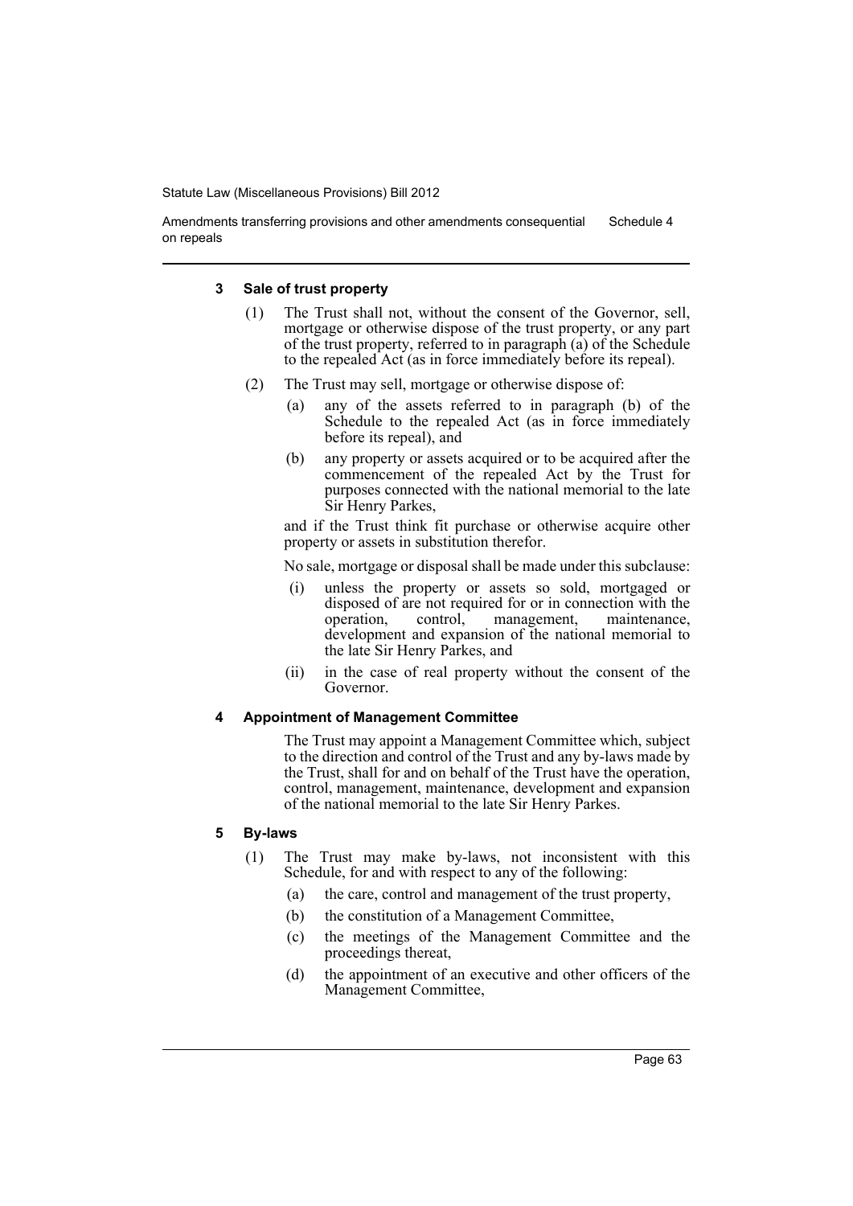#### 3 Sale of trust property

(1) The Trust shall not, without the consent of the Governor, sell, mortgage or otherwise dispose of the trust property, or any part of the trust property, referred to in paragraph (a) of the Schedule to the repealed Act (as in force immediately before its repeal).

(2) The Trust may sell, mortgage or otherwise dispose of:

- (a) any of the assets referred to in paragraph (b) of the Schedule to the repealed Act (as in force immediately before its repeal), and
- (b) any property or assets acquired or to be acquired after the commencement of the repealed Act by the Trust for purposes connected with the national memorial to the late Sir Henry Parkes,

and if the Trust think fit purchase or otherwise acquire other property or assets in substitution therefor.

No sale, mortgage or disposal shall be made under this subclause:

- (i) unless the property or assets so sold, mortgaged or disposed of are not required for or in connection with the operation, control, management, maintenance, development and expansion of the national memorial to the late Sir Henry Parkes, and
- (ii) in the case of real property without the consent of the Governor.

#### 4 Appointment of Management Committee

The Trust may appoint a Management Committee which, subject to the direction and control of the Trust and any by-laws made by the Trust, shall for and on behalf of the Trust have the operation, control, management, maintenance, development and expansion of the national memorial to the late Sir Henry Parkes.

#### 5 By-laws

(1) The Trust may make by-laws, not inconsistent with this Schedule, for and with respect to any of the following:

- (a) the care, control and management of the trust property,
- (b) the constitution of a Management Committee,
- (c) the meetings of the Management Committee and the proceedings thereat,
- (d) the appointment of an executive and other officers of the Management Committee,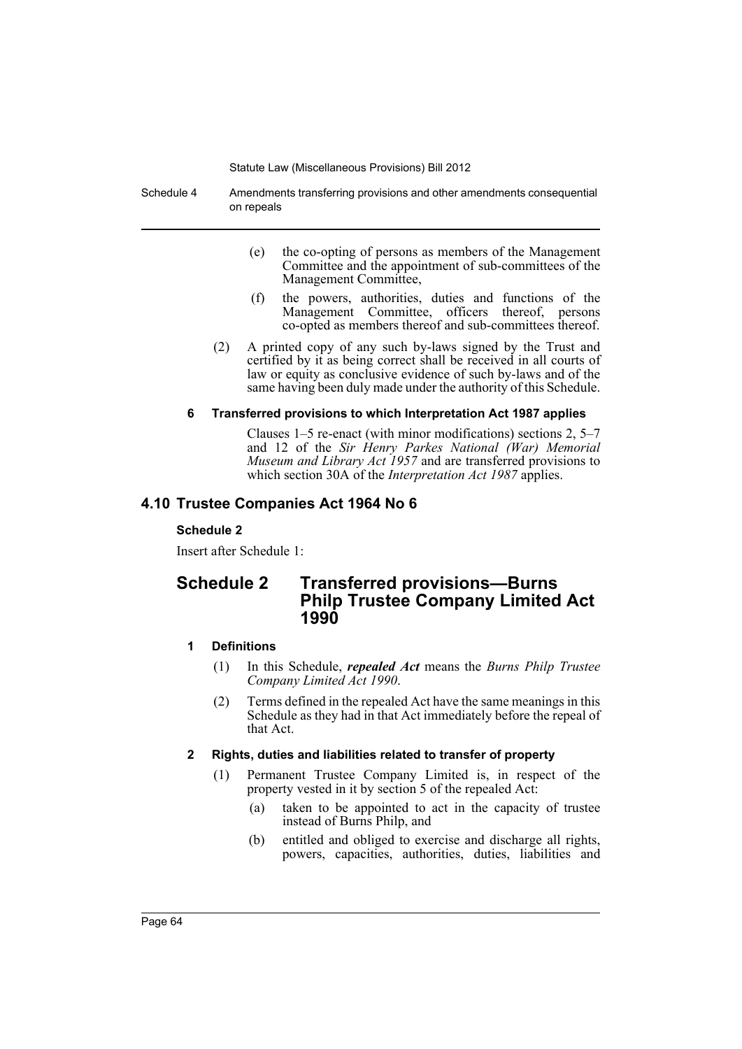(e) the co-opting of persons as members of the Management Committee and the appointment of sub-committees of the Management Committee,

(f) the powers, authorities, duties and functions of the Management Committee, officers thereof, persons co-opted as members thereof and sub-committees thereof.

(2) A printed copy of any such by-laws signed by the Trust and certified by it as being correct shall be received in all courts of law or equity as conclusive evidence of such by-laws and of the same having been duly made under the authority of this Schedule.

#### 6 Transferred provisions to which Interpretation Act 1987 applies

Clauses 1–5 re-enact (with minor modifications) sections 2, 5–7 and 12 of the *Sir Henry Parkes National (War) Memorial Museum and Library Act 1957* and are transferred provisions to which section 30A of the *Interpretation Act 1987* applies.

## 4.10 Trustee Companies Act 1964 No 6

### Schedule 2

Insert after Schedule 1:

# Schedule 2 Transferred provisions—Burns Philp Trustee Company Limited Act 1990

#### 1 Definitions

(1) In this Schedule, ***repealed Act*** means the *Burns Philp Trustee Company Limited Act 1990*.

(2) Terms defined in the repealed Act have the same meanings in this Schedule as they had in that Act immediately before the repeal of that Act.

#### 2 Rights, duties and liabilities related to transfer of property

(1) Permanent Trustee Company Limited is, in respect of the property vested in it by section 5 of the repealed Act:

(a) taken to be appointed to act in the capacity of trustee instead of Burns Philp, and

(b) entitled and obliged to exercise and discharge all rights, powers, capacities, authorities, duties, liabilities and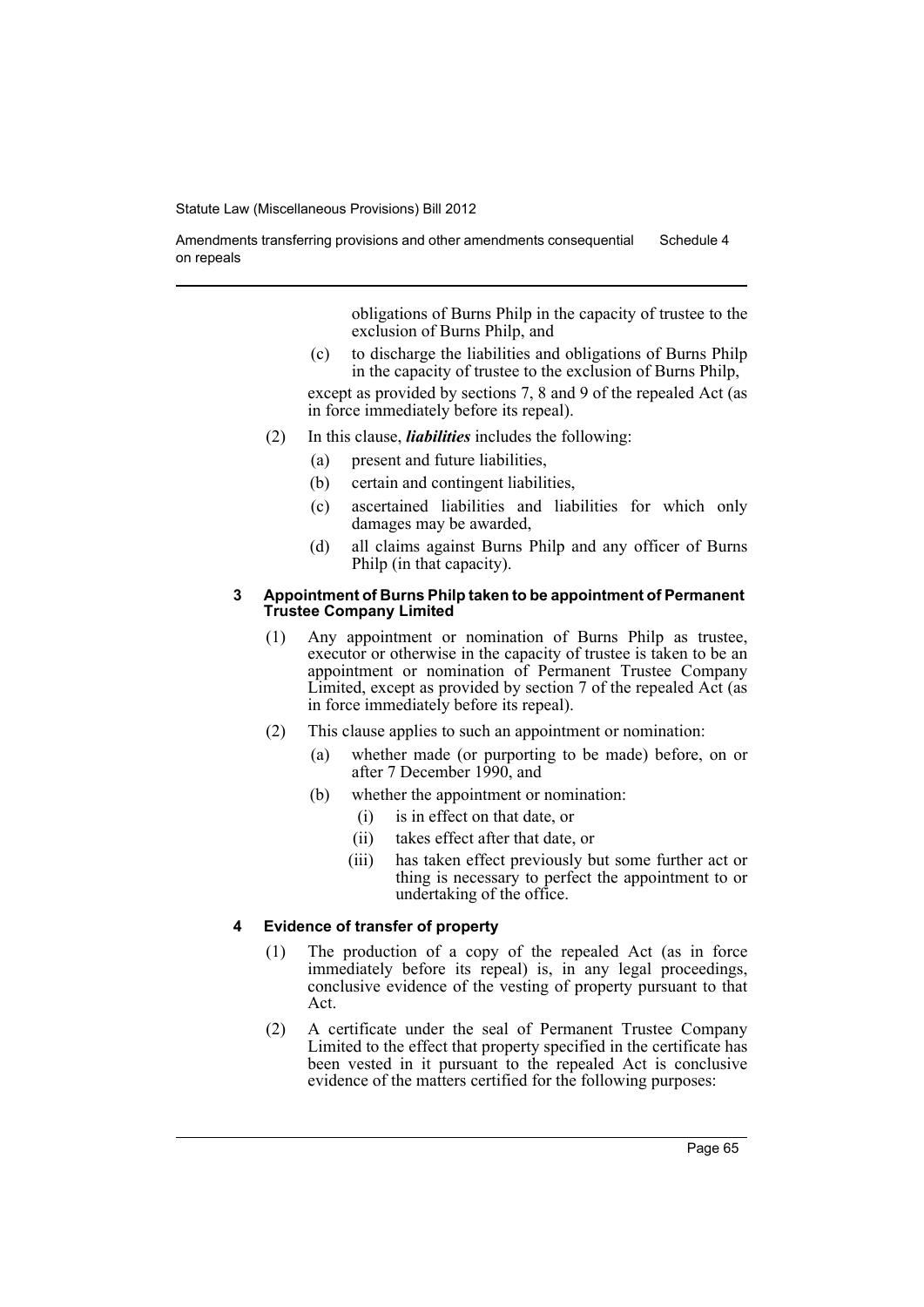obligations of Burns Philp in the capacity of trustee to the exclusion of Burns Philp, and

(c) to discharge the liabilities and obligations of Burns Philp in the capacity of trustee to the exclusion of Burns Philp,

except as provided by sections 7, 8 and 9 of the repealed Act (as in force immediately before its repeal).

(2) In this clause, ***liabilities*** includes the following:

(a) present and future liabilities,

(b) certain and contingent liabilities,

(c) ascertained liabilities and liabilities for which only damages may be awarded,

(d) all claims against Burns Philp and any officer of Burns Philp (in that capacity).

#### 3 Appointment of Burns Philp taken to be appointment of Permanent Trustee Company Limited

(1) Any appointment or nomination of Burns Philp as trustee, executor or otherwise in the capacity of trustee is taken to be an appointment or nomination of Permanent Trustee Company Limited, except as provided by section 7 of the repealed Act (as in force immediately before its repeal).

(2) This clause applies to such an appointment or nomination:

(a) whether made (or purporting to be made) before, on or after 7 December 1990, and

(b) whether the appointment or nomination:

(i) is in effect on that date, or

(ii) takes effect after that date, or

(iii) has taken effect previously but some further act or thing is necessary to perfect the appointment to or undertaking of the office.

#### 4 Evidence of transfer of property

(1) The production of a copy of the repealed Act (as in force immediately before its repeal) is, in any legal proceedings, conclusive evidence of the vesting of property pursuant to that Act.

(2) A certificate under the seal of Permanent Trustee Company Limited to the effect that property specified in the certificate has been vested in it pursuant to the repealed Act is conclusive evidence of the matters certified for the following purposes: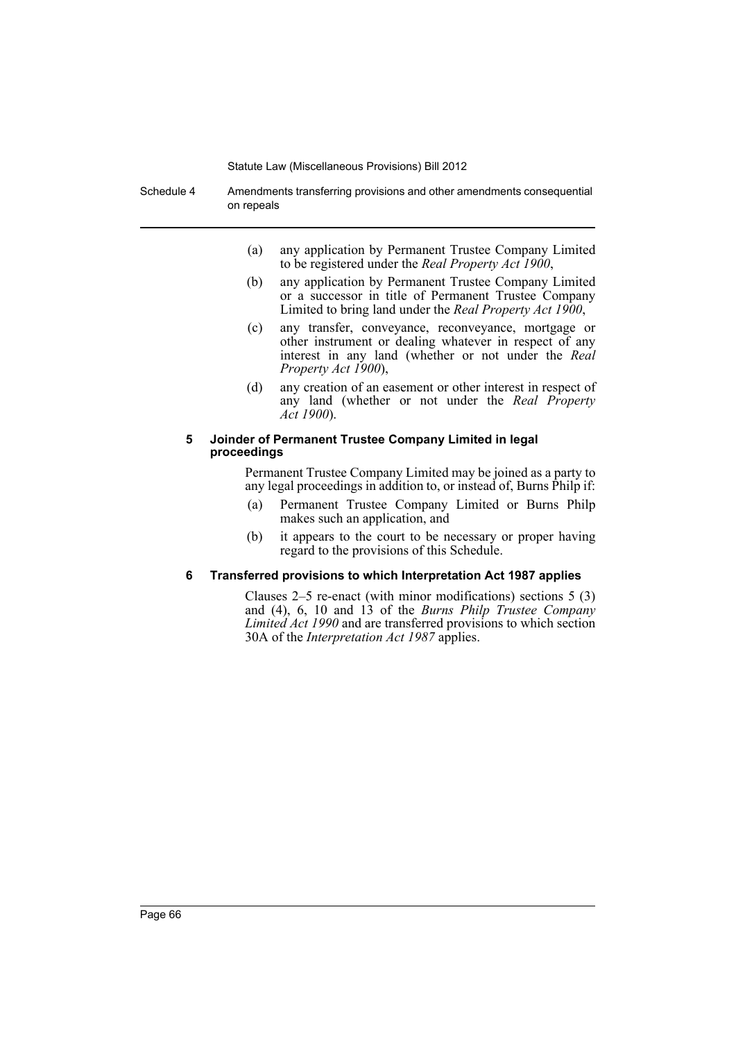(a) any application by Permanent Trustee Company Limited to be registered under the *Real Property Act 1900*,

(b) any application by Permanent Trustee Company Limited or a successor in title of Permanent Trustee Company Limited to bring land under the *Real Property Act 1900*,

(c) any transfer, conveyance, reconveyance, mortgage or other instrument or dealing whatever in respect of any interest in any land (whether or not under the *Real Property Act 1900*),

(d) any creation of an easement or other interest in respect of any land (whether or not under the *Real Property Act 1900*).

#### 5 Joinder of Permanent Trustee Company Limited in legal proceedings

Permanent Trustee Company Limited may be joined as a party to any legal proceedings in addition to, or instead of, Burns Philp if:

(a) Permanent Trustee Company Limited or Burns Philp makes such an application, and

(b) it appears to the court to be necessary or proper having regard to the provisions of this Schedule.

#### 6 Transferred provisions to which Interpretation Act 1987 applies

Clauses 2–5 re-enact (with minor modifications) sections 5 (3) and (4), 6, 10 and 13 of the *Burns Philp Trustee Company Limited Act 1990* and are transferred provisions to which section 30A of the *Interpretation Act 1987* applies.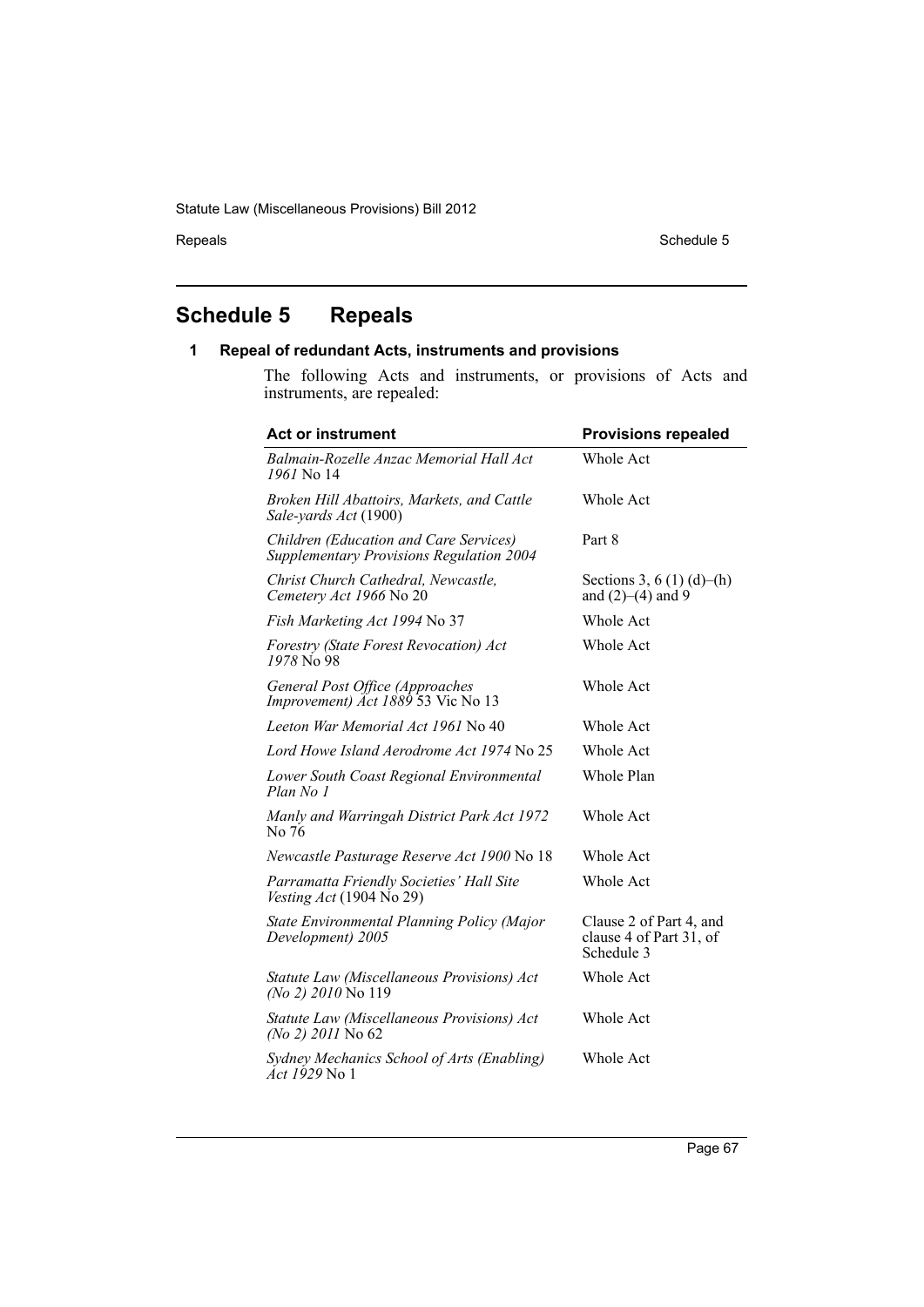# Schedule 5 Repeals

## 1 Repeal of redundant Acts, instruments and provisions

The following Acts and instruments, or provisions of Acts and instruments, are repealed:

| Act or instrument | Provisions repealed |
|---|---|
| *Balmain-Rozelle Anzac Memorial Hall Act 1961* No 14 | Whole Act |
| *Broken Hill Abattoirs, Markets, and Cattle Sale-yards Act* (1900) | Whole Act |
| *Children (Education and Care Services) Supplementary Provisions Regulation 2004* | Part 8 |
| *Christ Church Cathedral, Newcastle, Cemetery Act 1966* No 20 | Sections 3, 6 (1) (d)–(h) and (2)–(4) and 9 |
| *Fish Marketing Act 1994* No 37 | Whole Act |
| *Forestry (State Forest Revocation) Act 1978* No 98 | Whole Act |
| *General Post Office (Approaches Improvement) Act 1889* 53 Vic No 13 | Whole Act |
| *Leeton War Memorial Act 1961* No 40 | Whole Act |
| *Lord Howe Island Aerodrome Act 1974* No 25 | Whole Act |
| *Lower South Coast Regional Environmental Plan No 1* | Whole Plan |
| *Manly and Warringah District Park Act 1972* No 76 | Whole Act |
| *Newcastle Pasturage Reserve Act 1900* No 18 | Whole Act |
| *Parramatta Friendly Societies' Hall Site Vesting Act* (1904 No 29) | Whole Act |
| *State Environmental Planning Policy (Major Development) 2005* | Clause 2 of Part 4, and clause 4 of Part 31, of Schedule 3 |
| *Statute Law (Miscellaneous Provisions) Act (No 2) 2010* No 119 | Whole Act |
| *Statute Law (Miscellaneous Provisions) Act (No 2) 2011* No 62 | Whole Act |
| *Sydney Mechanics School of Arts (Enabling) Act 1929* No 1 | Whole Act |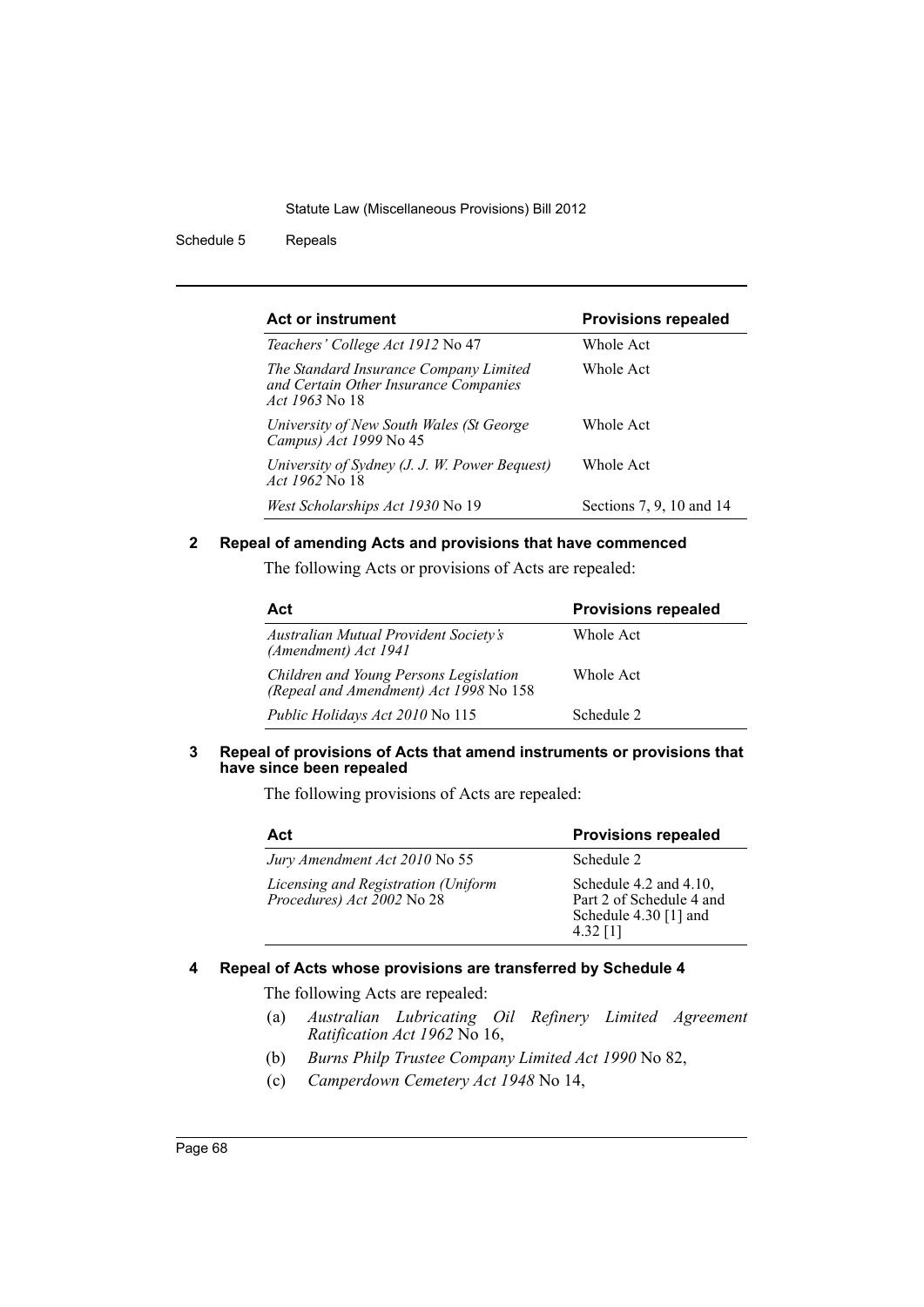| Act or instrument | Provisions repealed |
|---|---|
| *Teachers' College Act 1912* No 47 | Whole Act |
| *The Standard Insurance Company Limited and Certain Other Insurance Companies Act 1963* No 18 | Whole Act |
| *University of New South Wales (St George Campus) Act 1999* No 45 | Whole Act |
| *University of Sydney (J. J. W. Power Bequest) Act 1962* No 18 | Whole Act |
| *West Scholarships Act 1930* No 19 | Sections 7, 9, 10 and 14 |

## 2 Repeal of amending Acts and provisions that have commenced

The following Acts or provisions of Acts are repealed:

| Act | Provisions repealed |
|---|---|
| *Australian Mutual Provident Society's (Amendment) Act 1941* | Whole Act |
| *Children and Young Persons Legislation (Repeal and Amendment) Act 1998* No 158 | Whole Act |
| *Public Holidays Act 2010* No 115 | Schedule 2 |

## 3 Repeal of provisions of Acts that amend instruments or provisions that have since been repealed

The following provisions of Acts are repealed:

| Act | Provisions repealed |
|---|---|
| *Jury Amendment Act 2010* No 55 | Schedule 2 |
| *Licensing and Registration (Uniform Procedures) Act 2002* No 28 | Schedule 4.2 and 4.10, Part 2 of Schedule 4 and Schedule 4.30 [1] and 4.32 [1] |

## 4 Repeal of Acts whose provisions are transferred by Schedule 4

The following Acts are repealed:

(a) *Australian Lubricating Oil Refinery Limited Agreement Ratification Act 1962* No 16,

(b) *Burns Philp Trustee Company Limited Act 1990* No 82,

(c) *Camperdown Cemetery Act 1948* No 14,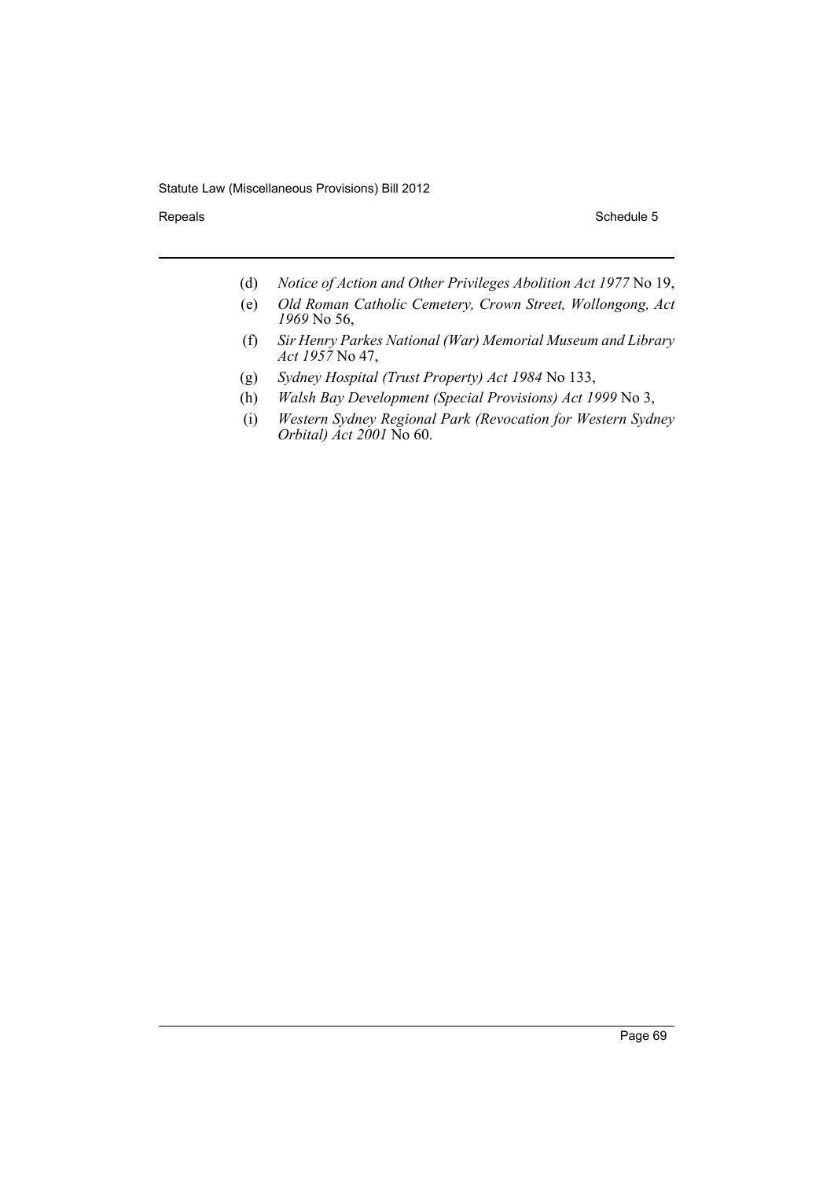(d) *Notice of Action and Other Privileges Abolition Act 1977* No 19,

(e) *Old Roman Catholic Cemetery, Crown Street, Wollongong, Act 1969* No 56,

(f) *Sir Henry Parkes National (War) Memorial Museum and Library Act 1957* No 47,

(g) *Sydney Hospital (Trust Property) Act 1984* No 133,

(h) *Walsh Bay Development (Special Provisions) Act 1999* No 3,

(i) *Western Sydney Regional Park (Revocation for Western Sydney Orbital) Act 2001* No 60.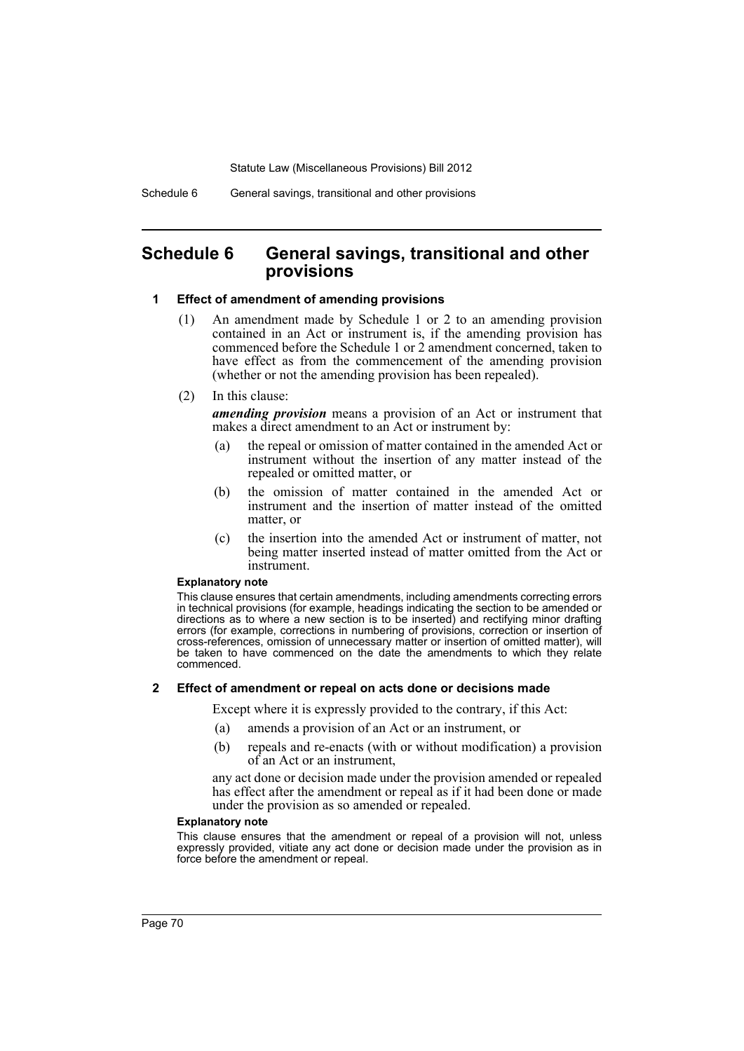# Schedule 6 General savings, transitional and other provisions

## 1 Effect of amendment of amending provisions

(1) An amendment made by Schedule 1 or 2 to an amending provision contained in an Act or instrument is, if the amending provision has commenced before the Schedule 1 or 2 amendment concerned, taken to have effect as from the commencement of the amending provision (whether or not the amending provision has been repealed).

(2) In this clause:

***amending provision*** means a provision of an Act or instrument that makes a direct amendment to an Act or instrument by:

- (a) the repeal or omission of matter contained in the amended Act or instrument without the insertion of any matter instead of the repealed or omitted matter, or
- (b) the omission of matter contained in the amended Act or instrument and the insertion of matter instead of the omitted matter, or
- (c) the insertion into the amended Act or instrument of matter, not being matter inserted instead of matter omitted from the Act or instrument.

**Explanatory note**

This clause ensures that certain amendments, including amendments correcting errors in technical provisions (for example, headings indicating the section to be amended or directions as to where a new section is to be inserted) and rectifying minor drafting errors (for example, corrections in numbering of provisions, correction or insertion of cross-references, omission of unnecessary matter or insertion of omitted matter), will be taken to have commenced on the date the amendments to which they relate commenced.

## 2 Effect of amendment or repeal on acts done or decisions made

Except where it is expressly provided to the contrary, if this Act:

- (a) amends a provision of an Act or an instrument, or
- (b) repeals and re-enacts (with or without modification) a provision of an Act or an instrument,

any act done or decision made under the provision amended or repealed has effect after the amendment or repeal as if it had been done or made under the provision as so amended or repealed.

**Explanatory note**

This clause ensures that the amendment or repeal of a provision will not, unless expressly provided, vitiate any act done or decision made under the provision as in force before the amendment or repeal.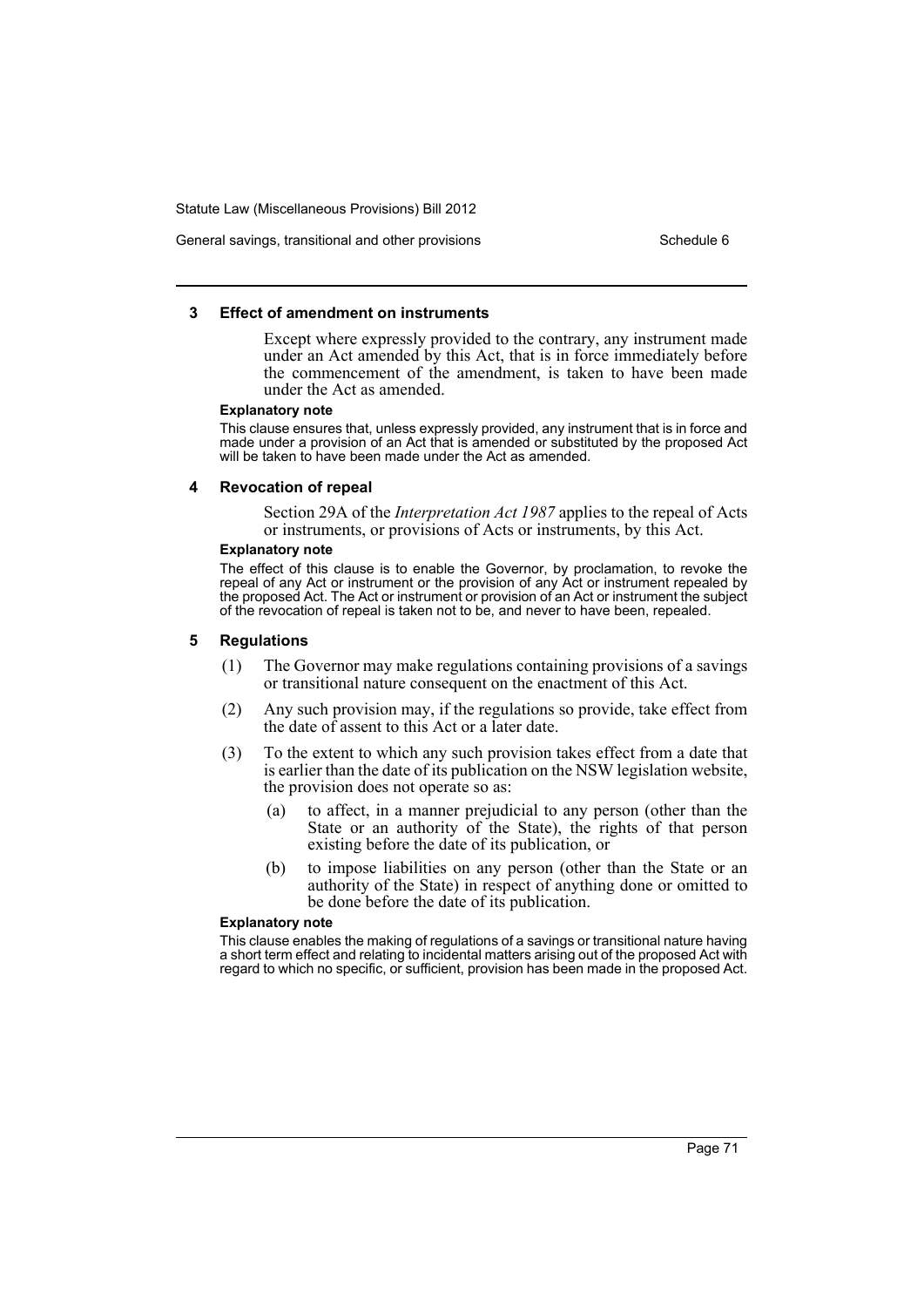### 3 Effect of amendment on instruments

Except where expressly provided to the contrary, any instrument made under an Act amended by this Act, that is in force immediately before the commencement of the amendment, is taken to have been made under the Act as amended.

**Explanatory note**

This clause ensures that, unless expressly provided, any instrument that is in force and made under a provision of an Act that is amended or substituted by the proposed Act will be taken to have been made under the Act as amended.

### 4 Revocation of repeal

Section 29A of the *Interpretation Act 1987* applies to the repeal of Acts or instruments, or provisions of Acts or instruments, by this Act.

**Explanatory note**

The effect of this clause is to enable the Governor, by proclamation, to revoke the repeal of any Act or instrument or the provision of any Act or instrument repealed by the proposed Act. The Act or instrument or provision of an Act or instrument the subject of the revocation of repeal is taken not to be, and never to have been, repealed.

### 5 Regulations

(1) The Governor may make regulations containing provisions of a savings or transitional nature consequent on the enactment of this Act.

(2) Any such provision may, if the regulations so provide, take effect from the date of assent to this Act or a later date.

(3) To the extent to which any such provision takes effect from a date that is earlier than the date of its publication on the NSW legislation website, the provision does not operate so as:

(a) to affect, in a manner prejudicial to any person (other than the State or an authority of the State), the rights of that person existing before the date of its publication, or

(b) to impose liabilities on any person (other than the State or an authority of the State) in respect of anything done or omitted to be done before the date of its publication.

**Explanatory note**

This clause enables the making of regulations of a savings or transitional nature having a short term effect and relating to incidental matters arising out of the proposed Act with regard to which no specific, or sufficient, provision has been made in the proposed Act.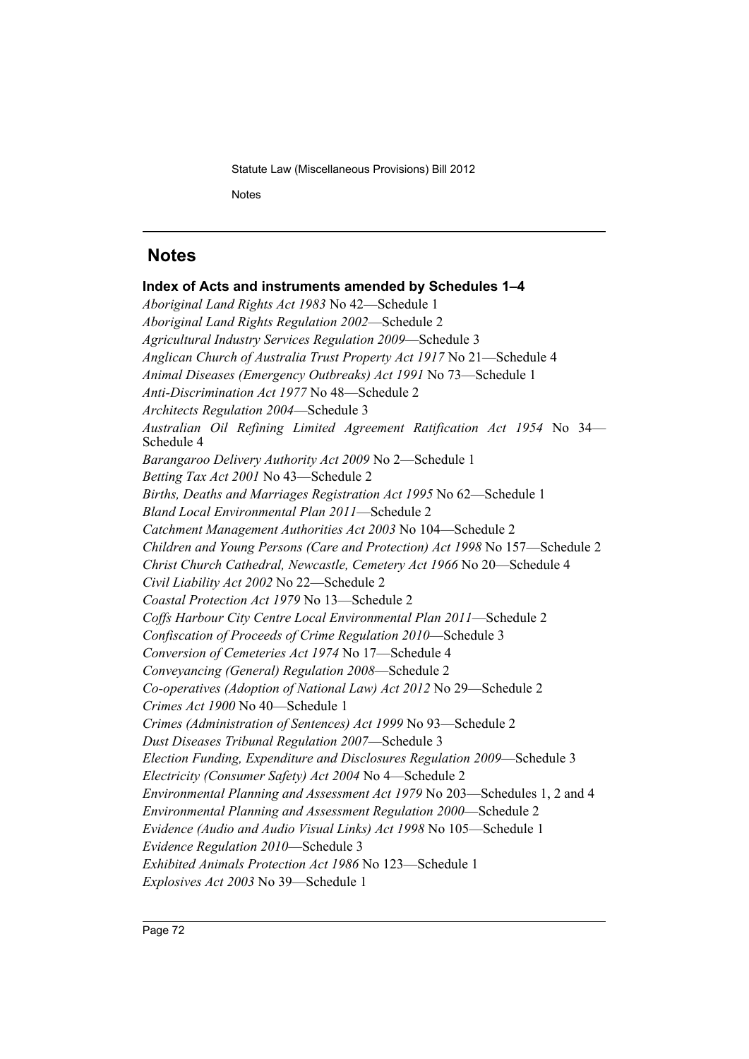## Notes

### Index of Acts and instruments amended by Schedules 1–4

*Aboriginal Land Rights Act 1983* No 42—Schedule 1

*Aboriginal Land Rights Regulation 2002*—Schedule 2

*Agricultural Industry Services Regulation 2009*—Schedule 3

*Anglican Church of Australia Trust Property Act 1917* No 21—Schedule 4

*Animal Diseases (Emergency Outbreaks) Act 1991* No 73—Schedule 1

*Anti-Discrimination Act 1977* No 48—Schedule 2

*Architects Regulation 2004*—Schedule 3

*Australian Oil Refining Limited Agreement Ratification Act 1954* No 34—Schedule 4

*Barangaroo Delivery Authority Act 2009* No 2—Schedule 1

*Betting Tax Act 2001* No 43—Schedule 2

*Births, Deaths and Marriages Registration Act 1995* No 62—Schedule 1

*Bland Local Environmental Plan 2011*—Schedule 2

*Catchment Management Authorities Act 2003* No 104—Schedule 2

*Children and Young Persons (Care and Protection) Act 1998* No 157—Schedule 2

*Christ Church Cathedral, Newcastle, Cemetery Act 1966* No 20—Schedule 4

*Civil Liability Act 2002* No 22—Schedule 2

*Coastal Protection Act 1979* No 13—Schedule 2

*Coffs Harbour City Centre Local Environmental Plan 2011*—Schedule 2

*Confiscation of Proceeds of Crime Regulation 2010*—Schedule 3

*Conversion of Cemeteries Act 1974* No 17—Schedule 4

*Conveyancing (General) Regulation 2008*—Schedule 2

*Co-operatives (Adoption of National Law) Act 2012* No 29—Schedule 2

*Crimes Act 1900* No 40—Schedule 1

*Crimes (Administration of Sentences) Act 1999* No 93—Schedule 2

*Dust Diseases Tribunal Regulation 2007*—Schedule 3

*Election Funding, Expenditure and Disclosures Regulation 2009*—Schedule 3

*Electricity (Consumer Safety) Act 2004* No 4—Schedule 2

*Environmental Planning and Assessment Act 1979* No 203—Schedules 1, 2 and 4

*Environmental Planning and Assessment Regulation 2000*—Schedule 2

*Evidence (Audio and Audio Visual Links) Act 1998* No 105—Schedule 1

*Evidence Regulation 2010*—Schedule 3

*Exhibited Animals Protection Act 1986* No 123—Schedule 1

*Explosives Act 2003* No 39—Schedule 1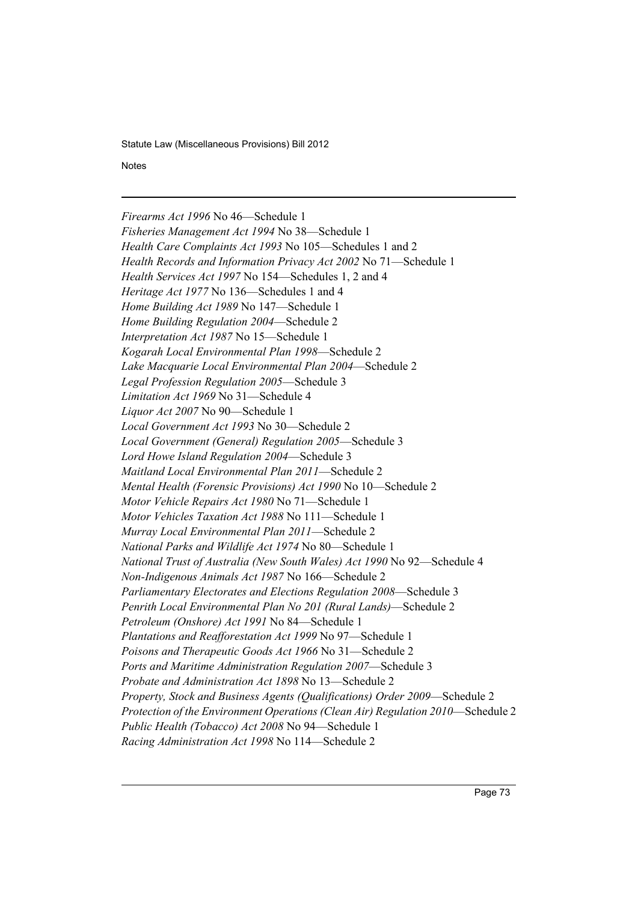*Firearms Act 1996* No 46—Schedule 1
*Fisheries Management Act 1994* No 38—Schedule 1
*Health Care Complaints Act 1993* No 105—Schedules 1 and 2
*Health Records and Information Privacy Act 2002* No 71—Schedule 1
*Health Services Act 1997* No 154—Schedules 1, 2 and 4
*Heritage Act 1977* No 136—Schedules 1 and 4
*Home Building Act 1989* No 147—Schedule 1
*Home Building Regulation 2004*—Schedule 2
*Interpretation Act 1987* No 15—Schedule 1
*Kogarah Local Environmental Plan 1998*—Schedule 2
*Lake Macquarie Local Environmental Plan 2004*—Schedule 2
*Legal Profession Regulation 2005*—Schedule 3
*Limitation Act 1969* No 31—Schedule 4
*Liquor Act 2007* No 90—Schedule 1
*Local Government Act 1993* No 30—Schedule 2
*Local Government (General) Regulation 2005*—Schedule 3
*Lord Howe Island Regulation 2004*—Schedule 3
*Maitland Local Environmental Plan 2011*—Schedule 2
*Mental Health (Forensic Provisions) Act 1990* No 10—Schedule 2
*Motor Vehicle Repairs Act 1980* No 71—Schedule 1
*Motor Vehicles Taxation Act 1988* No 111—Schedule 1
*Murray Local Environmental Plan 2011*—Schedule 2
*National Parks and Wildlife Act 1974* No 80—Schedule 1
*National Trust of Australia (New South Wales) Act 1990* No 92—Schedule 4
*Non-Indigenous Animals Act 1987* No 166—Schedule 2
*Parliamentary Electorates and Elections Regulation 2008*—Schedule 3
*Penrith Local Environmental Plan No 201 (Rural Lands)*—Schedule 2
*Petroleum (Onshore) Act 1991* No 84—Schedule 1
*Plantations and Reafforestation Act 1999* No 97—Schedule 1
*Poisons and Therapeutic Goods Act 1966* No 31—Schedule 2
*Ports and Maritime Administration Regulation 2007*—Schedule 3
*Probate and Administration Act 1898* No 13—Schedule 2
*Property, Stock and Business Agents (Qualifications) Order 2009*—Schedule 2
*Protection of the Environment Operations (Clean Air) Regulation 2010*—Schedule 2
*Public Health (Tobacco) Act 2008* No 94—Schedule 1
*Racing Administration Act 1998* No 114—Schedule 2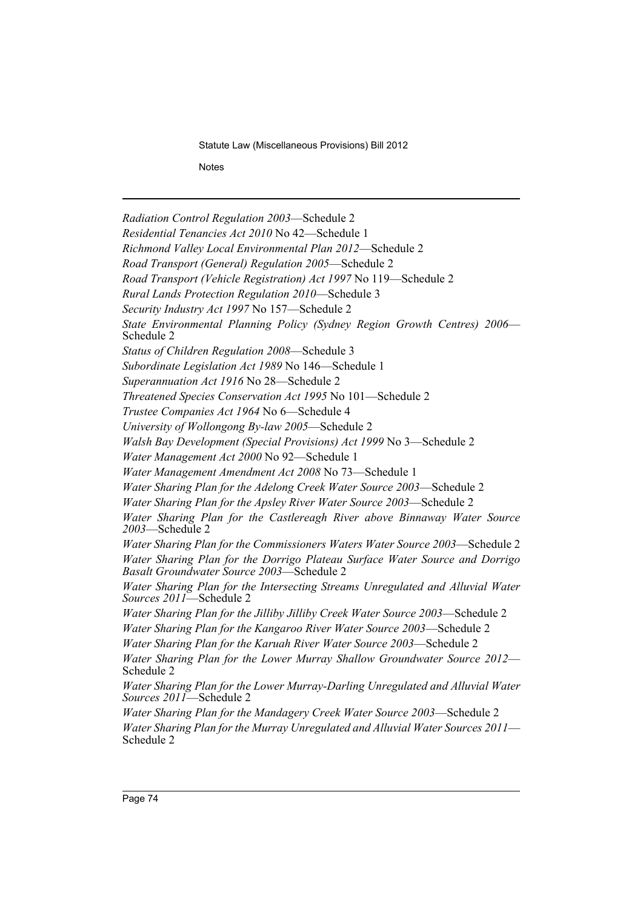*Radiation Control Regulation 2003*—Schedule 2

*Residential Tenancies Act 2010* No 42—Schedule 1

*Richmond Valley Local Environmental Plan 2012*—Schedule 2

*Road Transport (General) Regulation 2005*—Schedule 2

*Road Transport (Vehicle Registration) Act 1997* No 119—Schedule 2

*Rural Lands Protection Regulation 2010*—Schedule 3

*Security Industry Act 1997* No 157—Schedule 2

*State Environmental Planning Policy (Sydney Region Growth Centres) 2006*—Schedule 2

*Status of Children Regulation 2008*—Schedule 3

*Subordinate Legislation Act 1989* No 146—Schedule 1

*Superannuation Act 1916* No 28—Schedule 2

*Threatened Species Conservation Act 1995* No 101—Schedule 2

*Trustee Companies Act 1964* No 6—Schedule 4

*University of Wollongong By-law 2005*—Schedule 2

*Walsh Bay Development (Special Provisions) Act 1999* No 3—Schedule 2

*Water Management Act 2000* No 92—Schedule 1

*Water Management Amendment Act 2008* No 73—Schedule 1

*Water Sharing Plan for the Adelong Creek Water Source 2003*—Schedule 2

*Water Sharing Plan for the Apsley River Water Source 2003*—Schedule 2

*Water Sharing Plan for the Castlereagh River above Binnaway Water Source 2003*—Schedule 2

*Water Sharing Plan for the Commissioners Waters Water Source 2003*—Schedule 2

*Water Sharing Plan for the Dorrigo Plateau Surface Water Source and Dorrigo Basalt Groundwater Source 2003*—Schedule 2

*Water Sharing Plan for the Intersecting Streams Unregulated and Alluvial Water Sources 2011*—Schedule 2

*Water Sharing Plan for the Jilliby Jilliby Creek Water Source 2003*—Schedule 2

*Water Sharing Plan for the Kangaroo River Water Source 2003*—Schedule 2

*Water Sharing Plan for the Karuah River Water Source 2003*—Schedule 2

*Water Sharing Plan for the Lower Murray Shallow Groundwater Source 2012*—Schedule 2

*Water Sharing Plan for the Lower Murray-Darling Unregulated and Alluvial Water Sources 2011*—Schedule 2

*Water Sharing Plan for the Mandagery Creek Water Source 2003*—Schedule 2

*Water Sharing Plan for the Murray Unregulated and Alluvial Water Sources 2011*—Schedule 2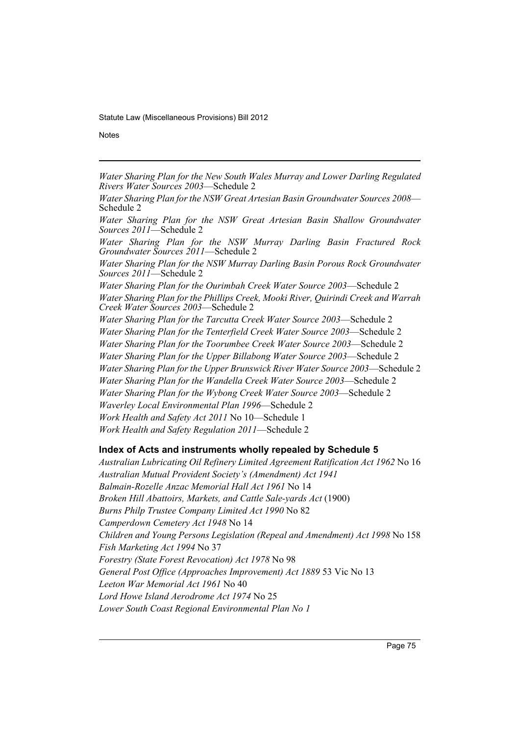*Water Sharing Plan for the New South Wales Murray and Lower Darling Regulated Rivers Water Sources 2003*—Schedule 2

*Water Sharing Plan for the NSW Great Artesian Basin Groundwater Sources 2008*—Schedule 2

*Water Sharing Plan for the NSW Great Artesian Basin Shallow Groundwater Sources 2011*—Schedule 2

*Water Sharing Plan for the NSW Murray Darling Basin Fractured Rock Groundwater Sources 2011*—Schedule 2

*Water Sharing Plan for the NSW Murray Darling Basin Porous Rock Groundwater Sources 2011*—Schedule 2

*Water Sharing Plan for the Ourimbah Creek Water Source 2003*—Schedule 2

*Water Sharing Plan for the Phillips Creek, Mooki River, Quirindi Creek and Warrah Creek Water Sources 2003*—Schedule 2

*Water Sharing Plan for the Tarcutta Creek Water Source 2003*—Schedule 2

*Water Sharing Plan for the Tenterfield Creek Water Source 2003*—Schedule 2

*Water Sharing Plan for the Toorumbee Creek Water Source 2003*—Schedule 2

*Water Sharing Plan for the Upper Billabong Water Source 2003*—Schedule 2

*Water Sharing Plan for the Upper Brunswick River Water Source 2003*—Schedule 2

*Water Sharing Plan for the Wandella Creek Water Source 2003*—Schedule 2

*Water Sharing Plan for the Wybong Creek Water Source 2003*—Schedule 2

*Waverley Local Environmental Plan 1996*—Schedule 2

*Work Health and Safety Act 2011* No 10—Schedule 1

*Work Health and Safety Regulation 2011*—Schedule 2

### Index of Acts and instruments wholly repealed by Schedule 5

*Australian Lubricating Oil Refinery Limited Agreement Ratification Act 1962* No 16

*Australian Mutual Provident Society's (Amendment) Act 1941*

*Balmain-Rozelle Anzac Memorial Hall Act 1961* No 14

*Broken Hill Abattoirs, Markets, and Cattle Sale-yards Act* (1900)

*Burns Philp Trustee Company Limited Act 1990* No 82

*Camperdown Cemetery Act 1948* No 14

*Children and Young Persons Legislation (Repeal and Amendment) Act 1998* No 158

*Fish Marketing Act 1994* No 37

*Forestry (State Forest Revocation) Act 1978* No 98

*General Post Office (Approaches Improvement) Act 1889* 53 Vic No 13

*Leeton War Memorial Act 1961* No 40

*Lord Howe Island Aerodrome Act 1974* No 25

*Lower South Coast Regional Environmental Plan No 1*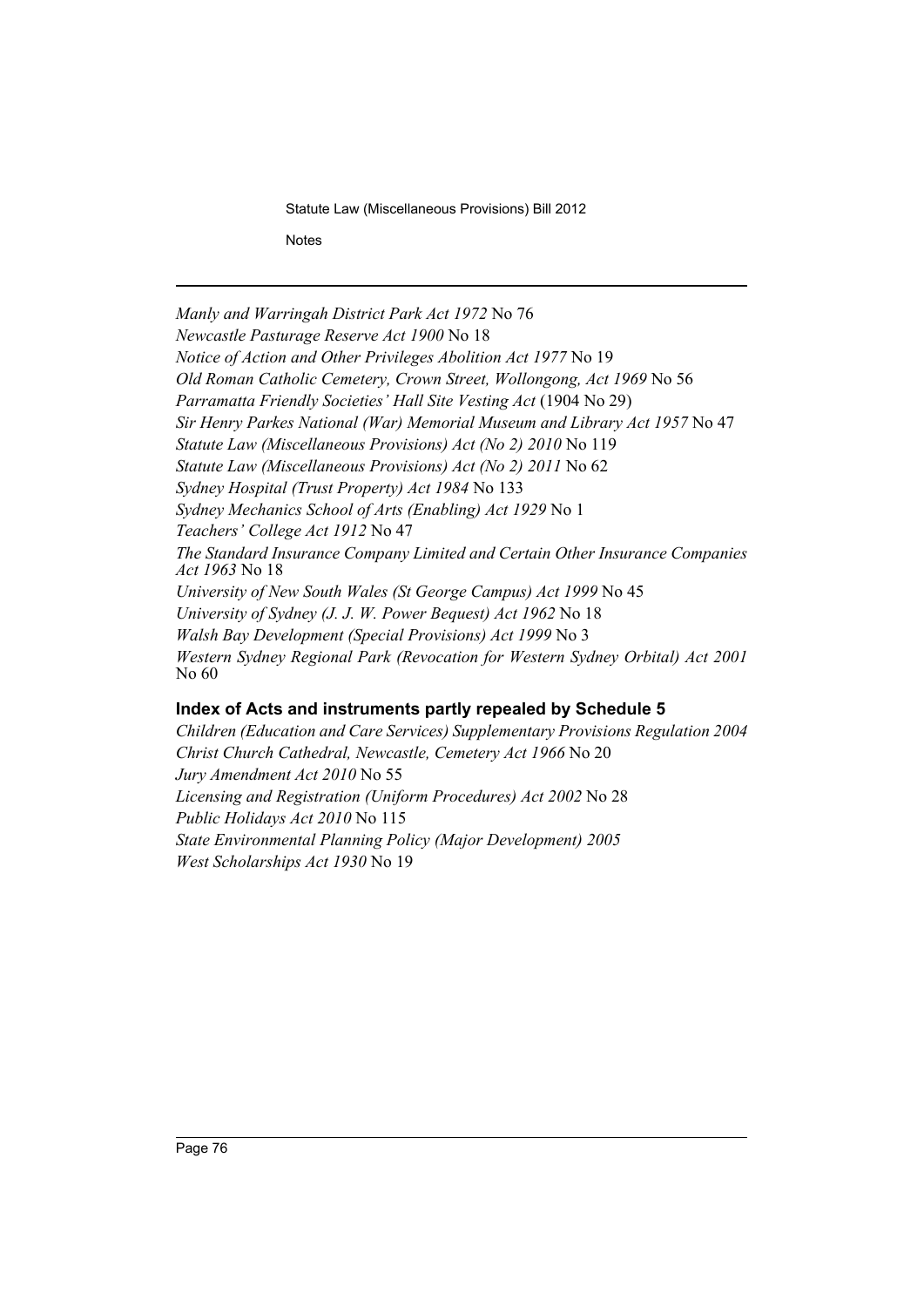*Manly and Warringah District Park Act 1972* No 76

*Newcastle Pasturage Reserve Act 1900* No 18

*Notice of Action and Other Privileges Abolition Act 1977* No 19

*Old Roman Catholic Cemetery, Crown Street, Wollongong, Act 1969* No 56

*Parramatta Friendly Societies' Hall Site Vesting Act* (1904 No 29)

*Sir Henry Parkes National (War) Memorial Museum and Library Act 1957* No 47

*Statute Law (Miscellaneous Provisions) Act (No 2) 2010* No 119

*Statute Law (Miscellaneous Provisions) Act (No 2) 2011* No 62

*Sydney Hospital (Trust Property) Act 1984* No 133

*Sydney Mechanics School of Arts (Enabling) Act 1929* No 1

*Teachers' College Act 1912* No 47

*The Standard Insurance Company Limited and Certain Other Insurance Companies Act 1963* No 18

*University of New South Wales (St George Campus) Act 1999* No 45

*University of Sydney (J. J. W. Power Bequest) Act 1962* No 18

*Walsh Bay Development (Special Provisions) Act 1999* No 3

*Western Sydney Regional Park (Revocation for Western Sydney Orbital) Act 2001* No 60

## Index of Acts and instruments partly repealed by Schedule 5

*Children (Education and Care Services) Supplementary Provisions Regulation 2004*

*Christ Church Cathedral, Newcastle, Cemetery Act 1966* No 20

*Jury Amendment Act 2010* No 55

*Licensing and Registration (Uniform Procedures) Act 2002* No 28

*Public Holidays Act 2010* No 115

*State Environmental Planning Policy (Major Development) 2005*

*West Scholarships Act 1930* No 19